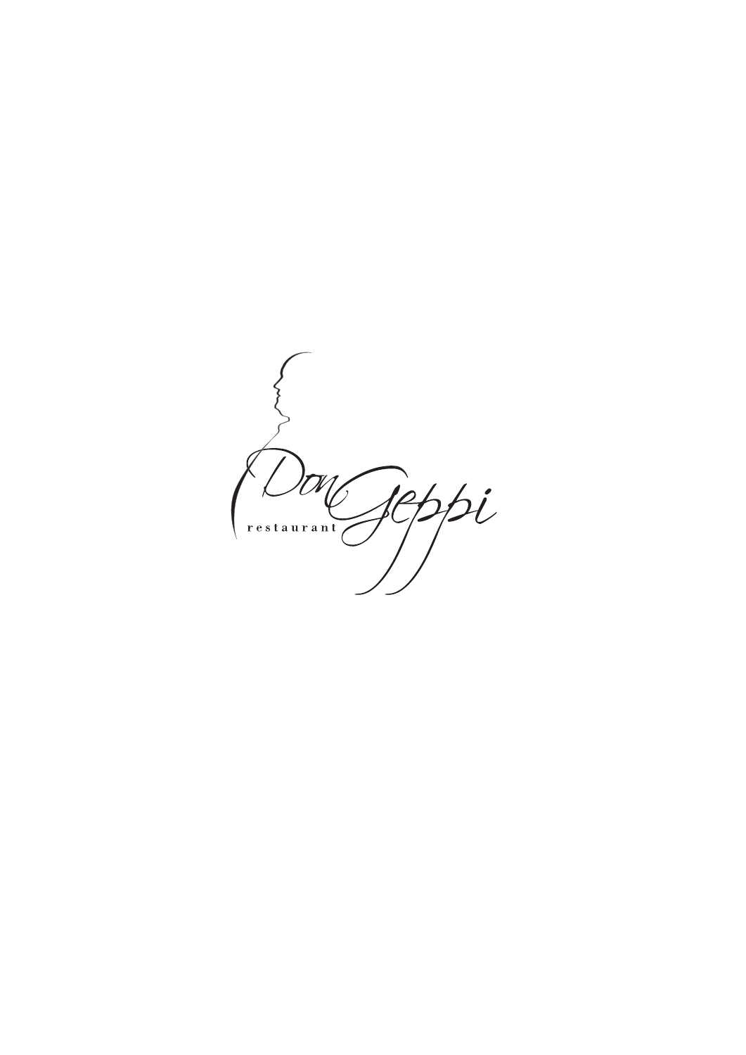Don Geppi

restaurant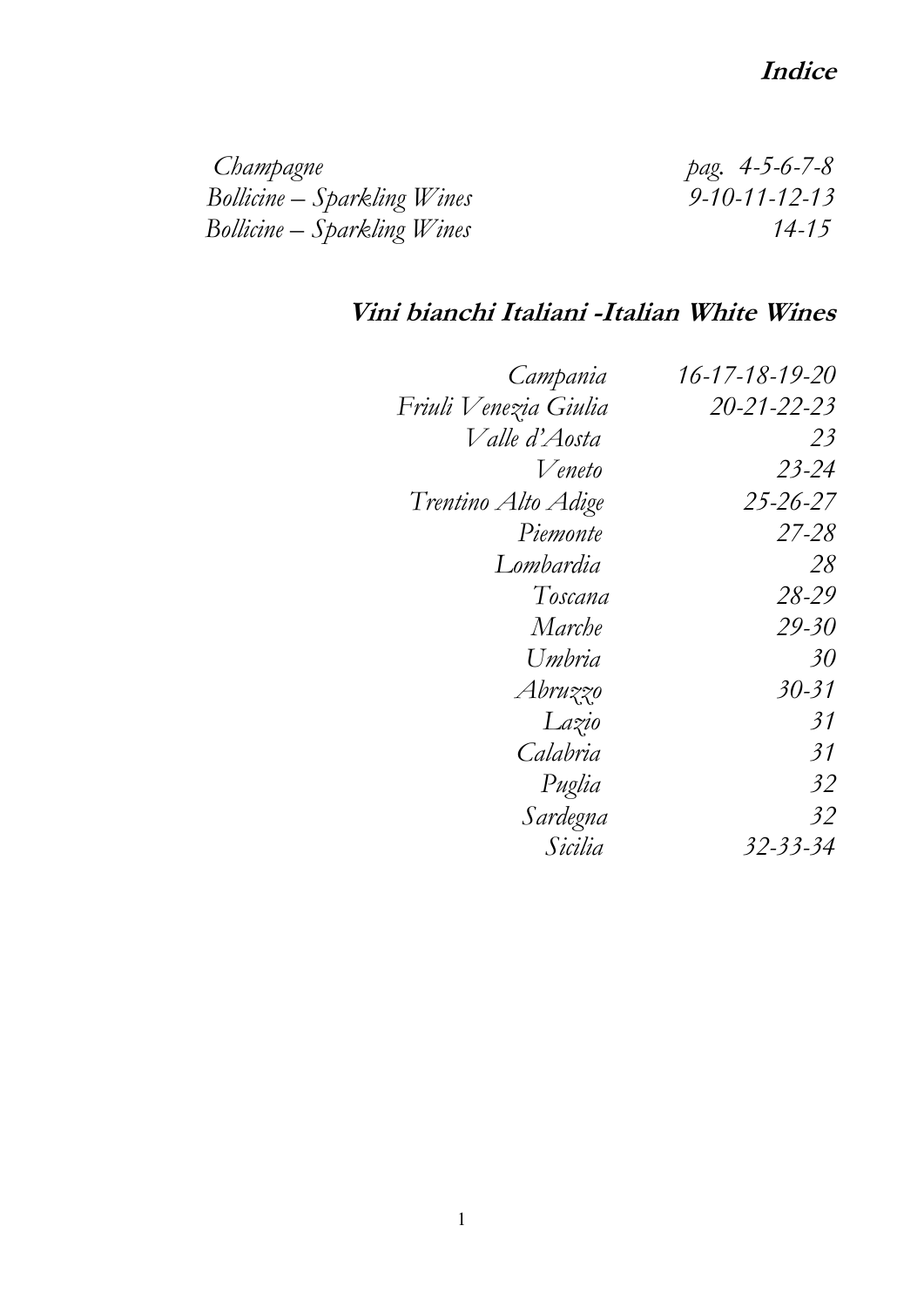# **Indice**

| | |
|---|---|
| *Champagne* | *pag. 4-5-6-7-8* |
| *Bollicine – Sparkling Wines* | *9-10-11-12-13* |
| *Bollicine – Sparkling Wines* | *14-15* |

## **Vini bianchi Italiani -Italian White Wines**

| | |
|---|---|
| *Campania* | *16-17-18-19-20* |
| *Friuli Venezia Giulia* | *20-21-22-23* |
| *Valle d'Aosta* | *23* |
| *Veneto* | *23-24* |
| *Trentino Alto Adige* | *25-26-27* |
| *Piemonte* | *27-28* |
| *Lombardia* | *28* |
| *Toscana* | *28-29* |
| *Marche* | *29-30* |
| *Umbria* | *30* |
| *Abruzzo* | *30-31* |
| *Lazio* | *31* |
| *Calabria* | *31* |
| *Puglia* | *32* |
| *Sardegna* | *32* |
| *Sicilia* | *32-33-34* |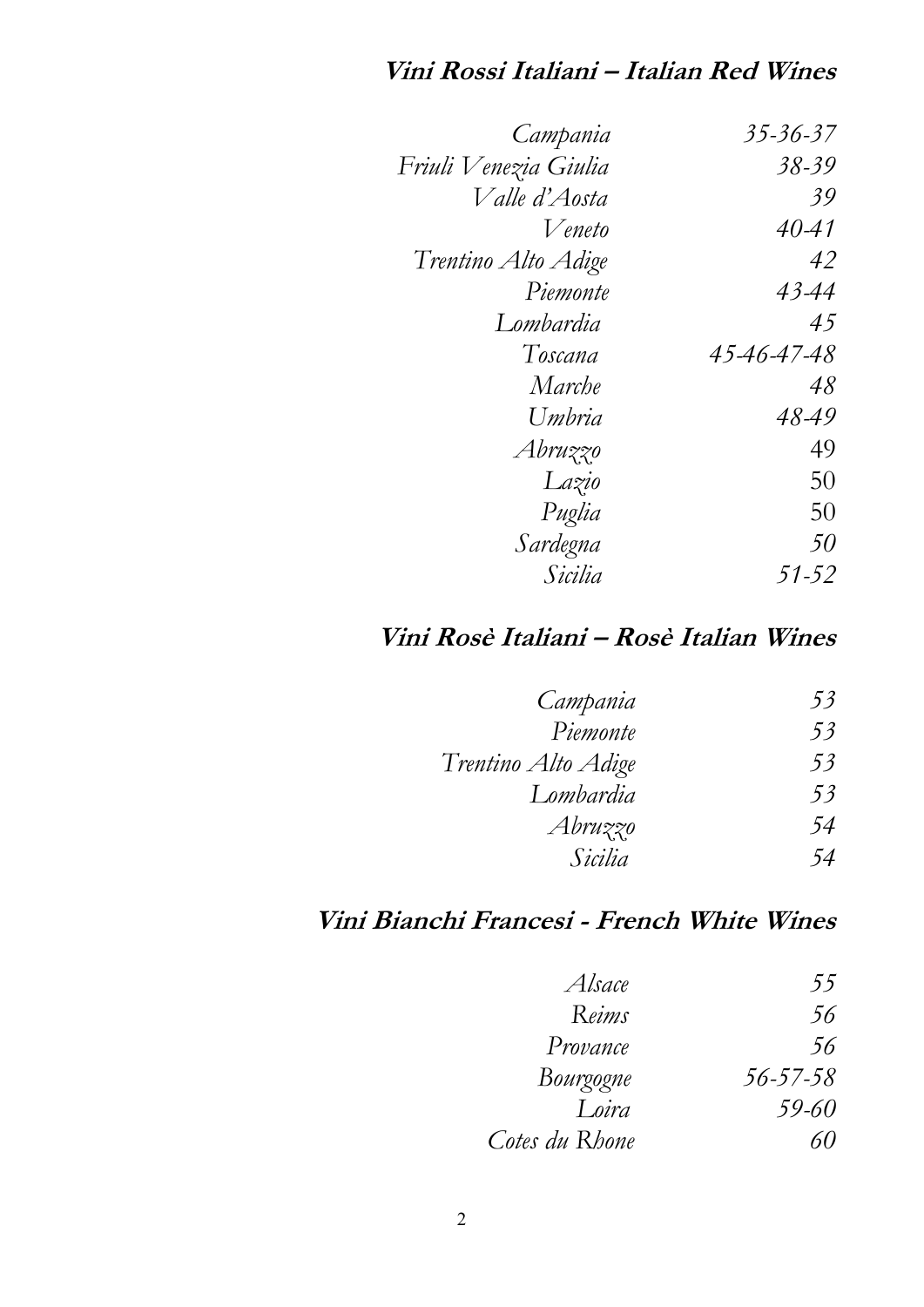## ***Vini Rossi Italiani – Italian Red Wines***

| | |
|---|---|
| *Campania* | *35-36-37* |
| *Friuli Venezia Giulia* | *38-39* |
| *Valle d'Aosta* | *39* |
| *Veneto* | *40-41* |
| *Trentino Alto Adige* | *42* |
| *Piemonte* | *43-44* |
| *Lombardia* | *45* |
| *Toscana* | *45-46-47-48* |
| *Marche* | *48* |
| *Umbria* | *48-49* |
| *Abruzzo* | 49 |
| *Lazio* | 50 |
| *Puglia* | 50 |
| *Sardegna* | *50* |
| *Sicilia* | *51-52* |

## ***Vini Rosè Italiani – Rosè Italian Wines***

| | |
|---|---|
| *Campania* | *53* |
| *Piemonte* | *53* |
| *Trentino Alto Adige* | *53* |
| *Lombardia* | *53* |
| *Abruzzo* | *54* |
| *Sicilia* | *54* |

## ***Vini Bianchi Francesi - French White Wines***

| | |
|---|---|
| *Alsace* | *55* |
| *Reims* | *56* |
| *Provance* | *56* |
| *Bourgogne* | *56-57-58* |
| *Loira* | *59-60* |
| *Cotes du Rhone* | *60* |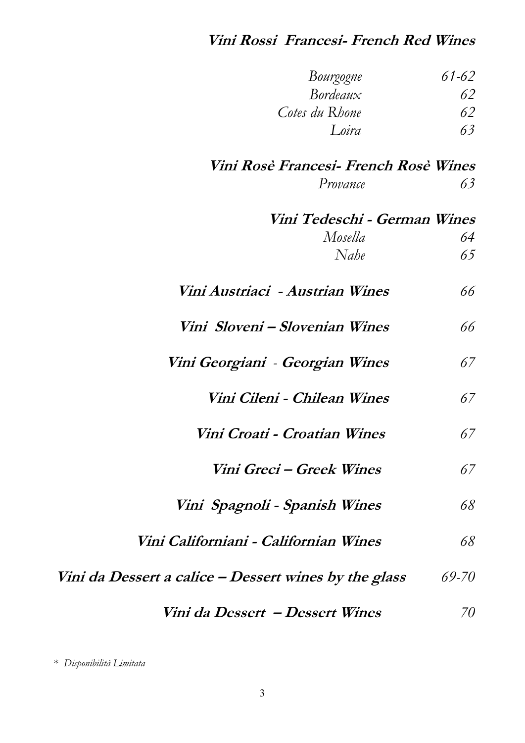**_Vini Rossi Francesi- French Red Wines_**

| | |
|---|---|
| *Bourgogne* | *61-62* |
| *Bordeaux* | *62* |
| *Cotes du Rhone* | *62* |
| *Loira* | *63* |

**_Vini Rosè Francesi- French Rosè Wines_**

| | |
|---|---|
| *Provance* | *63* |

**_Vini Tedeschi - German Wines_**

| | |
|---|---|
| *Mosella* | *64* |
| *Nahe* | *65* |

| | |
|---|---|
| **_Vini Austriaci - Austrian Wines_** | *66* |
| **_Vini Sloveni – Slovenian Wines_** | *66* |
| **_Vini Georgiani_** - **_Georgian Wines_** | *67* |
| **_Vini Cileni - Chilean Wines_** | *67* |
| **_Vini Croati - Croatian Wines_** | *67* |
| **_Vini Greci – Greek Wines_** | *67* |
| **_Vini Spagnoli - Spanish Wines_** | *68* |
| **_Vini Californiani - Californian Wines_** | *68* |
| **_Vini da Dessert a calice – Dessert wines by the glass_** | *69-70* |
| **_Vini da Dessert – Dessert Wines_** | *70* |

\* *Disponibilità Limitata*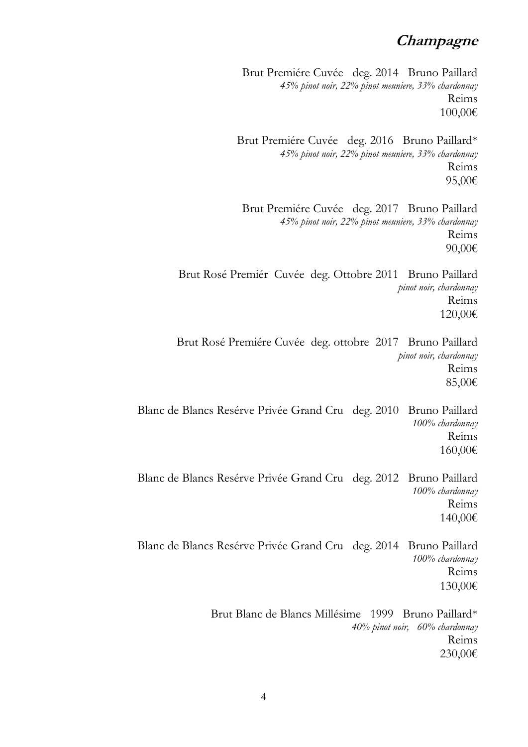# Champagne

Brut Premiére Cuvée deg. 2014 Bruno Paillard
*45% pinot noir, 22% pinot meuniere, 33% chardonnay*
Reims
100,00€

Brut Premiére Cuvée deg. 2016 Bruno Paillard*
*45% pinot noir, 22% pinot meuniere, 33% chardonnay*
Reims
95,00€

Brut Premiére Cuvée deg. 2017 Bruno Paillard
*45% pinot noir, 22% pinot meuniere, 33% chardonnay*
Reims
90,00€

Brut Rosé Premiér Cuvée deg. Ottobre 2011 Bruno Paillard
*pinot noir, chardonnay*
Reims
120,00€

Brut Rosé Premiére Cuvée deg. ottobre 2017 Bruno Paillard
*pinot noir, chardonnay*
Reims
85,00€

Blanc de Blancs Resérve Privée Grand Cru deg. 2010 Bruno Paillard
*100% chardonnay*
Reims
160,00€

Blanc de Blancs Resérve Privée Grand Cru deg. 2012 Bruno Paillard
*100% chardonnay*
Reims
140,00€

Blanc de Blancs Resérve Privée Grand Cru deg. 2014 Bruno Paillard
*100% chardonnay*
Reims
130,00€

Brut Blanc de Blancs Millésime 1999 Bruno Paillard*
*40% pinot noir, 60% chardonnay*
Reims
230,00€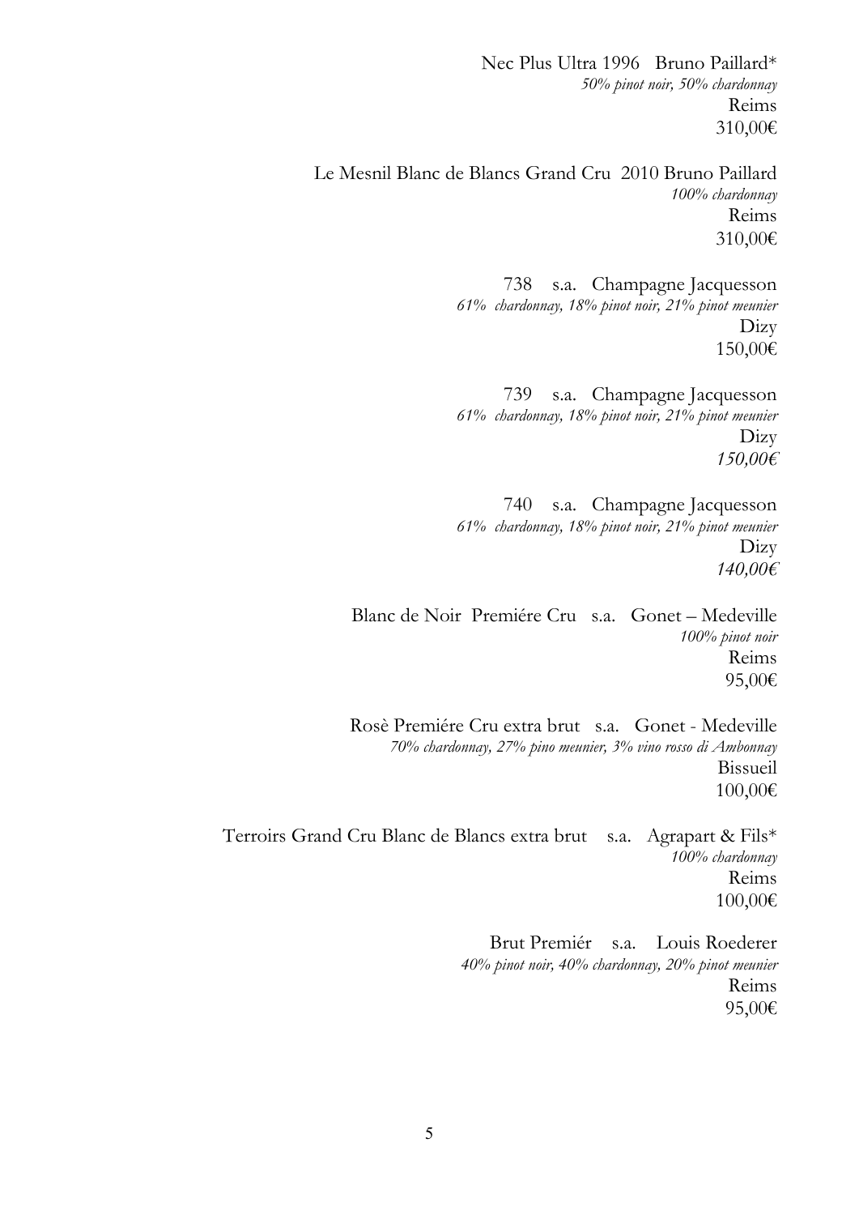Nec Plus Ultra 1996 Bruno Paillard*
*50% pinot noir, 50% chardonnay*
Reims
310,00€

Le Mesnil Blanc de Blancs Grand Cru 2010 Bruno Paillard
*100% chardonnay*
Reims
310,00€

738 s.a. Champagne Jacquesson
*61% chardonnay, 18% pinot noir, 21% pinot meunier*
Dizy
150,00€

739 s.a. Champagne Jacquesson
*61% chardonnay, 18% pinot noir, 21% pinot meunier*
Dizy
*150,00€*

740 s.a. Champagne Jacquesson
*61% chardonnay, 18% pinot noir, 21% pinot meunier*
Dizy
*140,00€*

Blanc de Noir Premiére Cru s.a. Gonet – Medeville
*100% pinot noir*
Reims
95,00€

Rosè Premiére Cru extra brut s.a. Gonet - Medeville
*70% chardonnay, 27% pino meunier, 3% vino rosso di Ambonnay*
Bissueil
100,00€

Terroirs Grand Cru Blanc de Blancs extra brut s.a. Agrapart & Fils*
*100% chardonnay*
Reims
100,00€

Brut Premiér s.a. Louis Roederer
*40% pinot noir, 40% chardonnay, 20% pinot meunier*
Reims
95,00€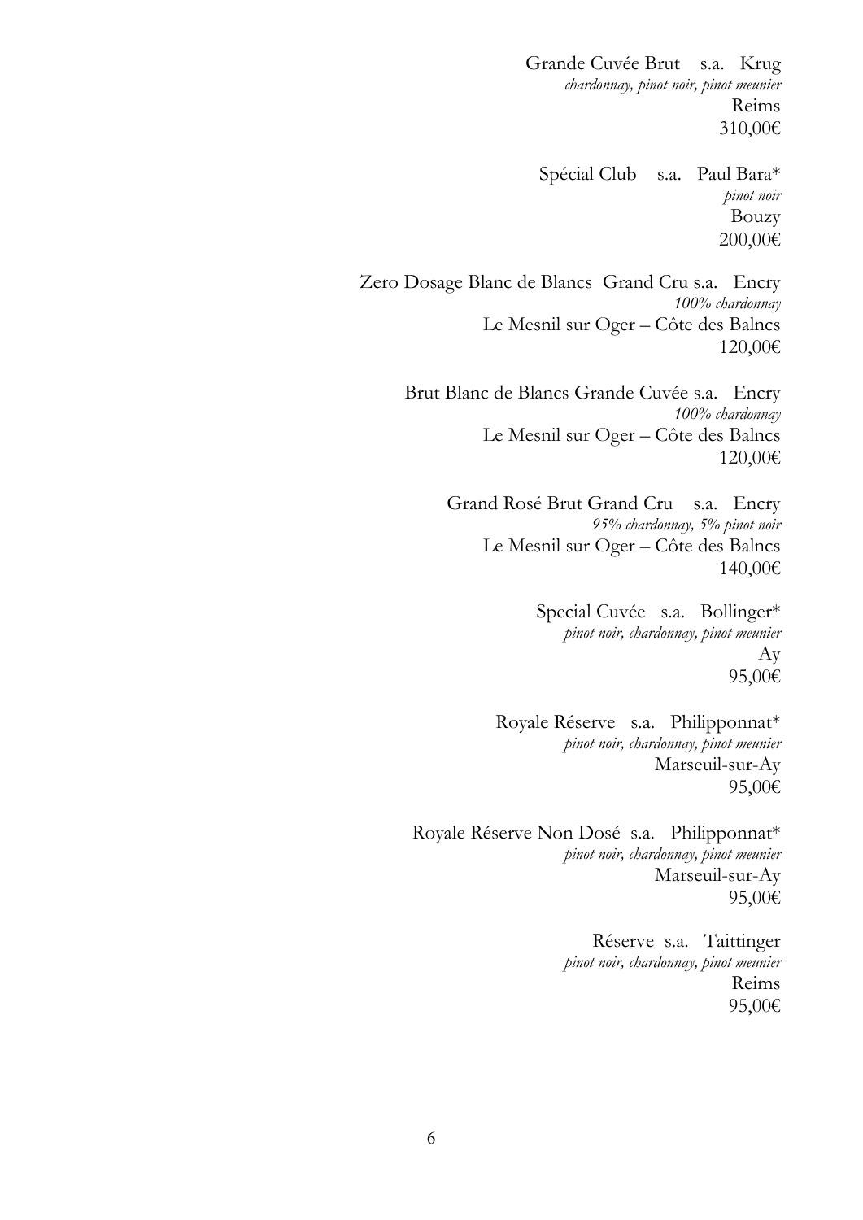Grande Cuvée Brut s.a. Krug
*chardonnay, pinot noir, pinot meunier*
Reims
310,00€

Spécial Club s.a. Paul Bara*
*pinot noir*
Bouzy
200,00€

Zero Dosage Blanc de Blancs Grand Cru s.a. Encry
*100% chardonnay*
Le Mesnil sur Oger – Côte des Balncs
120,00€

Brut Blanc de Blancs Grande Cuvée s.a. Encry
*100% chardonnay*
Le Mesnil sur Oger – Côte des Balncs
120,00€

Grand Rosé Brut Grand Cru s.a. Encry
*95% chardonnay, 5% pinot noir*
Le Mesnil sur Oger – Côte des Balncs
140,00€

Special Cuvée s.a. Bollinger*
*pinot noir, chardonnay, pinot meunier*
Ay
95,00€

Royale Réserve s.a. Philipponnat*
*pinot noir, chardonnay, pinot meunier*
Marseuil-sur-Ay
95,00€

Royale Réserve Non Dosé s.a. Philipponnat*
*pinot noir, chardonnay, pinot meunier*
Marseuil-sur-Ay
95,00€

Réserve s.a. Taittinger
*pinot noir, chardonnay, pinot meunier*
Reims
95,00€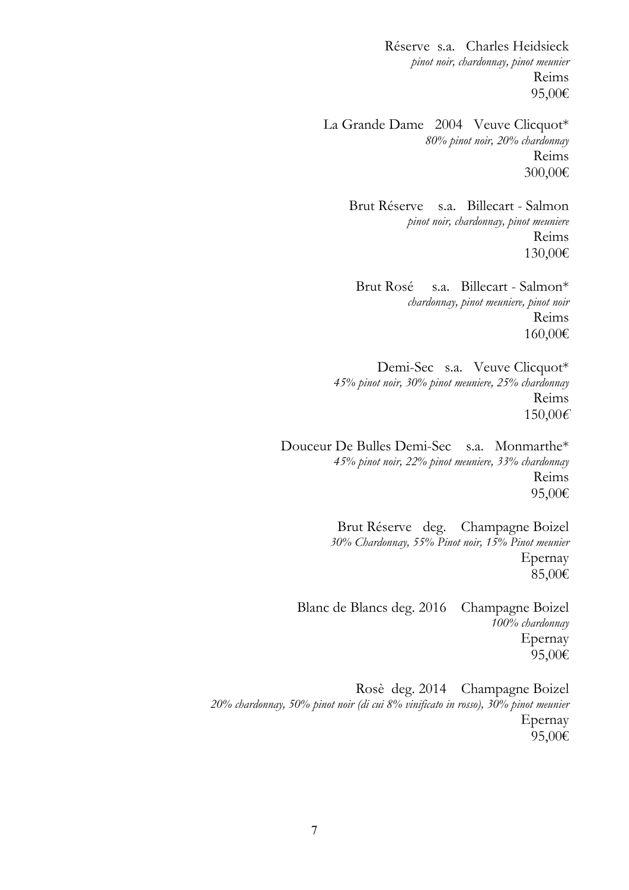Réserve s.a. Charles Heidsieck
*pinot noir, chardonnay, pinot meunier*
Reims
95,00€

La Grande Dame 2004 Veuve Clicquot*
*80% pinot noir, 20% chardonnay*
Reims
300,00€

Brut Réserve s.a. Billecart - Salmon
*pinot noir, chardonnay, pinot meuniere*
Reims
130,00€

Brut Rosé s.a. Billecart - Salmon*
*chardonnay, pinot meuniere, pinot noir*
Reims
160,00€

Demi-Sec s.a. Veuve Clicquot*
*45% pinot noir, 30% pinot meuniere, 25% chardonnay*
Reims
150,00€

Douceur De Bulles Demi-Sec s.a. Monmarthe*
*45% pinot noir, 22% pinot meuniere, 33% chardonnay*
Reims
95,00€

Brut Réserve deg. Champagne Boizel
*30% Chardonnay, 55% Pinot noir, 15% Pinot meunier*
Epernay
85,00€

Blanc de Blancs deg. 2016 Champagne Boizel
*100% chardonnay*
Epernay
95,00€

Rosè deg. 2014 Champagne Boizel
*20% chardonnay, 50% pinot noir (di cui 8% vinificato in rosso), 30% pinot meunier*
Epernay
95,00€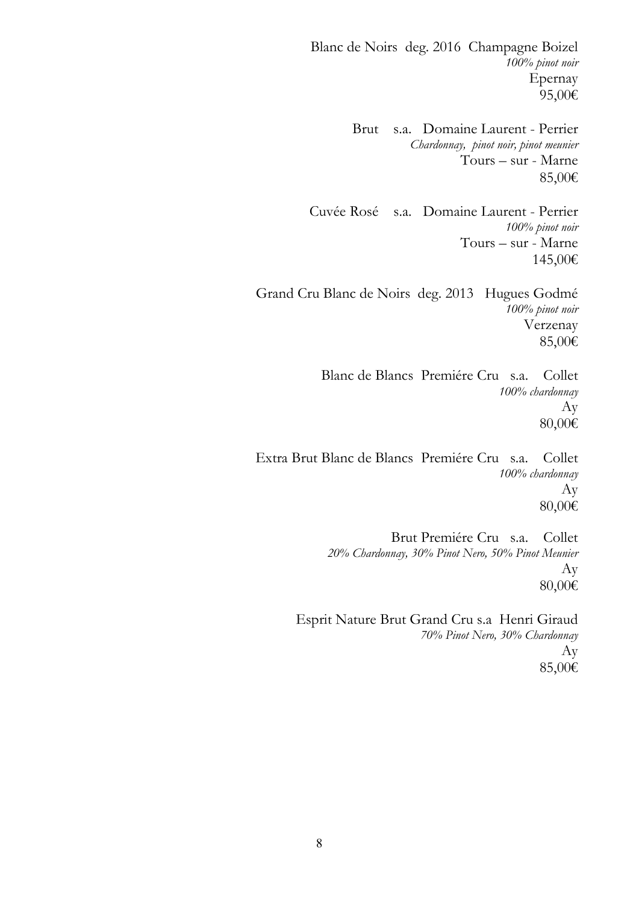Blanc de Noirs deg. 2016 Champagne Boizel
*100% pinot noir*
Epernay
95,00€

Brut s.a. Domaine Laurent - Perrier
*Chardonnay, pinot noir, pinot meunier*
Tours – sur - Marne
85,00€

Cuvée Rosé s.a. Domaine Laurent - Perrier
*100% pinot noir*
Tours – sur - Marne
145,00€

Grand Cru Blanc de Noirs deg. 2013 Hugues Godmé
*100% pinot noir*
Verzenay
85,00€

Blanc de Blancs Premiére Cru s.a. Collet
*100% chardonnay*
Ay
80,00€

Extra Brut Blanc de Blancs Premiére Cru s.a. Collet
*100% chardonnay*
Ay
80,00€

Brut Premiére Cru s.a. Collet
*20% Chardonnay, 30% Pinot Nero, 50% Pinot Meunier*
Ay
80,00€

Esprit Nature Brut Grand Cru s.a Henri Giraud
*70% Pinot Nero, 30% Chardonnay*
Ay
85,00€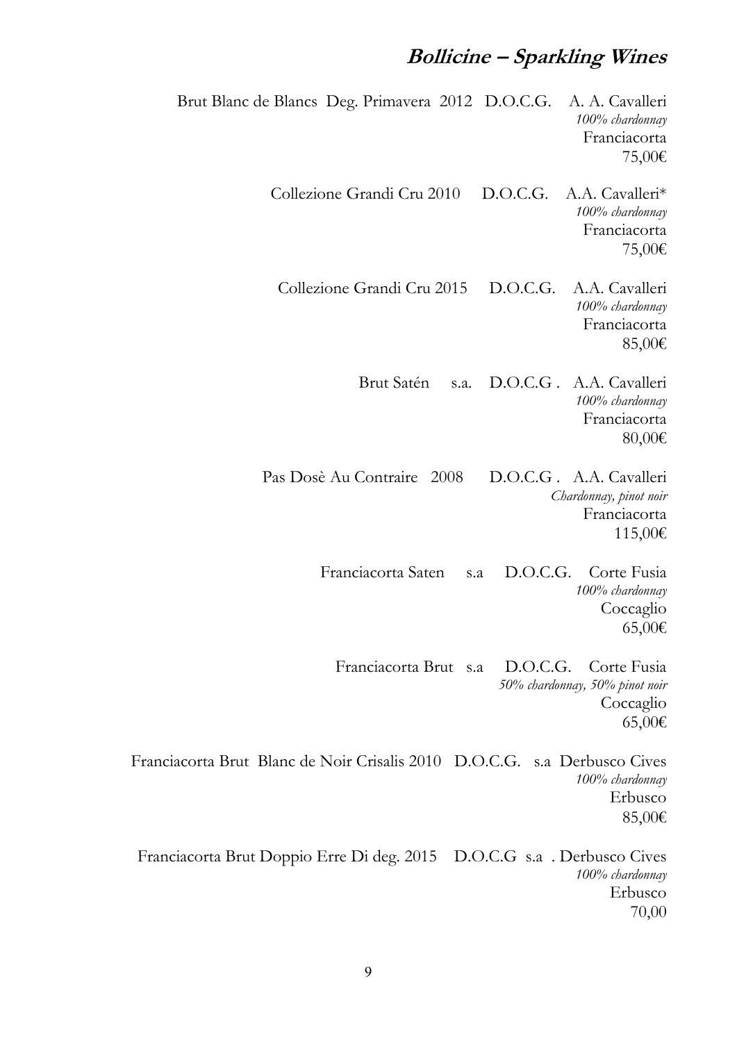## ***Bollicine – Sparkling Wines***

Brut Blanc de Blancs Deg. Primavera 2012 D.O.C.G. A. A. Cavalleri
*100% chardonnay*
Franciacorta
75,00€

Collezione Grandi Cru 2010 D.O.C.G. A.A. Cavalleri*
*100% chardonnay*
Franciacorta
75,00€

Collezione Grandi Cru 2015 D.O.C.G. A.A. Cavalleri
*100% chardonnay*
Franciacorta
85,00€

Brut Satén s.a. D.O.C.G . A.A. Cavalleri
*100% chardonnay*
Franciacorta
80,00€

Pas Dosè Au Contraire 2008 D.O.C.G . A.A. Cavalleri
*Chardonnay, pinot noir*
Franciacorta
115,00€

Franciacorta Saten s.a D.O.C.G. Corte Fusia
*100% chardonnay*
Coccaglio
65,00€

Franciacorta Brut s.a D.O.C.G. Corte Fusia
*50% chardonnay, 50% pinot noir*
Coccaglio
65,00€

Franciacorta Brut Blanc de Noir Crisalis 2010 D.O.C.G. s.a Derbusco Cives
*100% chardonnay*
Erbusco
85,00€

Franciacorta Brut Doppio Erre Di deg. 2015 D.O.C.G s.a . Derbusco Cives
*100% chardonnay*
Erbusco
70,00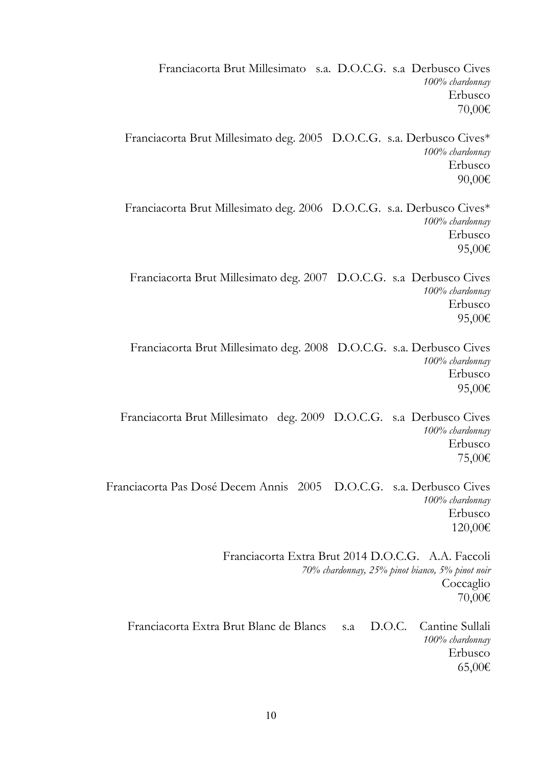Franciacorta Brut Millesimato s.a. D.O.C.G. s.a Derbusco Cives
*100% chardonnay*
Erbusco
70,00€

Franciacorta Brut Millesimato deg. 2005 D.O.C.G. s.a. Derbusco Cives*
*100% chardonnay*
Erbusco
90,00€

Franciacorta Brut Millesimato deg. 2006 D.O.C.G. s.a. Derbusco Cives*
*100% chardonnay*
Erbusco
95,00€

Franciacorta Brut Millesimato deg. 2007 D.O.C.G. s.a Derbusco Cives
*100% chardonnay*
Erbusco
95,00€

Franciacorta Brut Millesimato deg. 2008 D.O.C.G. s.a. Derbusco Cives
*100% chardonnay*
Erbusco
95,00€

Franciacorta Brut Millesimato deg. 2009 D.O.C.G. s.a Derbusco Cives
*100% chardonnay*
Erbusco
75,00€

Franciacorta Pas Dosé Decem Annis 2005 D.O.C.G. s.a. Derbusco Cives
*100% chardonnay*
Erbusco
120,00€

Franciacorta Extra Brut 2014 D.O.C.G. A.A. Faccoli
*70% chardonnay, 25% pinot bianco, 5% pinot noir*
Coccaglio
70,00€

Franciacorta Extra Brut Blanc de Blancs s.a D.O.C. Cantine Sullali
*100% chardonnay*
Erbusco
65,00€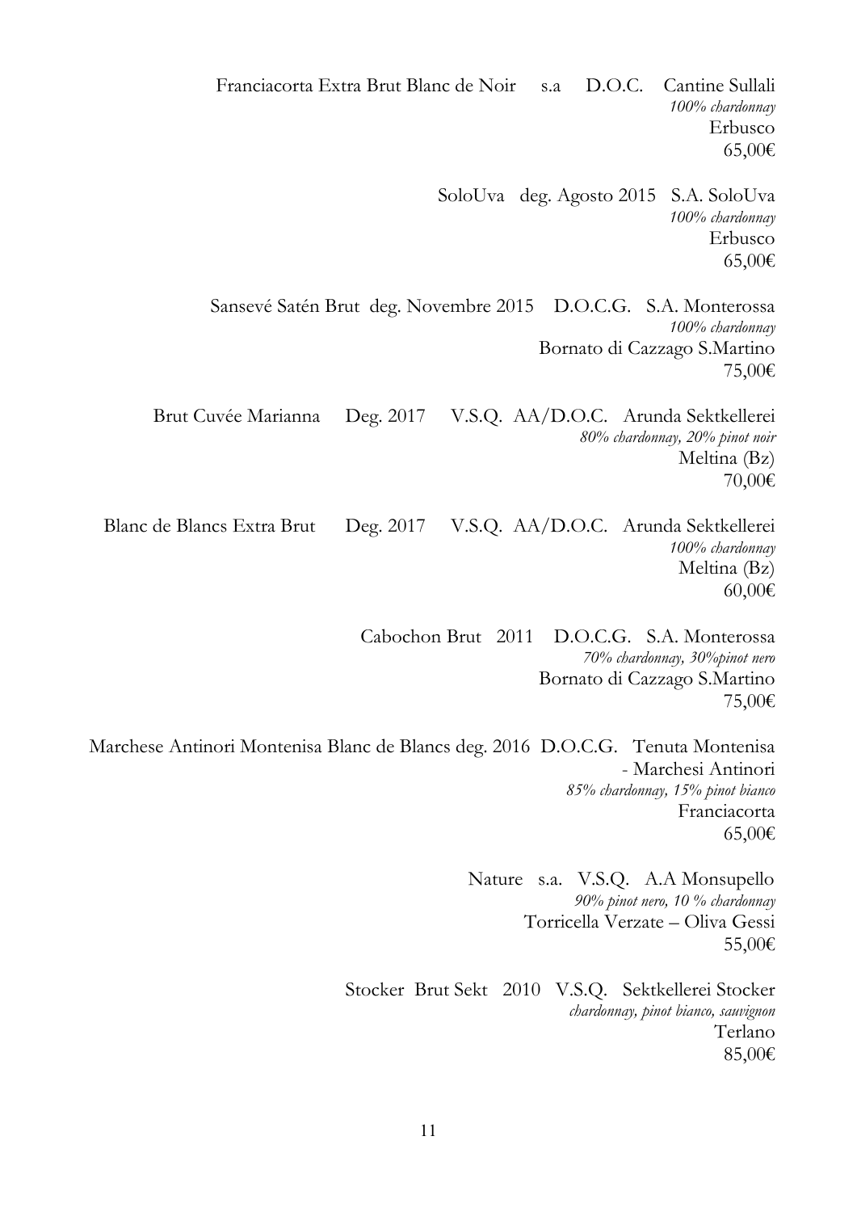Franciacorta Extra Brut Blanc de Noir s.a D.O.C. Cantine Sullali
*100% chardonnay*
Erbusco
65,00€

SoloUva deg. Agosto 2015 S.A. SoloUva
*100% chardonnay*
Erbusco
65,00€

Sansevé Satén Brut deg. Novembre 2015 D.O.C.G. S.A. Monterossa
*100% chardonnay*
Bornato di Cazzago S.Martino
75,00€

Brut Cuvée Marianna Deg. 2017 V.S.Q. AA/D.O.C. Arunda Sektkellerei
*80% chardonnay, 20% pinot noir*
Meltina (Bz)
70,00€

Blanc de Blancs Extra Brut Deg. 2017 V.S.Q. AA/D.O.C. Arunda Sektkellerei
*100% chardonnay*
Meltina (Bz)
60,00€

Cabochon Brut 2011 D.O.C.G. S.A. Monterossa
*70% chardonnay, 30%pinot nero*
Bornato di Cazzago S.Martino
75,00€

Marchese Antinori Montenisa Blanc de Blancs deg. 2016 D.O.C.G. Tenuta Montenisa - Marchesi Antinori
*85% chardonnay, 15% pinot bianco*
Franciacorta
65,00€

Nature s.a. V.S.Q. A.A Monsupello
*90% pinot nero, 10 % chardonnay*
Torricella Verzate – Oliva Gessi
55,00€

Stocker Brut Sekt 2010 V.S.Q. Sektkellerei Stocker
*chardonnay, pinot bianco, sauvignon*
Terlano
85,00€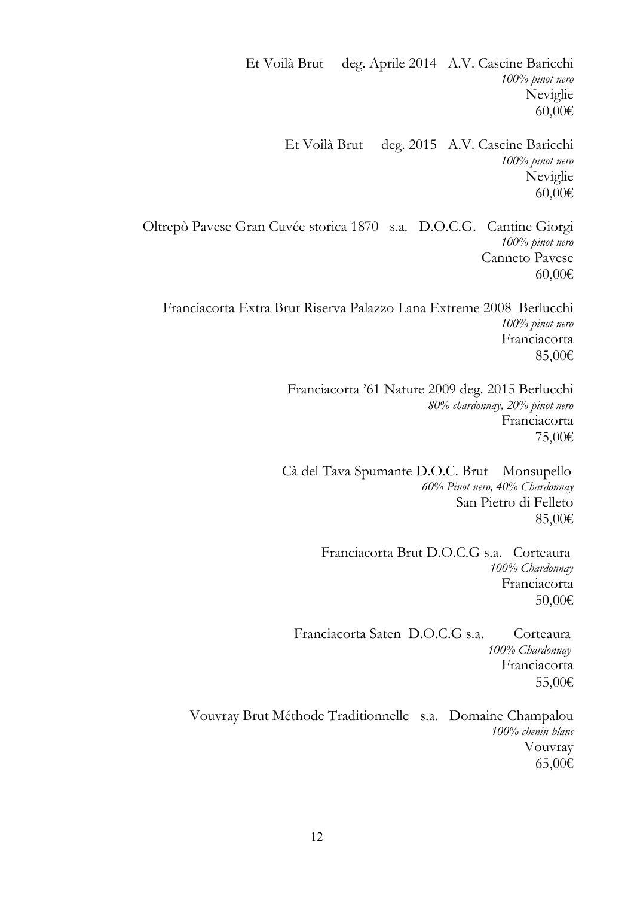Et Voilà Brut deg. Aprile 2014 A.V. Cascine Baricchi
*100% pinot nero*
Neviglie
60,00€

Et Voilà Brut deg. 2015 A.V. Cascine Baricchi
*100% pinot nero*
Neviglie
60,00€

Oltrepò Pavese Gran Cuvée storica 1870 s.a. D.O.C.G. Cantine Giorgi
*100% pinot nero*
Canneto Pavese
60,00€

Franciacorta Extra Brut Riserva Palazzo Lana Extreme 2008 Berlucchi
*100% pinot nero*
Franciacorta
85,00€

Franciacorta '61 Nature 2009 deg. 2015 Berlucchi
*80% chardonnay, 20% pinot nero*
Franciacorta
75,00€

Cà del Tava Spumante D.O.C. Brut Monsupello
*60% Pinot nero, 40% Chardonnay*
San Pietro di Felleto
85,00€

Franciacorta Brut D.O.C.G s.a. Corteaura
*100% Chardonnay*
Franciacorta
50,00€

Franciacorta Saten D.O.C.G s.a. Corteaura
*100% Chardonnay*
Franciacorta
55,00€

Vouvray Brut Méthode Traditionnelle s.a. Domaine Champalou
*100% chenin blanc*
Vouvray
65,00€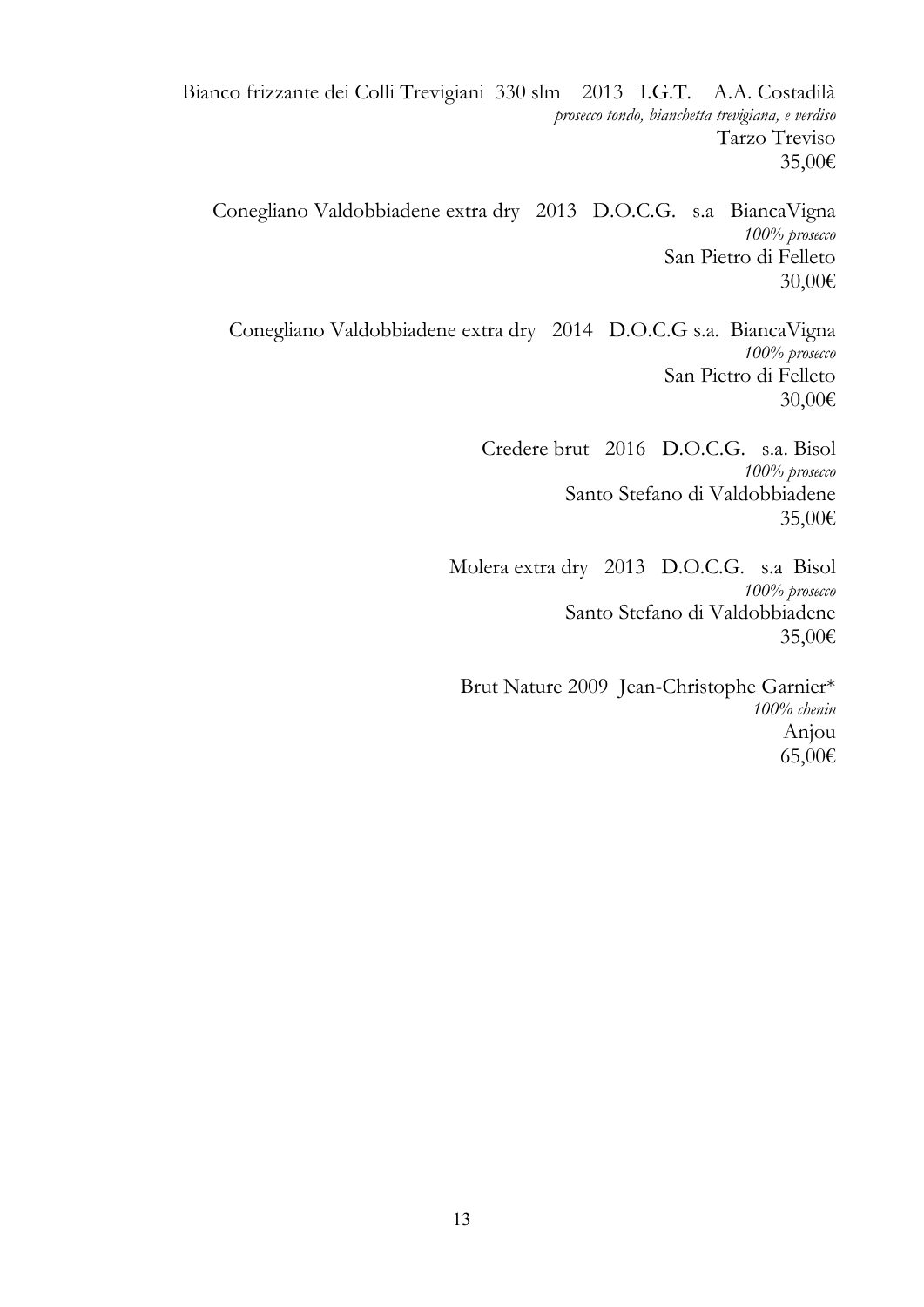Bianco frizzante dei Colli Trevigiani 330 slm 2013 I.G.T. A.A. Costadilà
*prosecco tondo, bianchetta trevigiana, e verdiso*
Tarzo Treviso
35,00€

Conegliano Valdobbiadene extra dry 2013 D.O.C.G. s.a BiancaVigna
*100% prosecco*
San Pietro di Felleto
30,00€

Conegliano Valdobbiadene extra dry 2014 D.O.C.G s.a. BiancaVigna
*100% prosecco*
San Pietro di Felleto
30,00€

Credere brut 2016 D.O.C.G. s.a. Bisol
*100% prosecco*
Santo Stefano di Valdobbiadene
35,00€

Molera extra dry 2013 D.O.C.G. s.a Bisol
*100% prosecco*
Santo Stefano di Valdobbiadene
35,00€

Brut Nature 2009 Jean-Christophe Garnier*
*100% chenin*
Anjou
65,00€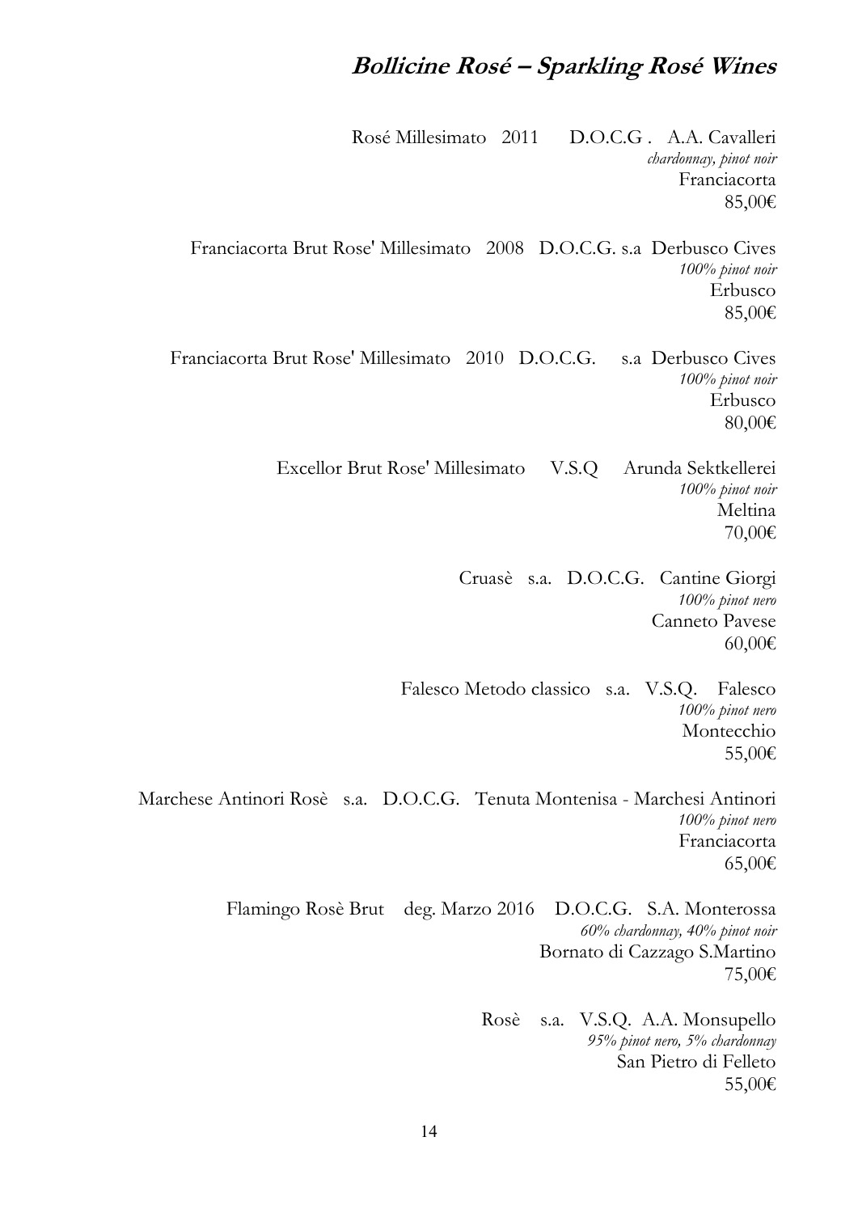## *Bollicine Rosé – Sparkling Rosé Wines*

Rosé Millesimato 2011 D.O.C.G . A.A. Cavalleri
*chardonnay, pinot noir*
Franciacorta
85,00€

Franciacorta Brut Rose' Millesimato 2008 D.O.C.G. s.a Derbusco Cives
*100% pinot noir*
Erbusco
85,00€

Franciacorta Brut Rose' Millesimato 2010 D.O.C.G. s.a Derbusco Cives
*100% pinot noir*
Erbusco
80,00€

Excellor Brut Rose' Millesimato V.S.Q Arunda Sektkellerei
*100% pinot noir*
Meltina
70,00€

Cruasè s.a. D.O.C.G. Cantine Giorgi
*100% pinot nero*
Canneto Pavese
60,00€

Falesco Metodo classico s.a. V.S.Q. Falesco
*100% pinot nero*
Montecchio
55,00€

Marchese Antinori Rosè s.a. D.O.C.G. Tenuta Montenisa - Marchesi Antinori
*100% pinot nero*
Franciacorta
65,00€

Flamingo Rosè Brut deg. Marzo 2016 D.O.C.G. S.A. Monterossa
*60% chardonnay, 40% pinot noir*
Bornato di Cazzago S.Martino
75,00€

Rosè s.a. V.S.Q. A.A. Monsupello
*95% pinot nero, 5% chardonnay*
San Pietro di Felleto
55,00€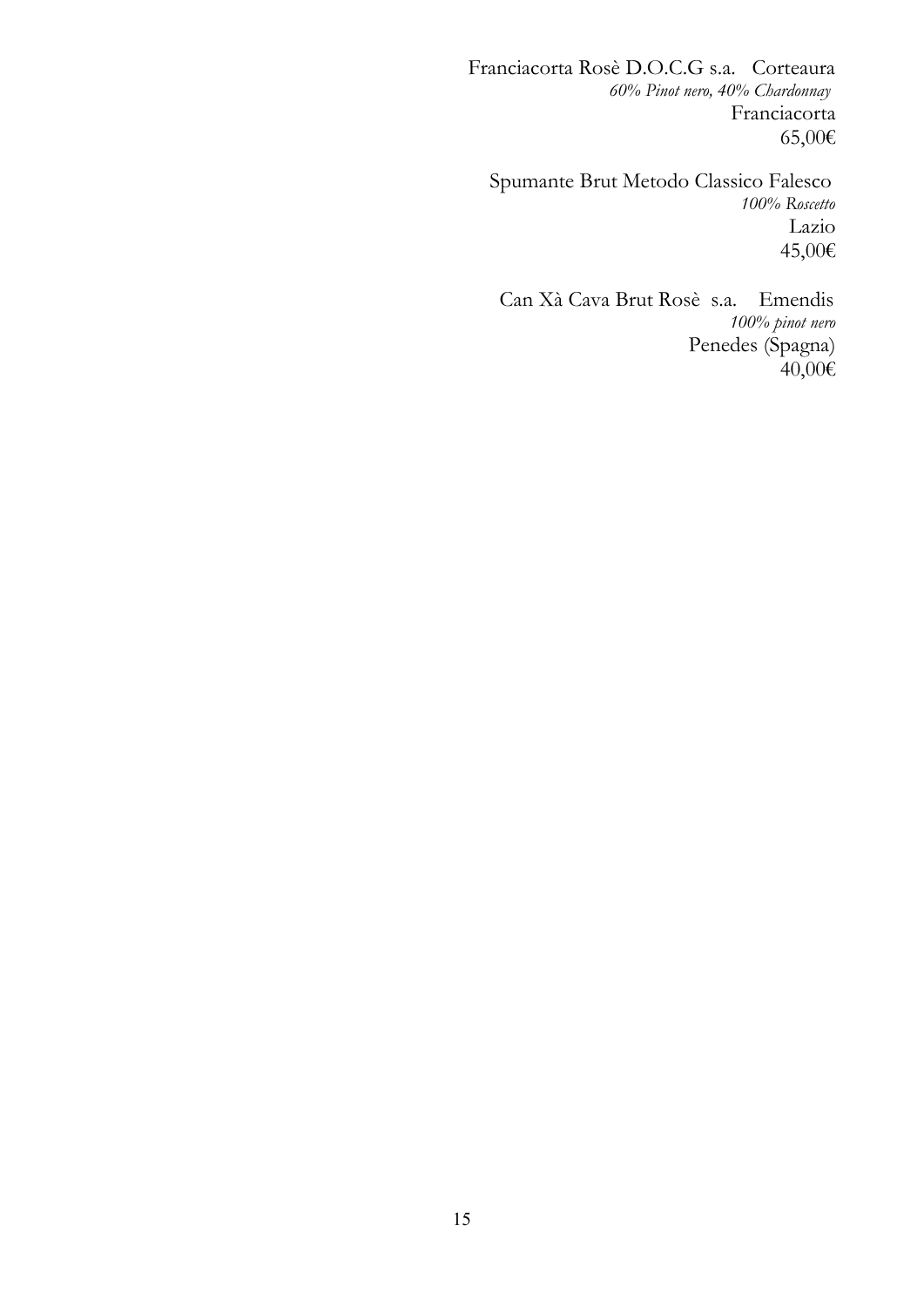Franciacorta Rosè D.O.C.G s.a. Corteaura
*60% Pinot nero, 40% Chardonnay*
Franciacorta
65,00€

Spumante Brut Metodo Classico Falesco
*100% Roscetto*
Lazio
45,00€

Can Xà Cava Brut Rosè s.a. Emendis
*100% pinot nero*
Penedes (Spagna)
40,00€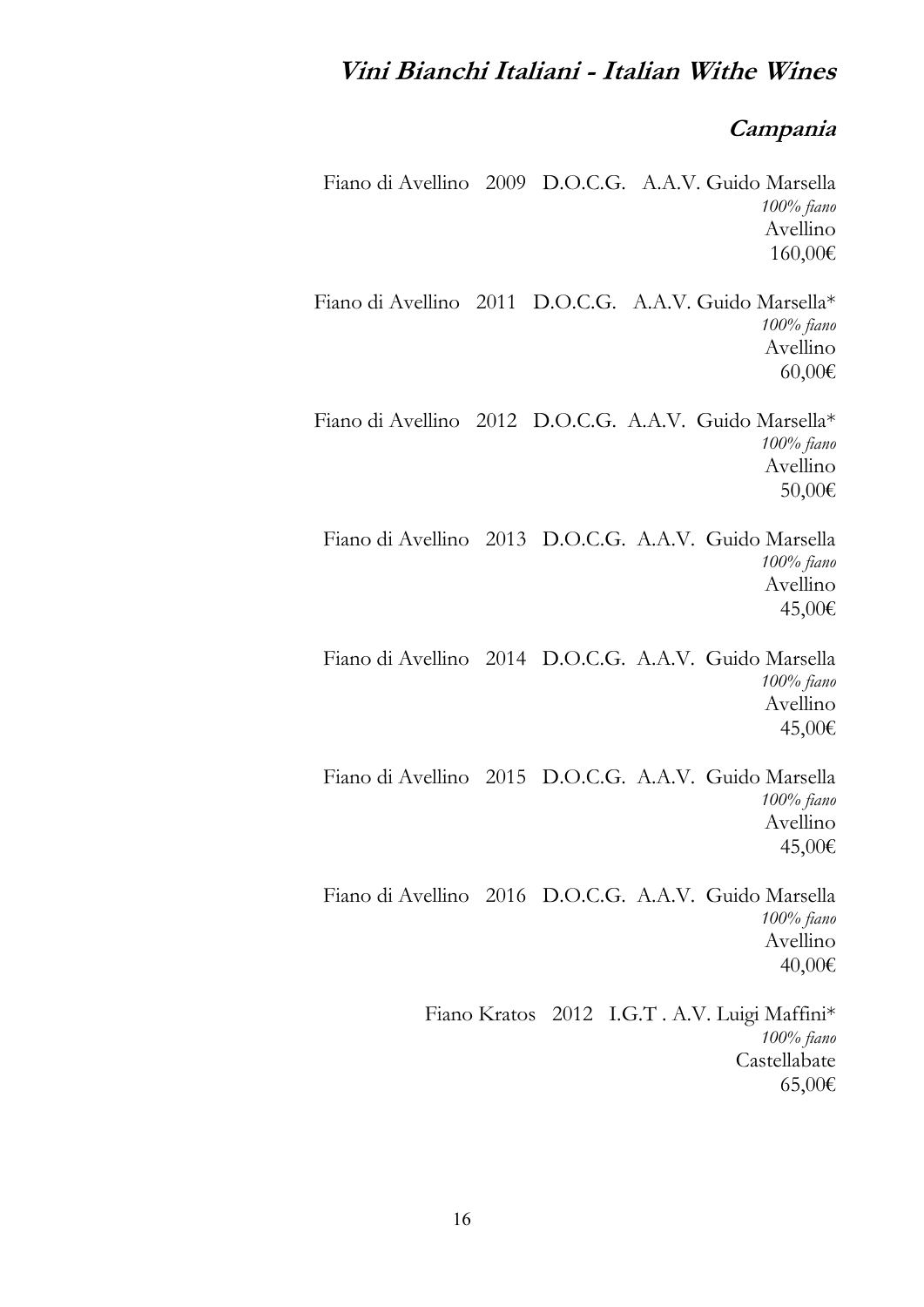# *Vini Bianchi Italiani - Italian Withe Wines*

## *Campania*

Fiano di Avellino 2009 D.O.C.G. A.A.V. Guido Marsella
*100% fiano*
Avellino
160,00€

Fiano di Avellino 2011 D.O.C.G. A.A.V. Guido Marsella*
*100% fiano*
Avellino
60,00€

Fiano di Avellino 2012 D.O.C.G. A.A.V. Guido Marsella*
*100% fiano*
Avellino
50,00€

Fiano di Avellino 2013 D.O.C.G. A.A.V. Guido Marsella
*100% fiano*
Avellino
45,00€

Fiano di Avellino 2014 D.O.C.G. A.A.V. Guido Marsella
*100% fiano*
Avellino
45,00€

Fiano di Avellino 2015 D.O.C.G. A.A.V. Guido Marsella
*100% fiano*
Avellino
45,00€

Fiano di Avellino 2016 D.O.C.G. A.A.V. Guido Marsella
*100% fiano*
Avellino
40,00€

Fiano Kratos 2012 I.G.T . A.V. Luigi Maffini*
*100% fiano*
Castellabate
65,00€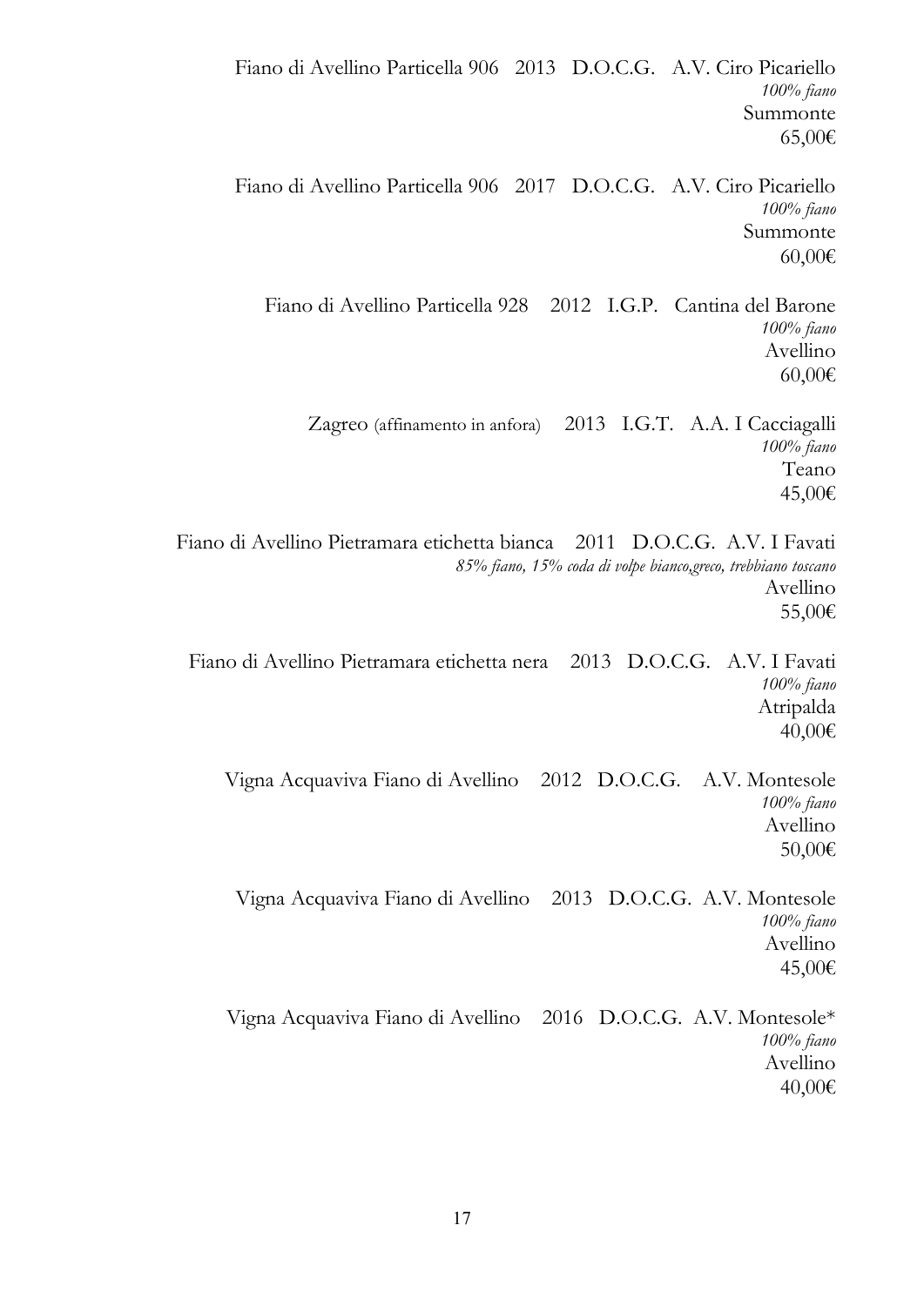Fiano di Avellino Particella 906   2013   D.O.C.G.   A.V. Ciro Picariello
*100% fiano*
Summonte
65,00€

Fiano di Avellino Particella 906   2017   D.O.C.G.   A.V. Ciro Picariello
*100% fiano*
Summonte
60,00€

Fiano di Avellino Particella 928   2012   I.G.P.   Cantina del Barone
*100% fiano*
Avellino
60,00€

Zagreo (affinamento in anfora)   2013   I.G.T.   A.A. I Cacciagalli
*100% fiano*
Teano
45,00€

Fiano di Avellino Pietramara etichetta bianca   2011   D.O.C.G.   A.V. I Favati
*85% fiano, 15% coda di volpe bianco,greco, trebbiano toscano*
Avellino
55,00€

Fiano di Avellino Pietramara etichetta nera   2013   D.O.C.G.   A.V. I Favati
*100% fiano*
Atripalda
40,00€

Vigna Acquaviva Fiano di Avellino   2012   D.O.C.G.   A.V. Montesole
*100% fiano*
Avellino
50,00€

Vigna Acquaviva Fiano di Avellino   2013   D.O.C.G.   A.V. Montesole
*100% fiano*
Avellino
45,00€

Vigna Acquaviva Fiano di Avellino   2016   D.O.C.G.   A.V. Montesole*
*100% fiano*
Avellino
40,00€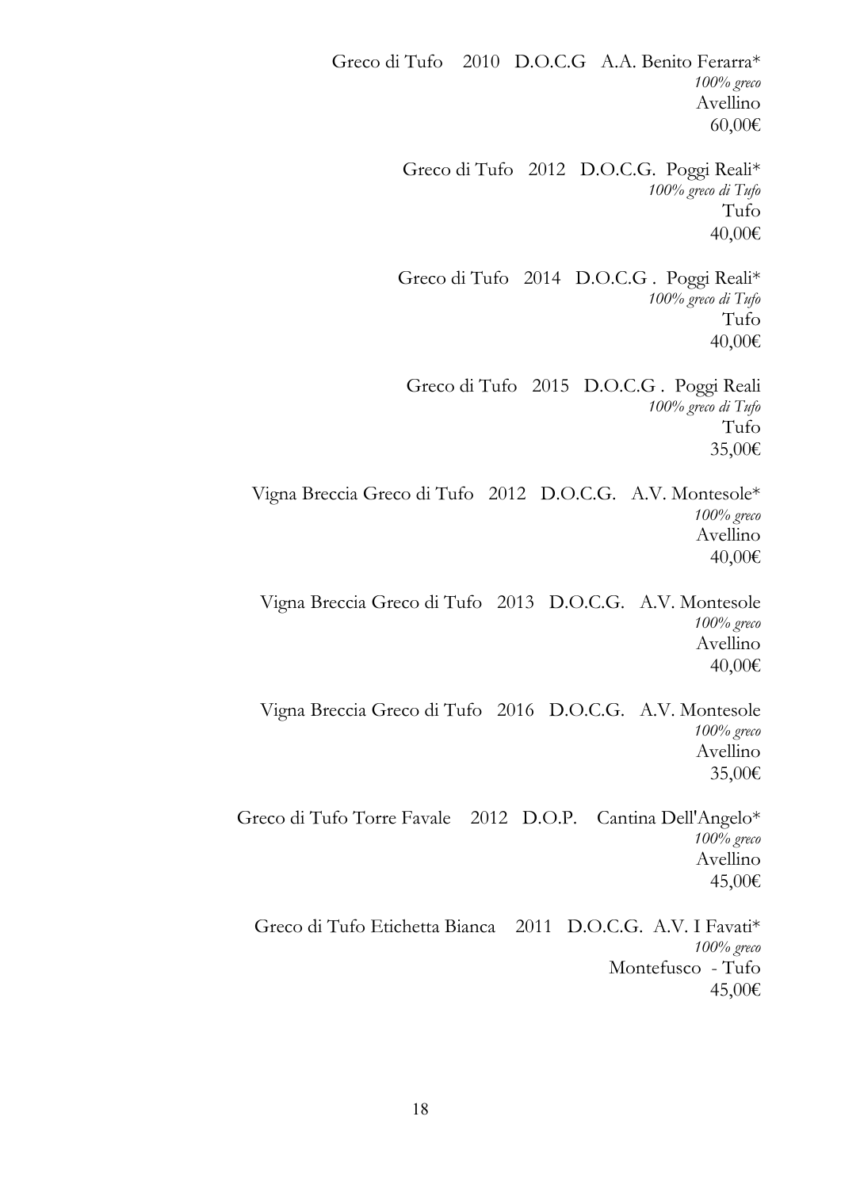Greco di Tufo    2010   D.O.C.G   A.A. Benito Ferarra*
*100% greco*
Avellino
60,00€

Greco di Tufo   2012   D.O.C.G.  Poggi Reali*
*100% greco di Tufo*
Tufo
40,00€

Greco di Tufo   2014   D.O.C.G .  Poggi Reali*
*100% greco di Tufo*
Tufo
40,00€

Greco di Tufo   2015   D.O.C.G .  Poggi Reali
*100% greco di Tufo*
Tufo
35,00€

Vigna Breccia Greco di Tufo   2012   D.O.C.G.   A.V. Montesole*
*100% greco*
Avellino
40,00€

Vigna Breccia Greco di Tufo   2013   D.O.C.G.   A.V. Montesole
*100% greco*
Avellino
40,00€

Vigna Breccia Greco di Tufo   2016   D.O.C.G.   A.V. Montesole
*100% greco*
Avellino
35,00€

Greco di Tufo Torre Favale    2012   D.O.P.    Cantina Dell'Angelo*
*100% greco*
Avellino
45,00€

Greco di Tufo Etichetta Bianca    2011   D.O.C.G.  A.V. I Favati*
*100% greco*
Montefusco  - Tufo
45,00€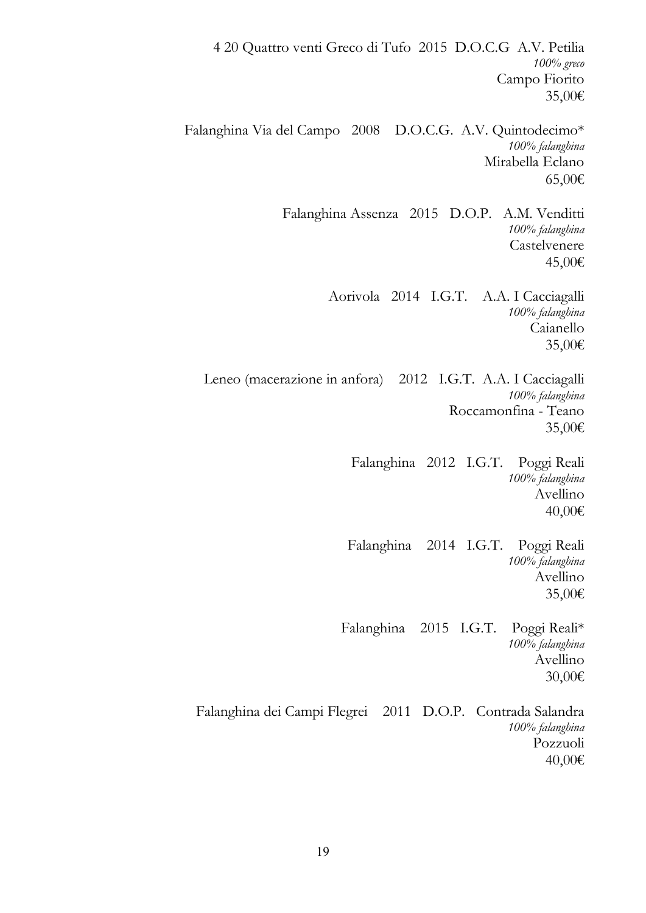4 20 Quattro venti Greco di Tufo 2015 D.O.C.G A.V. Petilia
*100% greco*
Campo Fiorito
35,00€

Falanghina Via del Campo 2008 D.O.C.G. A.V. Quintodecimo*
*100% falanghina*
Mirabella Eclano
65,00€

Falanghina Assenza 2015 D.O.P. A.M. Venditti
*100% falanghina*
Castelvenere
45,00€

Aorivola 2014 I.G.T. A.A. I Cacciagalli
*100% falanghina*
Caianello
35,00€

Leneo (macerazione in anfora) 2012 I.G.T. A.A. I Cacciagalli
*100% falanghina*
Roccamonfina - Teano
35,00€

Falanghina 2012 I.G.T. Poggi Reali
*100% falanghina*
Avellino
40,00€

Falanghina 2014 I.G.T. Poggi Reali
*100% falanghina*
Avellino
35,00€

Falanghina 2015 I.G.T. Poggi Reali*
*100% falanghina*
Avellino
30,00€

Falanghina dei Campi Flegrei 2011 D.O.P. Contrada Salandra
*100% falanghina*
Pozzuoli
40,00€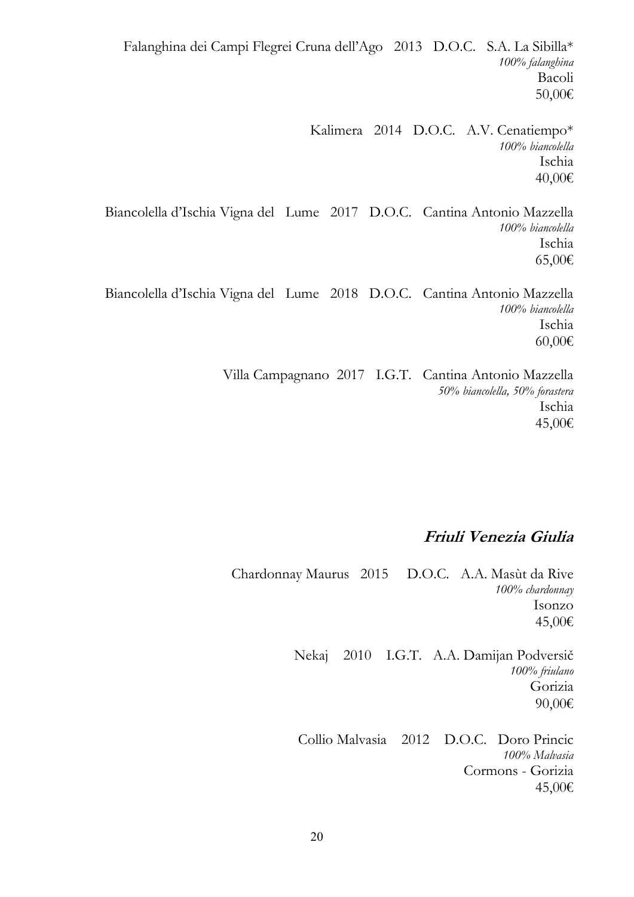Falanghina dei Campi Flegrei Cruna dell'Ago 2013 D.O.C. S.A. La Sibilla*
*100% falanghina*
Bacoli
50,00€

Kalimera 2014 D.O.C. A.V. Cenatiempo*
*100% biancolella*
Ischia
40,00€

Biancolella d'Ischia Vigna del Lume 2017 D.O.C. Cantina Antonio Mazzella
*100% biancolella*
Ischia
65,00€

Biancolella d'Ischia Vigna del Lume 2018 D.O.C. Cantina Antonio Mazzella
*100% biancolella*
Ischia
60,00€

Villa Campagnano 2017 I.G.T. Cantina Antonio Mazzella
*50% biancolella, 50% forastera*
Ischia
45,00€

## ***Friuli Venezia Giulia***

Chardonnay Maurus 2015 D.O.C. A.A. Masùt da Rive
*100% chardonnay*
Isonzo
45,00€

Nekaj 2010 I.G.T. A.A. Damijan Podversič
*100% friulano*
Gorizia
90,00€

Collio Malvasia 2012 D.O.C. Doro Princic
*100% Malvasia*
Cormons - Gorizia
45,00€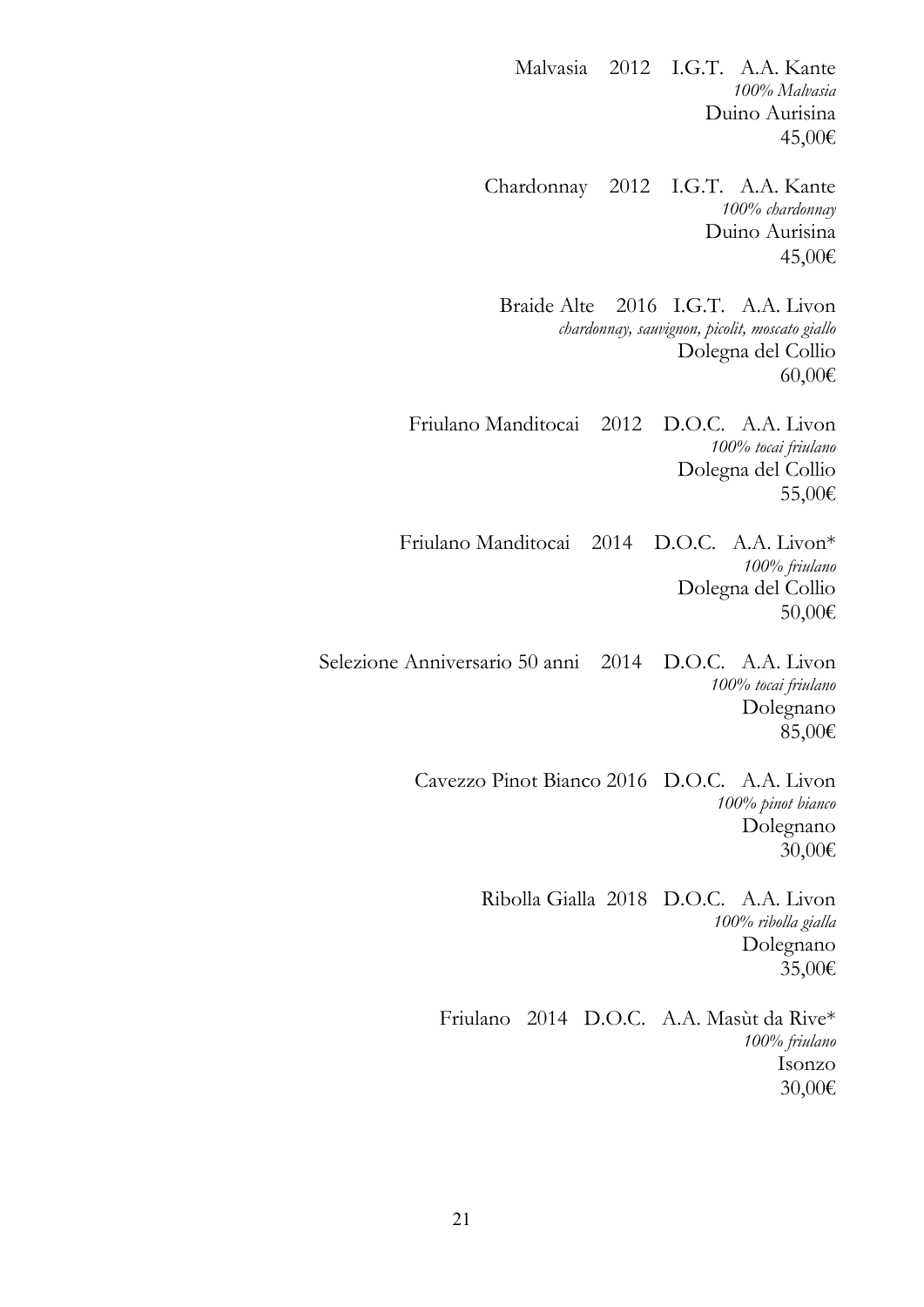Malvasia 2012 I.G.T. A.A. Kante
*100% Malvasia*
Duino Aurisina
45,00€

Chardonnay 2012 I.G.T. A.A. Kante
*100% chardonnay*
Duino Aurisina
45,00€

Braide Alte 2016 I.G.T. A.A. Livon
*chardonnay, sauvignon, picolit, moscato giallo*
Dolegna del Collio
60,00€

Friulano Manditocai 2012 D.O.C. A.A. Livon
*100% tocai friulano*
Dolegna del Collio
55,00€

Friulano Manditocai 2014 D.O.C. A.A. Livon*
*100% friulano*
Dolegna del Collio
50,00€

Selezione Anniversario 50 anni 2014 D.O.C. A.A. Livon
*100% tocai friulano*
Dolegnano
85,00€

Cavezzo Pinot Bianco 2016 D.O.C. A.A. Livon
*100% pinot bianco*
Dolegnano
30,00€

Ribolla Gialla 2018 D.O.C. A.A. Livon
*100% ribolla gialla*
Dolegnano
35,00€

Friulano 2014 D.O.C. A.A. Masùt da Rive*
*100% friulano*
Isonzo
30,00€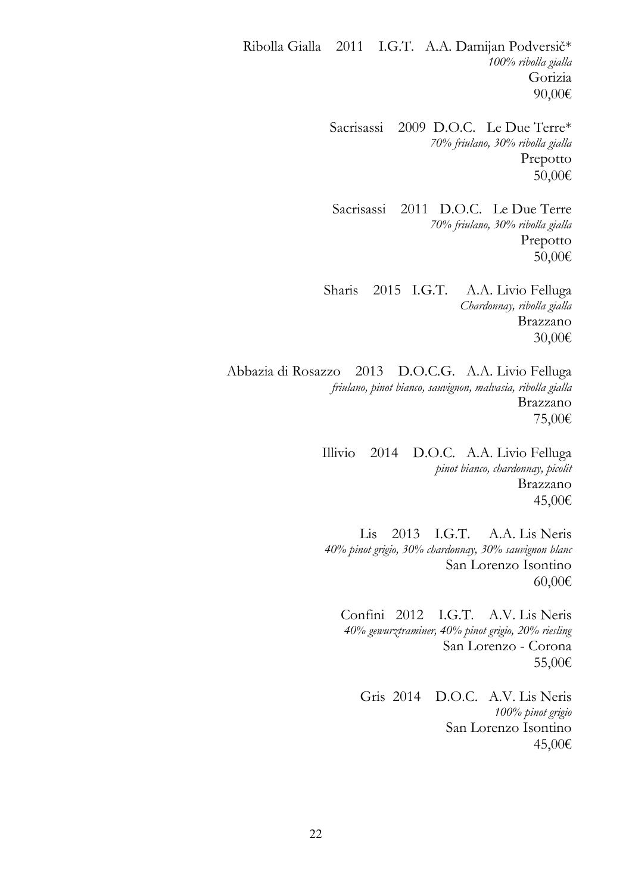Ribolla Gialla  2011  I.G.T.  A.A. Damijan Podversič*
*100% ribolla gialla*
Gorizia
90,00€

Sacrisassi  2009  D.O.C.  Le Due Terre*
*70% friulano, 30% ribolla gialla*
Prepotto
50,00€

Sacrisassi  2011  D.O.C.  Le Due Terre
*70% friulano, 30% ribolla gialla*
Prepotto
50,00€

Sharis  2015  I.G.T.  A.A. Livio Felluga
*Chardonnay, ribolla gialla*
Brazzano
30,00€

Abbazia di Rosazzo  2013  D.O.C.G.  A.A. Livio Felluga
*friulano, pinot bianco, sauvignon, malvasia, ribolla gialla*
Brazzano
75,00€

Illivio  2014  D.O.C.  A.A. Livio Felluga
*pinot bianco, chardonnay, picolit*
Brazzano
45,00€

Lis  2013  I.G.T.  A.A. Lis Neris
*40% pinot grigio, 30% chardonnay, 30% sauvignon blanc*
San Lorenzo Isontino
60,00€

Confini  2012  I.G.T.  A.V. Lis Neris
*40% gewurztraminer, 40% pinot grigio, 20% riesling*
San Lorenzo - Corona
55,00€

Gris  2014  D.O.C.  A.V. Lis Neris
*100% pinot grigio*
San Lorenzo Isontino
45,00€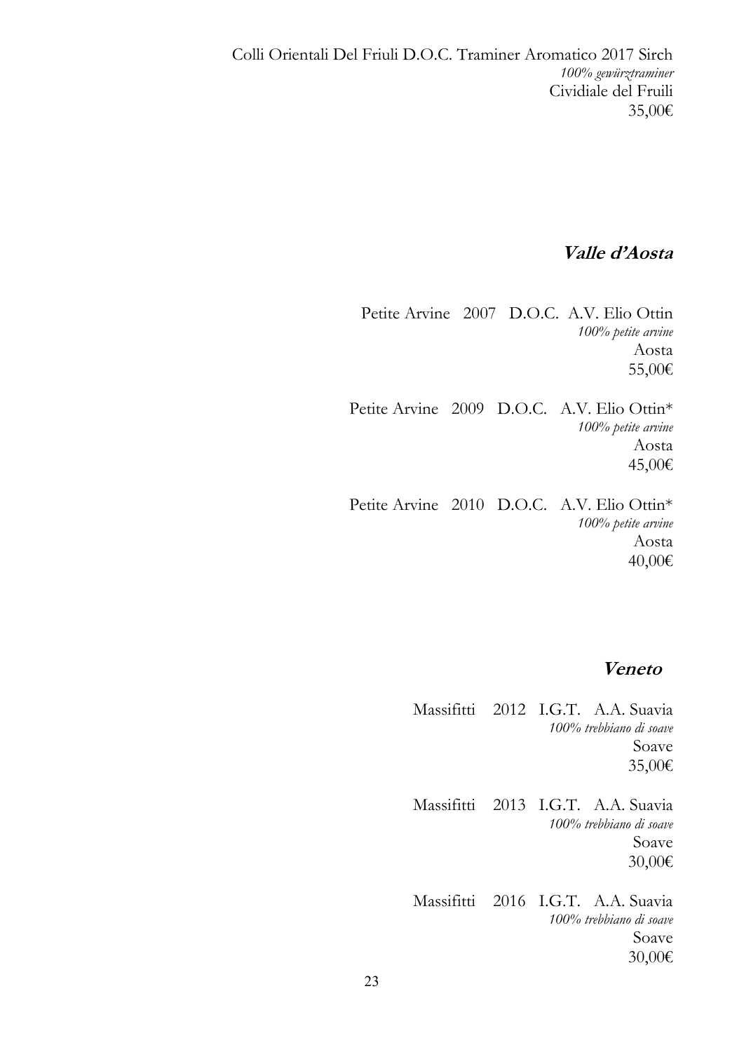Colli Orientali Del Friuli D.O.C. Traminer Aromatico 2017 Sirch
*100% gewürztraminer*
Cividiale del Fruili
35,00€

## ***Valle d'Aosta***

Petite Arvine 2007 D.O.C. A.V. Elio Ottin
*100% petite arvine*
Aosta
55,00€

Petite Arvine 2009 D.O.C. A.V. Elio Ottin*
*100% petite arvine*
Aosta
45,00€

Petite Arvine 2010 D.O.C. A.V. Elio Ottin*
*100% petite arvine*
Aosta
40,00€

## ***Veneto***

Massifitti 2012 I.G.T. A.A. Suavia
*100% trebbiano di soave*
Soave
35,00€

Massifitti 2013 I.G.T. A.A. Suavia
*100% trebbiano di soave*
Soave
30,00€

Massifitti 2016 I.G.T. A.A. Suavia
*100% trebbiano di soave*
Soave
30,00€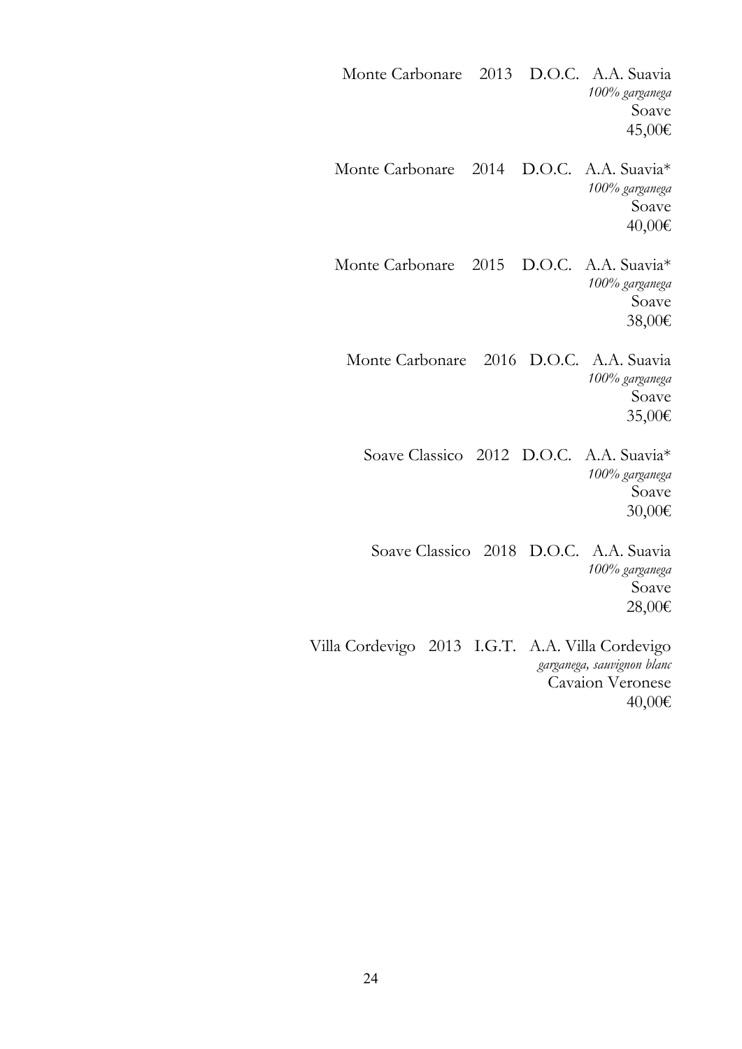Monte Carbonare 2013 D.O.C. A.A. Suavia
*100% garganega*
Soave
45,00€

Monte Carbonare 2014 D.O.C. A.A. Suavia*
*100% garganega*
Soave
40,00€

Monte Carbonare 2015 D.O.C. A.A. Suavia*
*100% garganega*
Soave
38,00€

Monte Carbonare 2016 D.O.C. A.A. Suavia
*100% garganega*
Soave
35,00€

Soave Classico 2012 D.O.C. A.A. Suavia*
*100% garganega*
Soave
30,00€

Soave Classico 2018 D.O.C. A.A. Suavia
*100% garganega*
Soave
28,00€

Villa Cordevigo 2013 I.G.T. A.A. Villa Cordevigo
*garganega, sauvignon blanc*
Cavaion Veronese
40,00€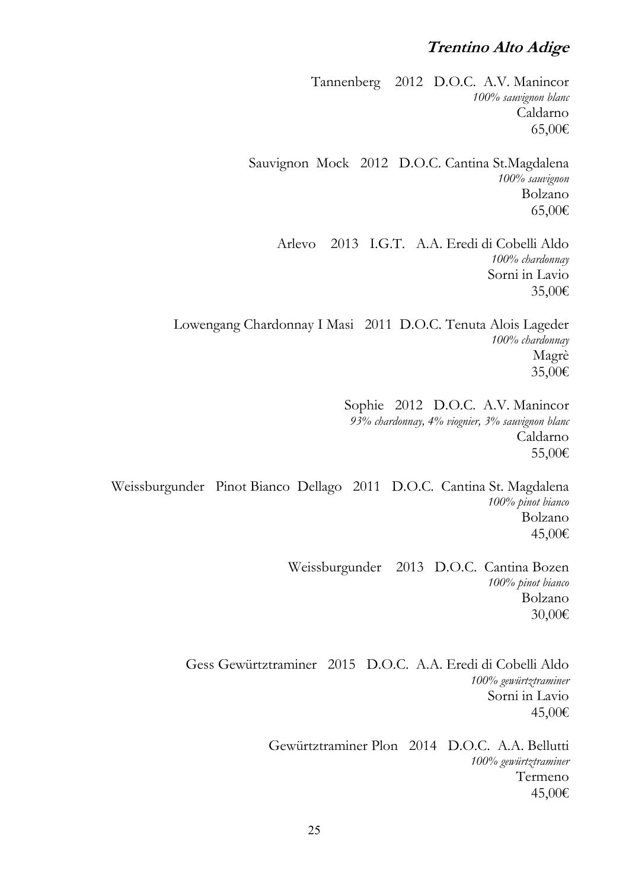## *Trentino Alto Adige*

Tannenberg 2012 D.O.C. A.V. Manincor
*100% sauvignon blanc*
Caldarno
65,00€

Sauvignon Mock 2012 D.O.C. Cantina St.Magdalena
*100% sauvignon*
Bolzano
65,00€

Arlevo 2013 I.G.T. A.A. Eredi di Cobelli Aldo
*100% chardonnay*
Sorni in Lavio
35,00€

Lowengang Chardonnay I Masi 2011 D.O.C. Tenuta Alois Lageder
*100% chardonnay*
Magrè
35,00€

Sophie 2012 D.O.C. A.V. Manincor
*93% chardonnay, 4% viognier, 3% sauvignon blanc*
Caldarno
55,00€

Weissburgunder Pinot Bianco Dellago 2011 D.O.C. Cantina St. Magdalena
*100% pinot bianco*
Bolzano
45,00€

Weissburgunder 2013 D.O.C. Cantina Bozen
*100% pinot bianco*
Bolzano
30,00€

Gess Gewürtztraminer 2015 D.O.C. A.A. Eredi di Cobelli Aldo
*100% gewürtztraminer*
Sorni in Lavio
45,00€

Gewürtztraminer Plon 2014 D.O.C. A.A. Bellutti
*100% gewürtztraminer*
Termeno
45,00€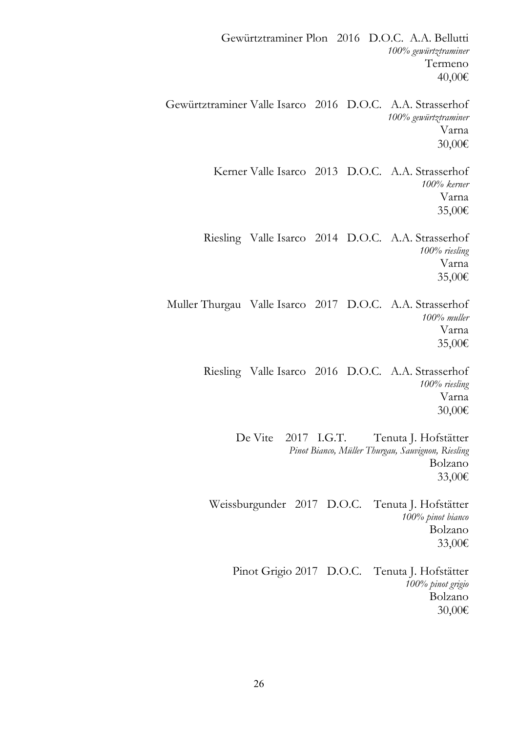Gewürztraminer Plon   2016   D.O.C.   A.A. Bellutti
*100% gewürztraminer*
Termeno
40,00€

Gewürztraminer Valle Isarco   2016   D.O.C.   A.A. Strasserhof
*100% gewürztraminer*
Varna
30,00€

Kerner Valle Isarco   2013   D.O.C.   A.A. Strasserhof
*100% kerner*
Varna
35,00€

Riesling   Valle Isarco   2014   D.O.C.   A.A. Strasserhof
*100% riesling*
Varna
35,00€

Muller Thurgau   Valle Isarco   2017   D.O.C.   A.A. Strasserhof
*100% muller*
Varna
35,00€

Riesling   Valle Isarco   2016   D.O.C.   A.A. Strasserhof
*100% riesling*
Varna
30,00€

De Vite   2017   I.G.T.   Tenuta J. Hofstätter
*Pinot Bianco, Müller Thurgau, Sauvignon, Riesling*
Bolzano
33,00€

Weissburgunder   2017   D.O.C.   Tenuta J. Hofstätter
*100% pinot bianco*
Bolzano
33,00€

Pinot Grigio 2017   D.O.C.   Tenuta J. Hofstätter
*100% pinot grigio*
Bolzano
30,00€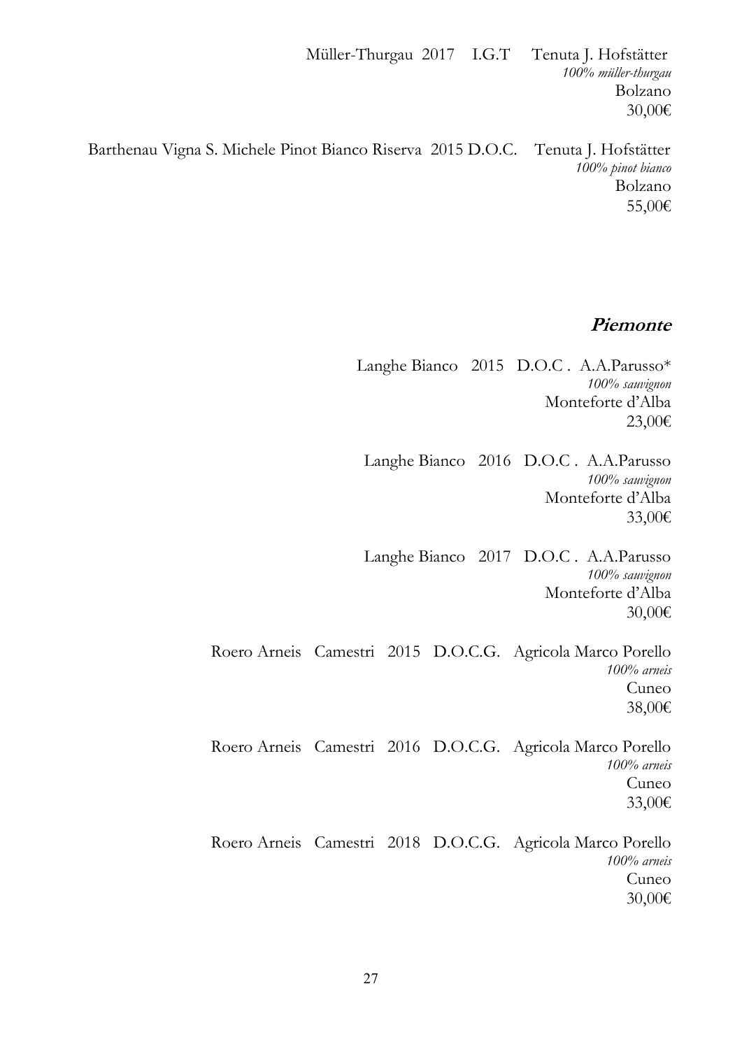Müller-Thurgau 2017 I.G.T Tenuta J. Hofstätter
*100% müller-thurgau*
Bolzano
30,00€

Barthenau Vigna S. Michele Pinot Bianco Riserva 2015 D.O.C. Tenuta J. Hofstätter
*100% pinot bianco*
Bolzano
55,00€

## **Piemonte**

Langhe Bianco 2015 D.O.C . A.A.Parusso*
*100% sauvignon*
Monteforte d'Alba
23,00€

Langhe Bianco 2016 D.O.C . A.A.Parusso
*100% sauvignon*
Monteforte d'Alba
33,00€

Langhe Bianco 2017 D.O.C . A.A.Parusso
*100% sauvignon*
Monteforte d'Alba
30,00€

Roero Arneis Camestri 2015 D.O.C.G. Agricola Marco Porello
*100% arneis*
Cuneo
38,00€

Roero Arneis Camestri 2016 D.O.C.G. Agricola Marco Porello
*100% arneis*
Cuneo
33,00€

Roero Arneis Camestri 2018 D.O.C.G. Agricola Marco Porello
*100% arneis*
Cuneo
30,00€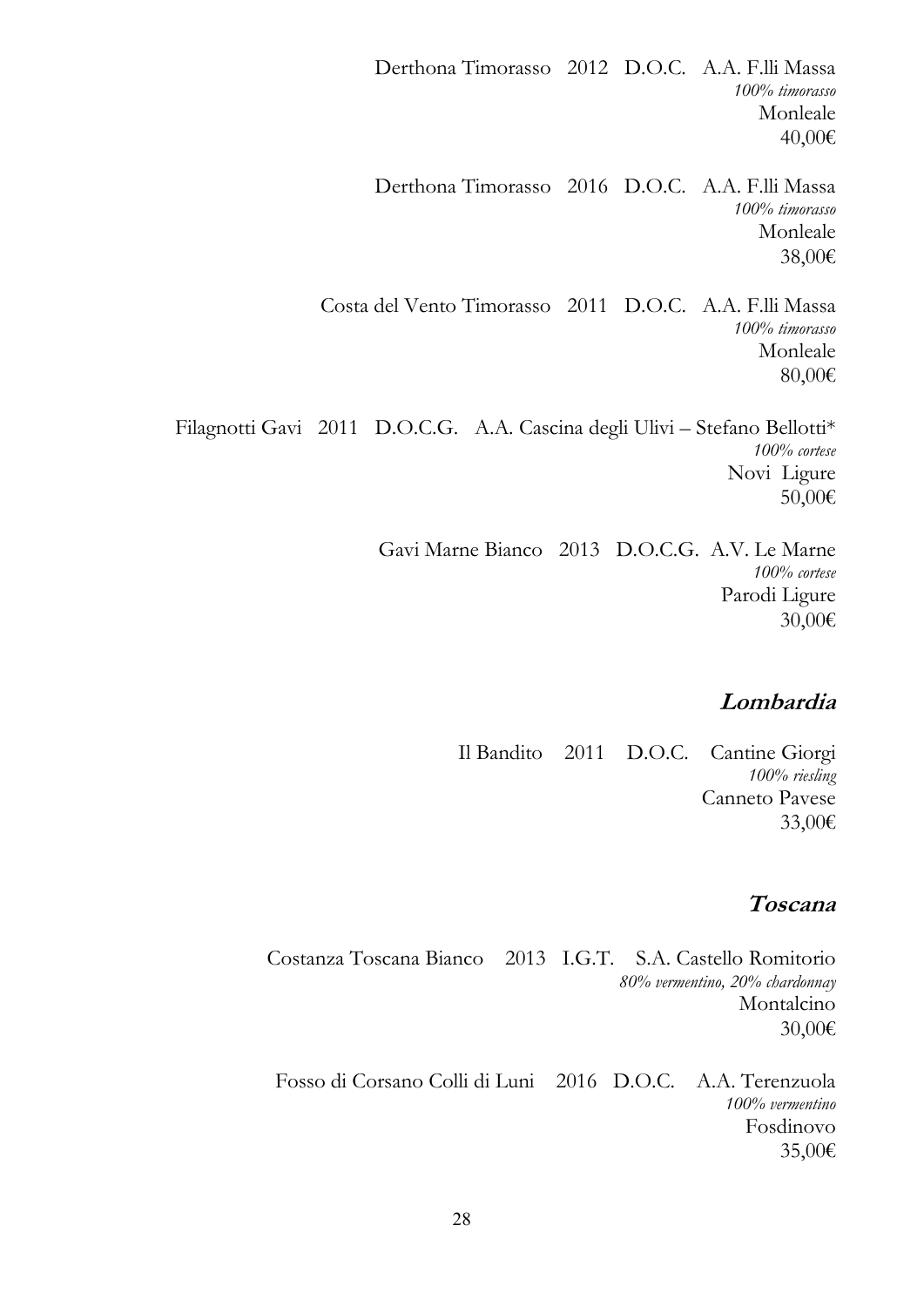Derthona Timorasso 2012 D.O.C. A.A. F.lli Massa
*100% timorasso*
Monleale
40,00€

Derthona Timorasso 2016 D.O.C. A.A. F.lli Massa
*100% timorasso*
Monleale
38,00€

Costa del Vento Timorasso 2011 D.O.C. A.A. F.lli Massa
*100% timorasso*
Monleale
80,00€

Filagnotti Gavi 2011 D.O.C.G. A.A. Cascina degli Ulivi – Stefano Bellotti*
*100% cortese*
Novi Ligure
50,00€

Gavi Marne Bianco 2013 D.O.C.G. A.V. Le Marne
*100% cortese*
Parodi Ligure
30,00€

## ***Lombardia***

Il Bandito 2011 D.O.C. Cantine Giorgi
*100% riesling*
Canneto Pavese
33,00€

## ***Toscana***

Costanza Toscana Bianco 2013 I.G.T. S.A. Castello Romitorio
*80% vermentino, 20% chardonnay*
Montalcino
30,00€

Fosso di Corsano Colli di Luni 2016 D.O.C. A.A. Terenzuola
*100% vermentino*
Fosdinovo
35,00€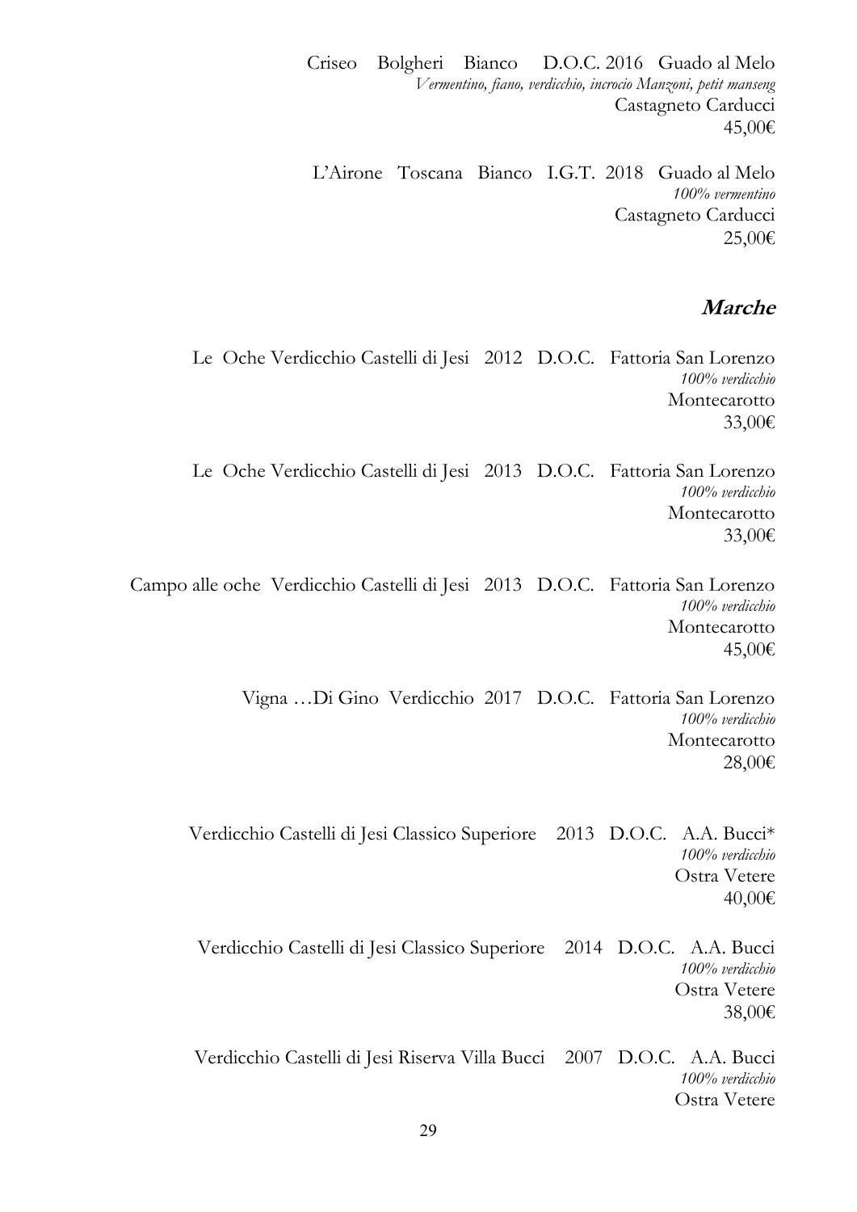Criseo Bolgheri Bianco D.O.C. 2016 Guado al Melo  
*Vermentino, fiano, verdicchio, incrocio Manzoni, petit manseng*  
Castagneto Carducci  
45,00€

L'Airone Toscana Bianco I.G.T. 2018 Guado al Melo  
*100% vermentino*  
Castagneto Carducci  
25,00€

## ***Marche***

Le Oche Verdicchio Castelli di Jesi 2012 D.O.C. Fattoria San Lorenzo  
*100% verdicchio*  
Montecarotto  
33,00€

Le Oche Verdicchio Castelli di Jesi 2013 D.O.C. Fattoria San Lorenzo  
*100% verdicchio*  
Montecarotto  
33,00€

Campo alle oche Verdicchio Castelli di Jesi 2013 D.O.C. Fattoria San Lorenzo  
*100% verdicchio*  
Montecarotto  
45,00€

Vigna …Di Gino Verdicchio 2017 D.O.C. Fattoria San Lorenzo  
*100% verdicchio*  
Montecarotto  
28,00€

Verdicchio Castelli di Jesi Classico Superiore 2013 D.O.C. A.A. Bucci*  
*100% verdicchio*  
Ostra Vetere  
40,00€

Verdicchio Castelli di Jesi Classico Superiore 2014 D.O.C. A.A. Bucci  
*100% verdicchio*  
Ostra Vetere  
38,00€

Verdicchio Castelli di Jesi Riserva Villa Bucci 2007 D.O.C. A.A. Bucci  
*100% verdicchio*  
Ostra Vetere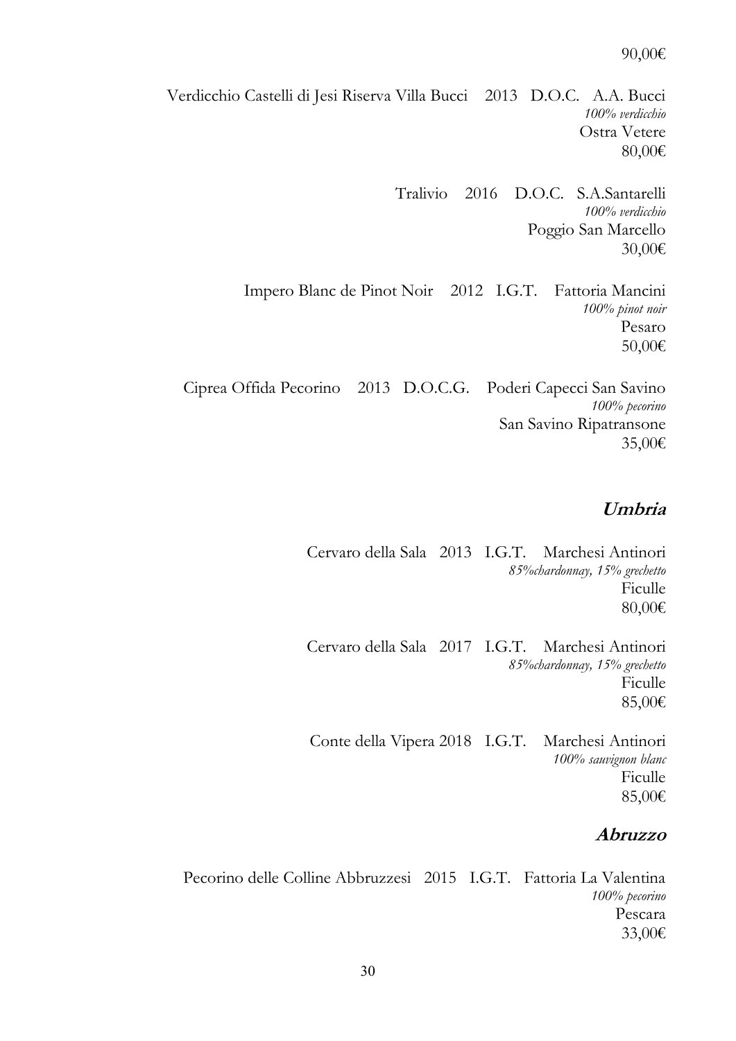90,00€

Verdicchio Castelli di Jesi Riserva Villa Bucci    2013   D.O.C.   A.A. Bucci
*100% verdicchio*
Ostra Vetere
80,00€

Tralivio    2016    D.O.C.   S.A.Santarelli
*100% verdicchio*
Poggio San Marcello
30,00€

Impero Blanc de Pinot Noir    2012   I.G.T.    Fattoria Mancini
*100% pinot noir*
Pesaro
50,00€

Ciprea Offida Pecorino    2013   D.O.C.G.    Poderi Capecci San Savino
*100% pecorino*
San Savino Ripatransone
35,00€

## ***Umbria***

Cervaro della Sala   2013   I.G.T.    Marchesi Antinori
*85%chardonnay, 15% grechetto*
Ficulle
80,00€

Cervaro della Sala   2017   I.G.T.    Marchesi Antinori
*85%chardonnay, 15% grechetto*
Ficulle
85,00€

Conte della Vipera 2018   I.G.T.    Marchesi Antinori
*100% sauvignon blanc*
Ficulle
85,00€

## ***Abruzzo***

Pecorino delle Colline Abbruzzesi   2015   I.G.T.   Fattoria La Valentina
*100% pecorino*
Pescara
33,00€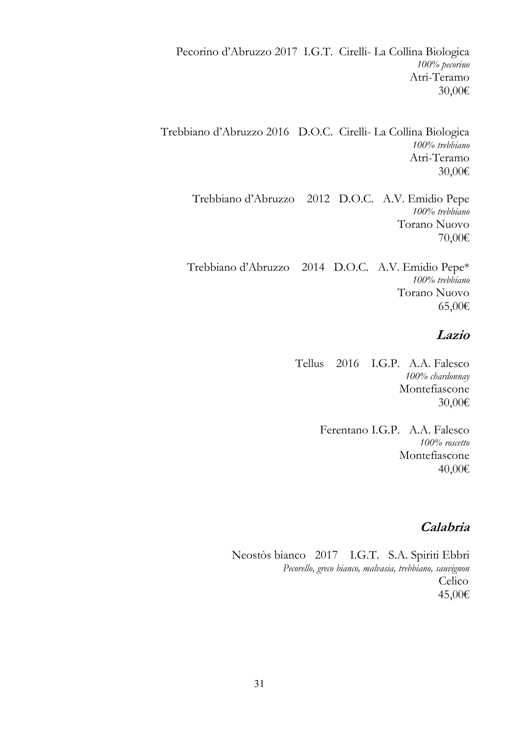Pecorino d'Abruzzo 2017 I.G.T. Cirelli- La Collina Biologica
*100% pecorino*
Atri-Teramo
30,00€

Trebbiano d'Abruzzo 2016 D.O.C. Cirelli- La Collina Biologica
*100% trebbiano*
Atri-Teramo
30,00€

Trebbiano d'Abruzzo 2012 D.O.C. A.V. Emidio Pepe
*100% trebbiano*
Torano Nuovo
70,00€

Trebbiano d'Abruzzo 2014 D.O.C. A.V. Emidio Pepe*
*100% trebbiano*
Torano Nuovo
65,00€

## *Lazio*

Tellus 2016 I.G.P. A.A. Falesco
*100% chardonnay*
Montefiascone
30,00€

Ferentano I.G.P. A.A. Falesco
*100% roscetto*
Montefiascone
40,00€

## *Calabria*

Neostòs bianco 2017 I.G.T. S.A. Spiriti Ebbri
*Pecorello, greco bianco, malvasia, trebbiano, sauvignon*
Celico
45,00€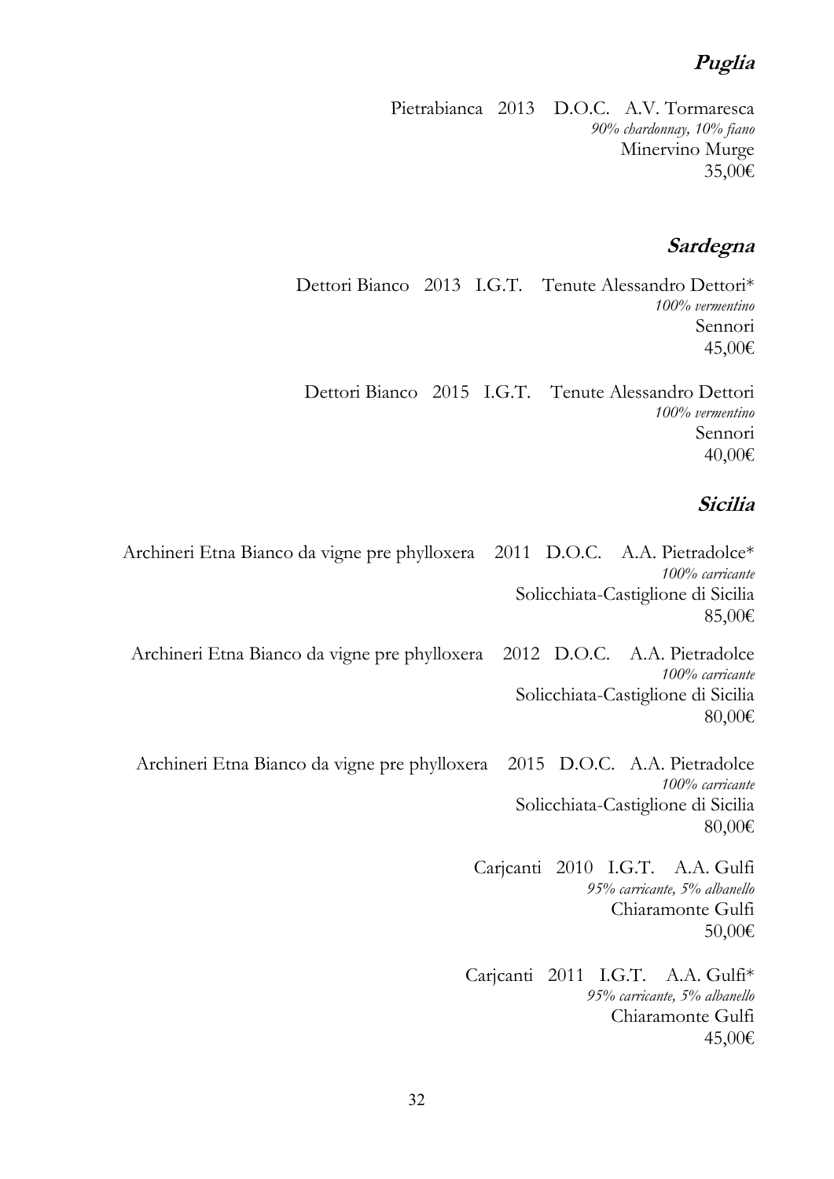## *Puglia*

Pietrabianca 2013 D.O.C. A.V. Tormaresca
*90% chardonnay, 10% fiano*
Minervino Murge
35,00€

## *Sardegna*

Dettori Bianco 2013 I.G.T. Tenute Alessandro Dettori*
*100% vermentino*
Sennori
45,00€

Dettori Bianco 2015 I.G.T. Tenute Alessandro Dettori
*100% vermentino*
Sennori
40,00€

## *Sicilia*

Archineri Etna Bianco da vigne pre phylloxera 2011 D.O.C. A.A. Pietradolce*
*100% carricante*
Solicchiata-Castiglione di Sicilia
85,00€

Archineri Etna Bianco da vigne pre phylloxera 2012 D.O.C. A.A. Pietradolce
*100% carricante*
Solicchiata-Castiglione di Sicilia
80,00€

Archineri Etna Bianco da vigne pre phylloxera 2015 D.O.C. A.A. Pietradolce
*100% carricante*
Solicchiata-Castiglione di Sicilia
80,00€

Carjcanti 2010 I.G.T. A.A. Gulfi
*95% carricante, 5% albanello*
Chiaramonte Gulfi
50,00€

Carjcanti 2011 I.G.T. A.A. Gulfi*
*95% carricante, 5% albanello*
Chiaramonte Gulfi
45,00€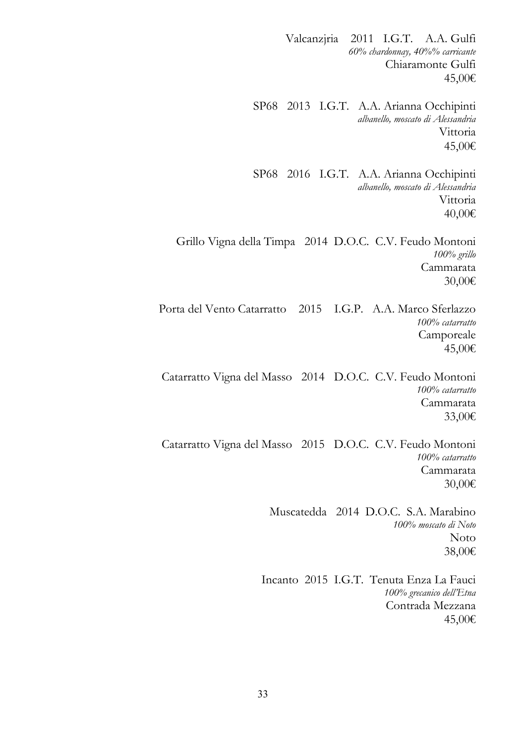Valcanzjria 2011 I.G.T. A.A. Gulfi
*60% chardonnay, 40%% carricante*
Chiaramonte Gulfi
45,00€

SP68 2013 I.G.T. A.A. Arianna Occhipinti
*albanello, moscato di Alessandria*
Vittoria
45,00€

SP68 2016 I.G.T. A.A. Arianna Occhipinti
*albanello, moscato di Alessandria*
Vittoria
40,00€

Grillo Vigna della Timpa 2014 D.O.C. C.V. Feudo Montoni
*100% grillo*
Cammarata
30,00€

Porta del Vento Catarratto 2015 I.G.P. A.A. Marco Sferlazzo
*100% catarratto*
Camporeale
45,00€

Catarratto Vigna del Masso 2014 D.O.C. C.V. Feudo Montoni
*100% catarratto*
Cammarata
33,00€

Catarratto Vigna del Masso 2015 D.O.C. C.V. Feudo Montoni
*100% catarratto*
Cammarata
30,00€

Muscatedda 2014 D.O.C. S.A. Marabino
*100% moscato di Noto*
Noto
38,00€

Incanto 2015 I.G.T. Tenuta Enza La Fauci
*100% grecanico dell'Etna*
Contrada Mezzana
45,00€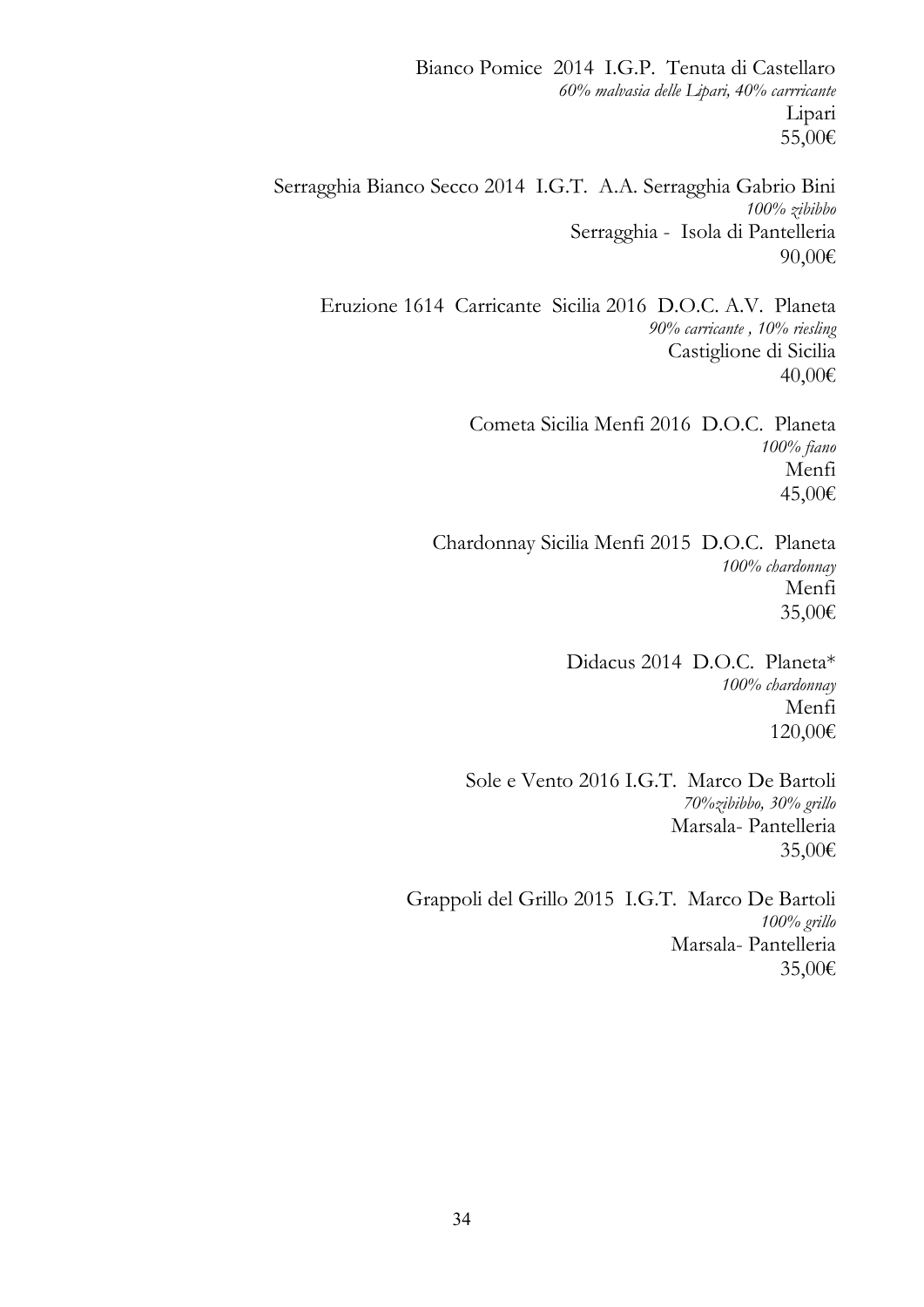Bianco Pomice  2014  I.G.P.  Tenuta di Castellaro
*60% malvasia delle Lipari, 40% carrricante*
Lipari
55,00€

Serragghia Bianco Secco 2014  I.G.T.  A.A. Serragghia Gabrio Bini
*100% zibibbo*
Serragghia -  Isola di Pantelleria
90,00€

Eruzione 1614  Carricante  Sicilia 2016  D.O.C. A.V.  Planeta
*90% carricante , 10% riesling*
Castiglione di Sicilia
40,00€

Cometa Sicilia Menfi 2016  D.O.C.  Planeta
*100% fiano*
Menfi
45,00€

Chardonnay Sicilia Menfi 2015  D.O.C.  Planeta
*100% chardonnay*
Menfi
35,00€

Didacus 2014  D.O.C.  Planeta*
*100% chardonnay*
Menfi
120,00€

Sole e Vento 2016 I.G.T.  Marco De Bartoli
*70%zibibbo, 30% grillo*
Marsala- Pantelleria
35,00€

Grappoli del Grillo 2015  I.G.T.  Marco De Bartoli
*100% grillo*
Marsala- Pantelleria
35,00€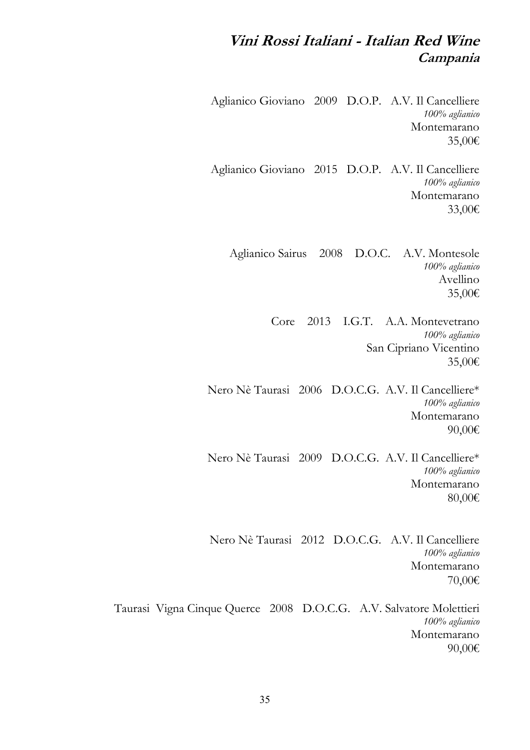# *Vini Rossi Italiani - Italian Red Wine*

## *Campania*

Aglianico Gioviano 2009 D.O.P. A.V. Il Cancelliere
*100% aglianico*
Montemarano
35,00€

Aglianico Gioviano 2015 D.O.P. A.V. Il Cancelliere
*100% aglianico*
Montemarano
33,00€

Aglianico Sairus 2008 D.O.C. A.V. Montesole
*100% aglianico*
Avellino
35,00€

Core 2013 I.G.T. A.A. Montevetrano
*100% aglianico*
San Cipriano Vicentino
35,00€

Nero Nè Taurasi 2006 D.O.C.G. A.V. Il Cancelliere*
*100% aglianico*
Montemarano
90,00€

Nero Nè Taurasi 2009 D.O.C.G. A.V. Il Cancelliere*
*100% aglianico*
Montemarano
80,00€

Nero Nè Taurasi 2012 D.O.C.G. A.V. Il Cancelliere
*100% aglianico*
Montemarano
70,00€

Taurasi Vigna Cinque Querce 2008 D.O.C.G. A.V. Salvatore Molettieri
*100% aglianico*
Montemarano
90,00€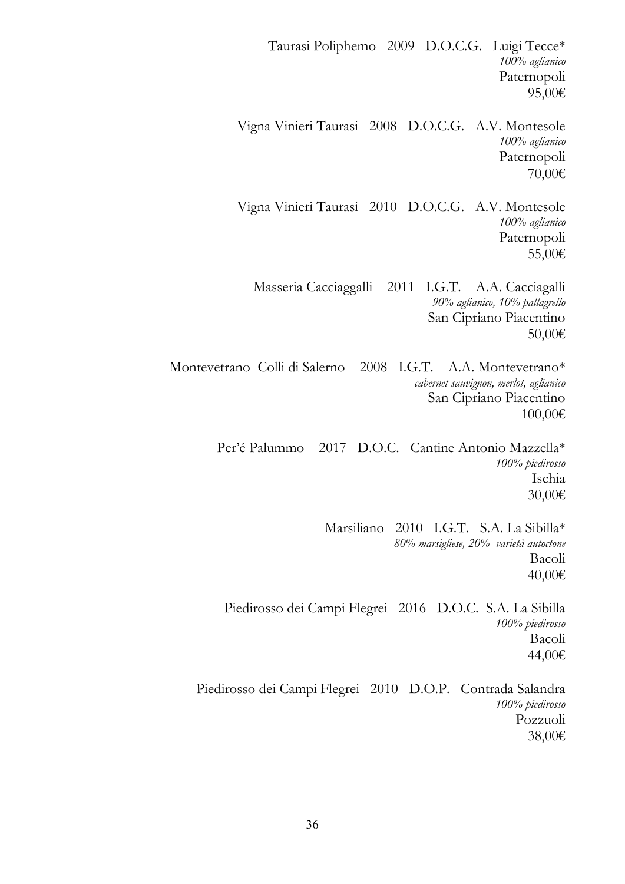Taurasi Poliphemo   2009   D.O.C.G.   Luigi Tecce*  
*100% aglianico*  
Paternopoli  
95,00€

Vigna Vinieri Taurasi   2008   D.O.C.G.   A.V. Montesole  
*100% aglianico*  
Paternopoli  
70,00€

Vigna Vinieri Taurasi   2010   D.O.C.G.   A.V. Montesole  
*100% aglianico*  
Paternopoli  
55,00€

Masseria Cacciaggalli   2011   I.G.T.   A.A. Cacciagalli  
*90% aglianico, 10% pallagrello*  
San Cipriano Piacentino  
50,00€

Montevetrano  Colli di Salerno   2008   I.G.T.   A.A. Montevetrano*  
*cabernet sauvignon, merlot, aglianico*  
San Cipriano Piacentino  
100,00€

Per'é Palummo   2017   D.O.C.   Cantine Antonio Mazzella*  
*100% piedirosso*  
Ischia  
30,00€

Marsiliano   2010   I.G.T.   S.A. La Sibilla*  
*80% marsigliese, 20%  varietà autoctone*  
Bacoli  
40,00€

Piedirosso dei Campi Flegrei   2016   D.O.C.   S.A. La Sibilla  
*100% piedirosso*  
Bacoli  
44,00€

Piedirosso dei Campi Flegrei   2010   D.O.P.   Contrada Salandra  
*100% piedirosso*  
Pozzuoli  
38,00€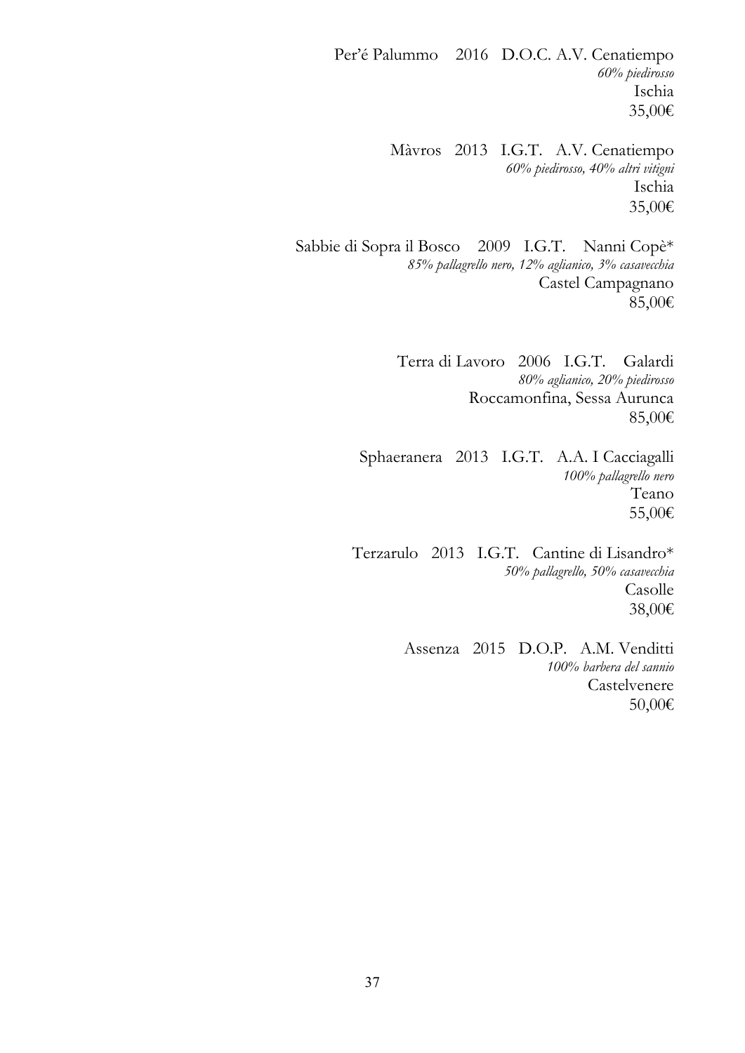Per'é Palummo   2016   D.O.C. A.V. Cenatiempo
*60% piedirosso*
Ischia
35,00€

Màvros   2013   I.G.T.   A.V. Cenatiempo
*60% piedirosso, 40% altri vitigni*
Ischia
35,00€

Sabbie di Sopra il Bosco   2009   I.G.T.   Nanni Copè*
*85% pallagrello nero, 12% aglianico, 3% casavecchia*
Castel Campagnano
85,00€

Terra di Lavoro   2006   I.G.T.   Galardi
*80% aglianico, 20% piedirosso*
Roccamonfina, Sessa Aurunca
85,00€

Sphaeranera   2013   I.G.T.   A.A. I Cacciagalli
*100% pallagrello nero*
Teano
55,00€

Terzarulo   2013   I.G.T.   Cantine di Lisandro*
*50% pallagrello, 50% casavecchia*
Casolle
38,00€

Assenza   2015   D.O.P.   A.M. Venditti
*100% barbera del sannio*
Castelvenere
50,00€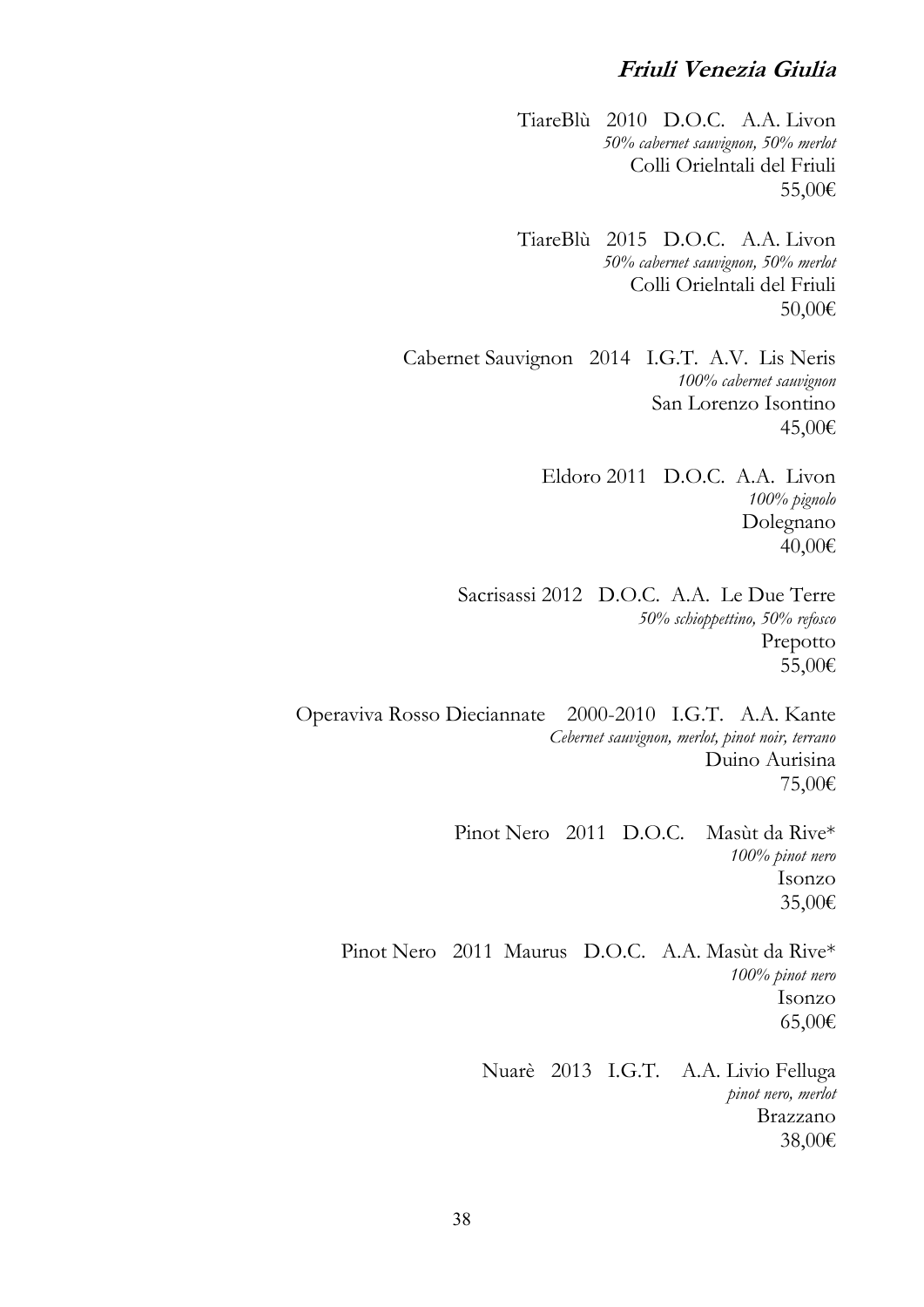## *Friuli Venezia Giulia*

TiareBlù 2010 D.O.C. A.A. Livon
*50% cabernet sauvignon, 50% merlot*
Colli Orielntali del Friuli
55,00€

TiareBlù 2015 D.O.C. A.A. Livon
*50% cabernet sauvignon, 50% merlot*
Colli Orielntali del Friuli
50,00€

Cabernet Sauvignon 2014 I.G.T. A.V. Lis Neris
*100% cabernet sauvignon*
San Lorenzo Isontino
45,00€

Eldoro 2011 D.O.C. A.A. Livon
*100% pignolo*
Dolegnano
40,00€

Sacrisassi 2012 D.O.C. A.A. Le Due Terre
*50% schioppettino, 50% refosco*
Prepotto
55,00€

Operaviva Rosso Dieciannate 2000-2010 I.G.T. A.A. Kante
*Cebernet sauvignon, merlot, pinot noir, terrano*
Duino Aurisina
75,00€

Pinot Nero 2011 D.O.C. Masùt da Rive*
*100% pinot nero*
Isonzo
35,00€

Pinot Nero 2011 Maurus D.O.C. A.A. Masùt da Rive*
*100% pinot nero*
Isonzo
65,00€

Nuarè 2013 I.G.T. A.A. Livio Felluga
*pinot nero, merlot*
Brazzano
38,00€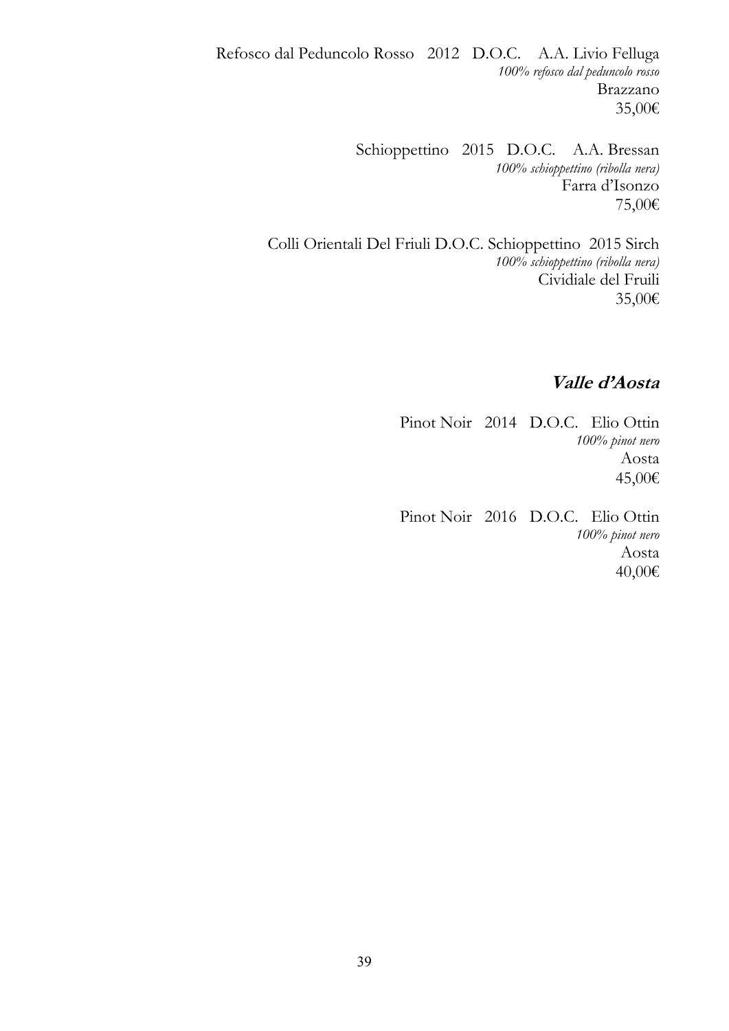Refosco dal Peduncolo Rosso   2012   D.O.C.   A.A. Livio Felluga
*100% refosco dal peduncolo rosso*
Brazzano
35,00€

Schioppettino   2015   D.O.C.   A.A. Bressan
*100% schioppettino (ribolla nera)*
Farra d'Isonzo
75,00€

Colli Orientali Del Friuli D.O.C. Schioppettino  2015 Sirch
*100% schioppettino (ribolla nera)*
Cividiale del Fruili
35,00€

## ***Valle d'Aosta***

Pinot Noir   2014   D.O.C.   Elio Ottin
*100% pinot nero*
Aosta
45,00€

Pinot Noir   2016   D.O.C.   Elio Ottin
*100% pinot nero*
Aosta
40,00€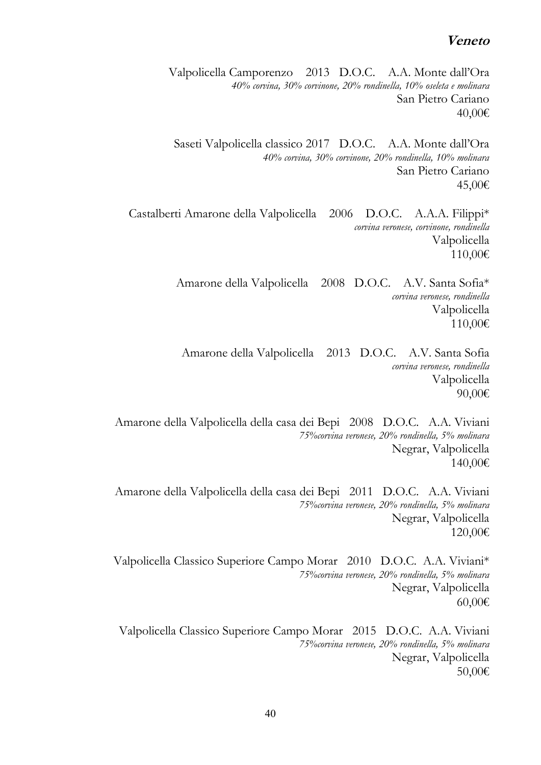## **Veneto**

Valpolicella Camporenzo 2013 D.O.C. A.A. Monte dall'Ora
*40% corvina, 30% corvinone, 20% rondinella, 10% oseleta e molinara*
San Pietro Cariano
40,00€

Saseti Valpolicella classico 2017 D.O.C. A.A. Monte dall'Ora
*40% corvina, 30% corvinone, 20% rondinella, 10% molinara*
San Pietro Cariano
45,00€

Castalberti Amarone della Valpolicella 2006 D.O.C. A.A.A. Filippi*
*corvina veronese, corvinone, rondinella*
Valpolicella
110,00€

Amarone della Valpolicella 2008 D.O.C. A.V. Santa Sofia*
*corvina veronese, rondinella*
Valpolicella
110,00€

Amarone della Valpolicella 2013 D.O.C. A.V. Santa Sofia
*corvina veronese, rondinella*
Valpolicella
90,00€

Amarone della Valpolicella della casa dei Bepi 2008 D.O.C. A.A. Viviani
*75%corvina veronese, 20% rondinella, 5% molinara*
Negrar, Valpolicella
140,00€

Amarone della Valpolicella della casa dei Bepi 2011 D.O.C. A.A. Viviani
*75%corvina veronese, 20% rondinella, 5% molinara*
Negrar, Valpolicella
120,00€

Valpolicella Classico Superiore Campo Morar 2010 D.O.C. A.A. Viviani*
*75%corvina veronese, 20% rondinella, 5% molinara*
Negrar, Valpolicella
60,00€

Valpolicella Classico Superiore Campo Morar 2015 D.O.C. A.A. Viviani
*75%corvina veronese, 20% rondinella, 5% molinara*
Negrar, Valpolicella
50,00€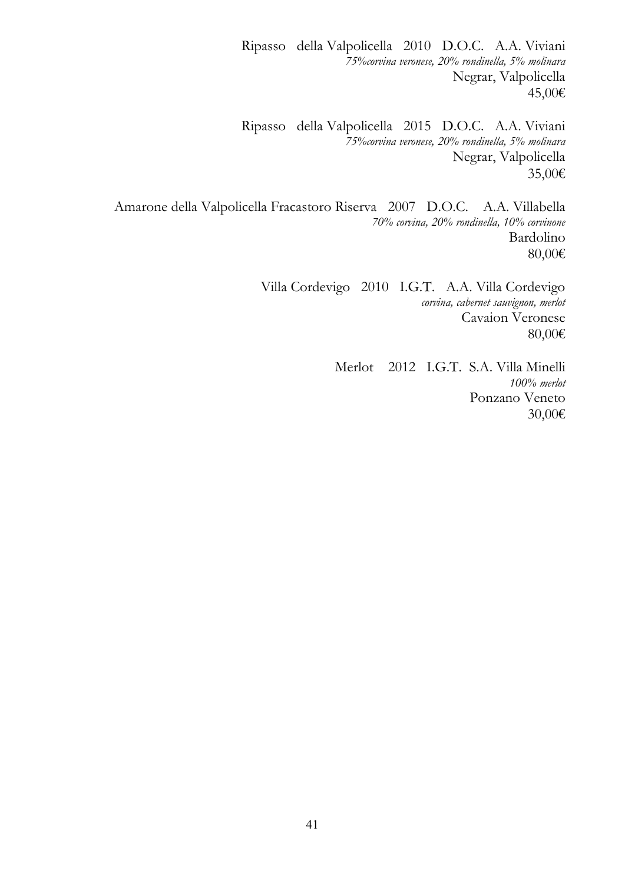Ripasso della Valpolicella 2010 D.O.C. A.A. Viviani
*75%corvina veronese, 20% rondinella, 5% molinara*
Negrar, Valpolicella
45,00€

Ripasso della Valpolicella 2015 D.O.C. A.A. Viviani
*75%corvina veronese, 20% rondinella, 5% molinara*
Negrar, Valpolicella
35,00€

Amarone della Valpolicella Fracastoro Riserva 2007 D.O.C. A.A. Villabella
*70% corvina, 20% rondinella, 10% corvinone*
Bardolino
80,00€

Villa Cordevigo 2010 I.G.T. A.A. Villa Cordevigo
*corvina, cabernet sauvignon, merlot*
Cavaion Veronese
80,00€

Merlot 2012 I.G.T. S.A. Villa Minelli
*100% merlot*
Ponzano Veneto
30,00€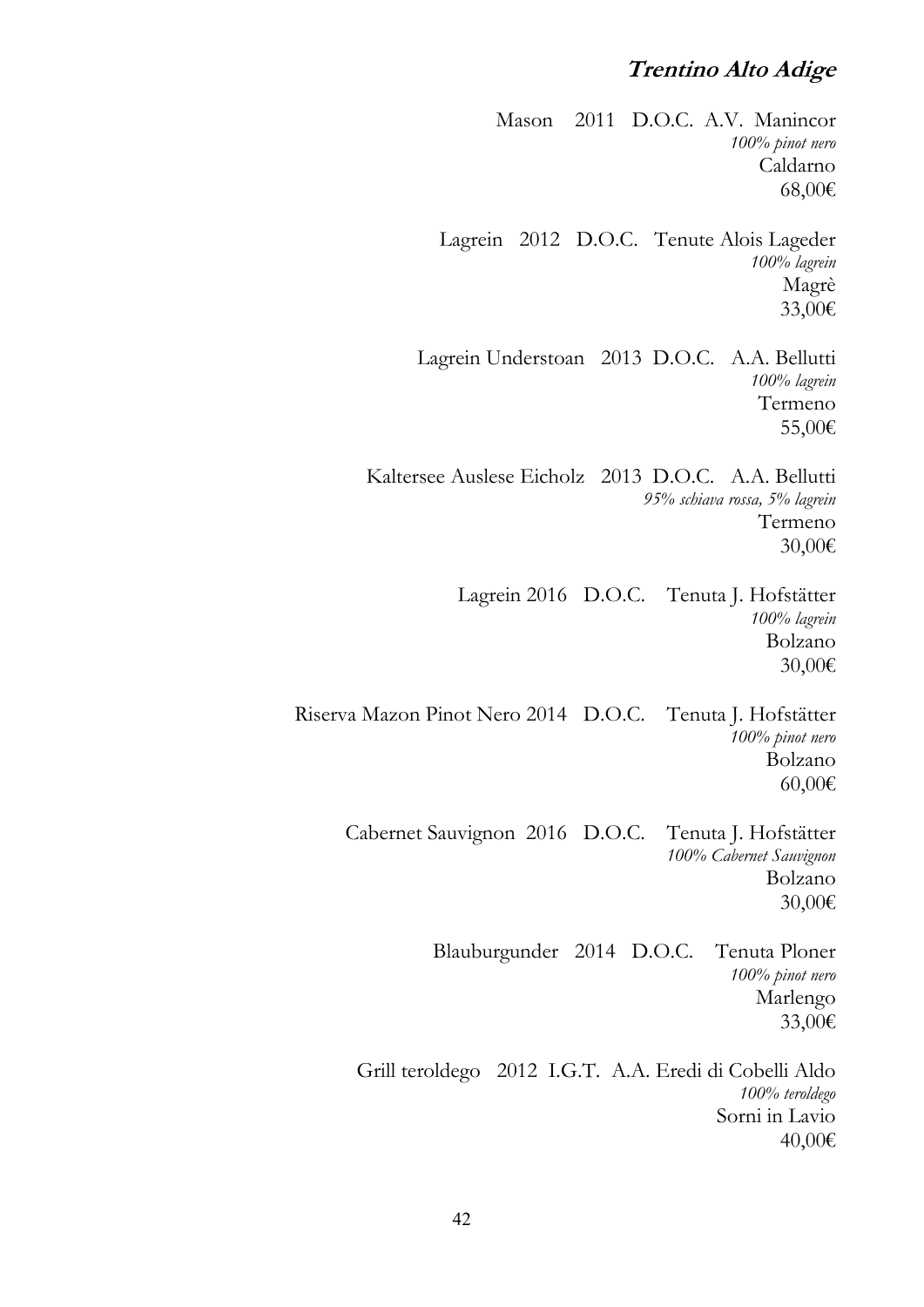## *Trentino Alto Adige*

Mason 2011 D.O.C. A.V. Manincor
*100% pinot nero*
Caldarno
68,00€

Lagrein 2012 D.O.C. Tenute Alois Lageder
*100% lagrein*
Magrè
33,00€

Lagrein Understoan 2013 D.O.C. A.A. Bellutti
*100% lagrein*
Termeno
55,00€

Kaltersee Auslese Eicholz 2013 D.O.C. A.A. Bellutti
*95% schiava rossa, 5% lagrein*
Termeno
30,00€

Lagrein 2016 D.O.C. Tenuta J. Hofstätter
*100% lagrein*
Bolzano
30,00€

Riserva Mazon Pinot Nero 2014 D.O.C. Tenuta J. Hofstätter
*100% pinot nero*
Bolzano
60,00€

Cabernet Sauvignon 2016 D.O.C. Tenuta J. Hofstätter
*100% Cabernet Sauvignon*
Bolzano
30,00€

Blauburgunder 2014 D.O.C. Tenuta Ploner
*100% pinot nero*
Marlengo
33,00€

Grill teroldego 2012 I.G.T. A.A. Eredi di Cobelli Aldo
*100% teroldego*
Sorni in Lavio
40,00€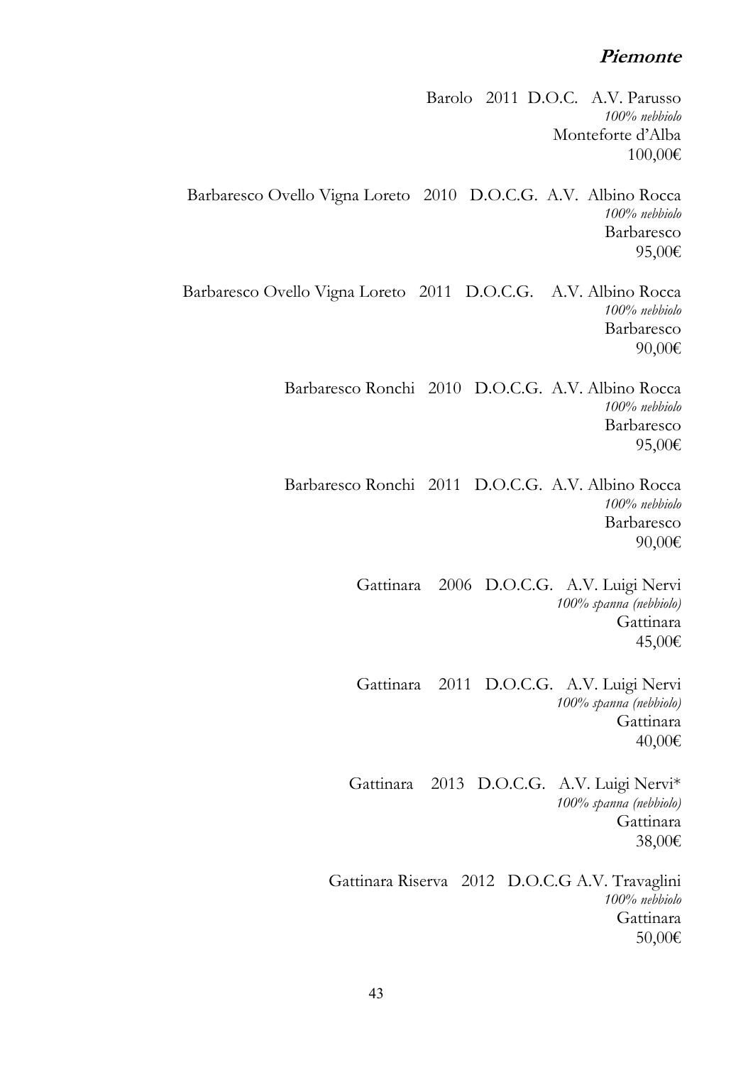## *Piemonte*

Barolo 2011 D.O.C. A.V. Parusso
*100% nebbiolo*
Monteforte d'Alba
100,00€

Barbaresco Ovello Vigna Loreto 2010 D.O.C.G. A.V. Albino Rocca
*100% nebbiolo*
Barbaresco
95,00€

Barbaresco Ovello Vigna Loreto 2011 D.O.C.G. A.V. Albino Rocca
*100% nebbiolo*
Barbaresco
90,00€

Barbaresco Ronchi 2010 D.O.C.G. A.V. Albino Rocca
*100% nebbiolo*
Barbaresco
95,00€

Barbaresco Ronchi 2011 D.O.C.G. A.V. Albino Rocca
*100% nebbiolo*
Barbaresco
90,00€

Gattinara 2006 D.O.C.G. A.V. Luigi Nervi
*100% spanna (nebbiolo)*
Gattinara
45,00€

Gattinara 2011 D.O.C.G. A.V. Luigi Nervi
*100% spanna (nebbiolo)*
Gattinara
40,00€

Gattinara 2013 D.O.C.G. A.V. Luigi Nervi*
*100% spanna (nebbiolo)*
Gattinara
38,00€

Gattinara Riserva 2012 D.O.C.G A.V. Travaglini
*100% nebbiolo*
Gattinara
50,00€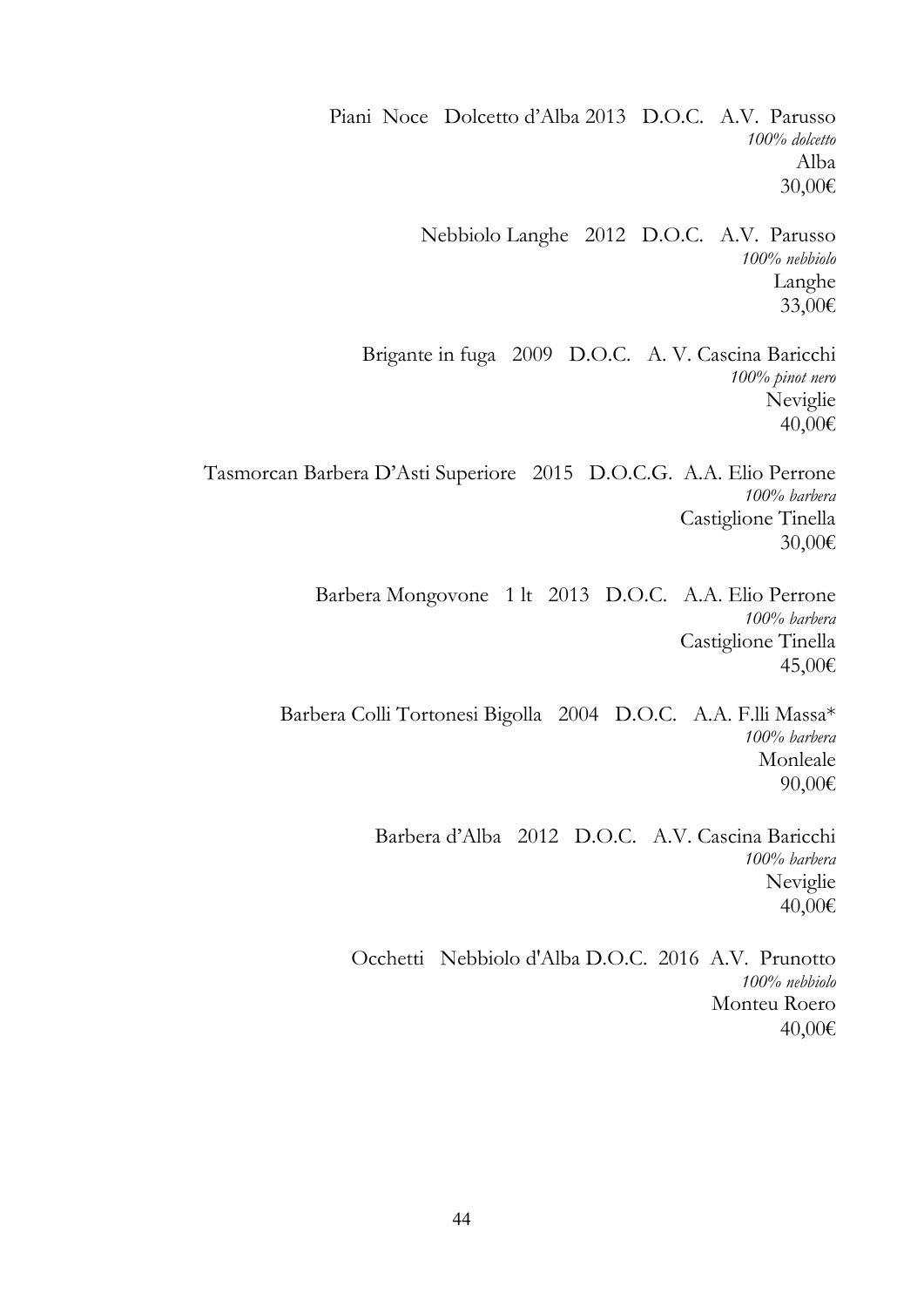Piani Noce Dolcetto d'Alba 2013 D.O.C. A.V. Parusso
*100% dolcetto*
Alba
30,00€

Nebbiolo Langhe 2012 D.O.C. A.V. Parusso
*100% nebbiolo*
Langhe
33,00€

Brigante in fuga 2009 D.O.C. A. V. Cascina Baricchi
*100% pinot nero*
Neviglie
40,00€

Tasmorcan Barbera D'Asti Superiore 2015 D.O.C.G. A.A. Elio Perrone
*100% barbera*
Castiglione Tinella
30,00€

Barbera Mongovone 1 lt 2013 D.O.C. A.A. Elio Perrone
*100% barbera*
Castiglione Tinella
45,00€

Barbera Colli Tortonesi Bigolla 2004 D.O.C. A.A. F.lli Massa*
*100% barbera*
Monleale
90,00€

Barbera d'Alba 2012 D.O.C. A.V. Cascina Baricchi
*100% barbera*
Neviglie
40,00€

Occhetti Nebbiolo d'Alba D.O.C. 2016 A.V. Prunotto
*100% nebbiolo*
Monteu Roero
40,00€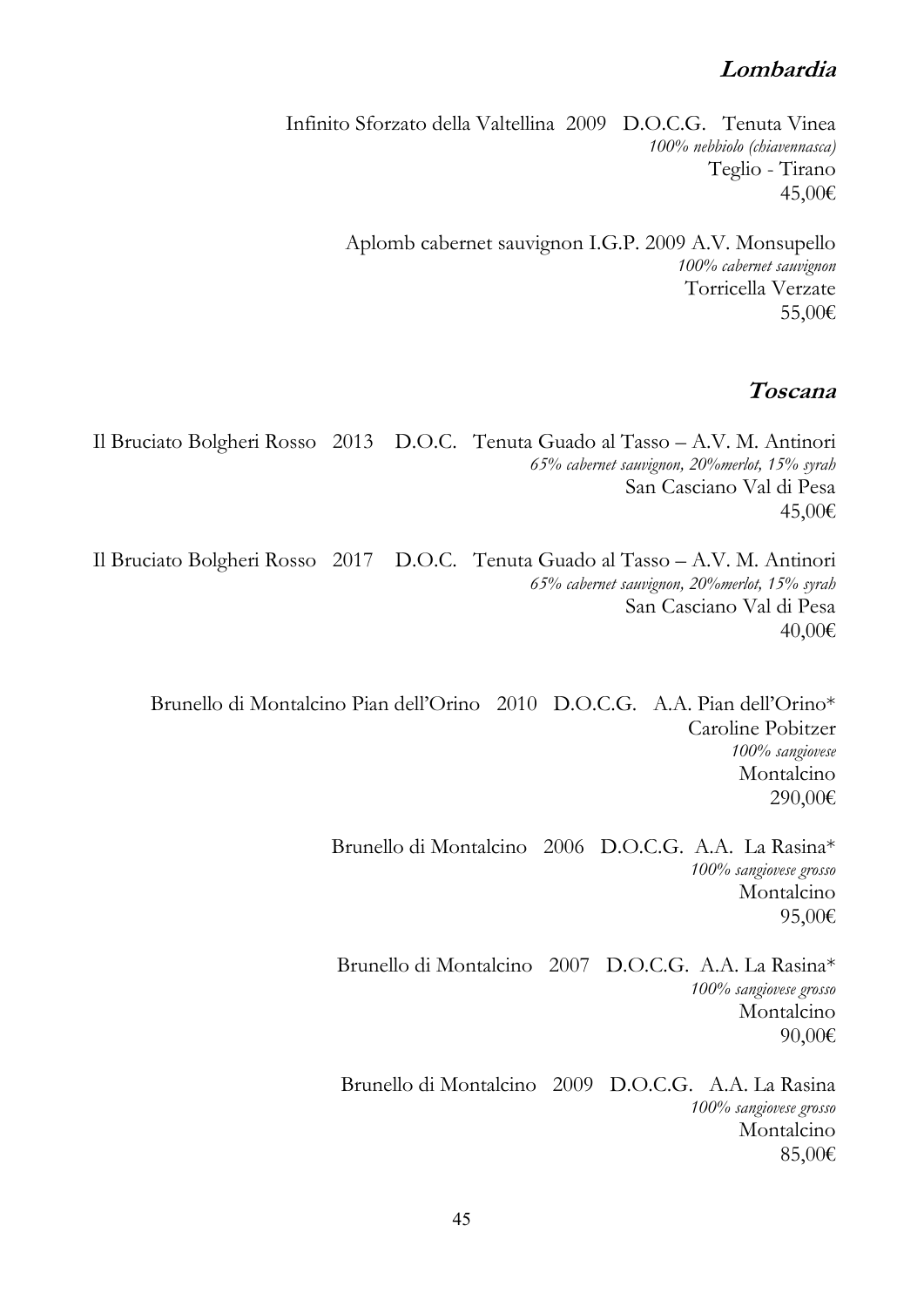## ***Lombardia***

Infinito Sforzato della Valtellina 2009 D.O.C.G. Tenuta Vinea
*100% nebbiolo (chiavennasca)*
Teglio - Tirano
45,00€

Aplomb cabernet sauvignon I.G.P. 2009 A.V. Monsupello
*100% cabernet sauvignon*
Torricella Verzate
55,00€

## ***Toscana***

Il Bruciato Bolgheri Rosso 2013 D.O.C. Tenuta Guado al Tasso – A.V. M. Antinori
*65% cabernet sauvignon, 20%merlot, 15% syrah*
San Casciano Val di Pesa
45,00€

Il Bruciato Bolgheri Rosso 2017 D.O.C. Tenuta Guado al Tasso – A.V. M. Antinori
*65% cabernet sauvignon, 20%merlot, 15% syrah*
San Casciano Val di Pesa
40,00€

Brunello di Montalcino Pian dell'Orino 2010 D.O.C.G. A.A. Pian dell'Orino*
Caroline Pobitzer
*100% sangiovese*
Montalcino
290,00€

Brunello di Montalcino 2006 D.O.C.G. A.A. La Rasina*
*100% sangiovese grosso*
Montalcino
95,00€

Brunello di Montalcino 2007 D.O.C.G. A.A. La Rasina*
*100% sangiovese grosso*
Montalcino
90,00€

Brunello di Montalcino 2009 D.O.C.G. A.A. La Rasina
*100% sangiovese grosso*
Montalcino
85,00€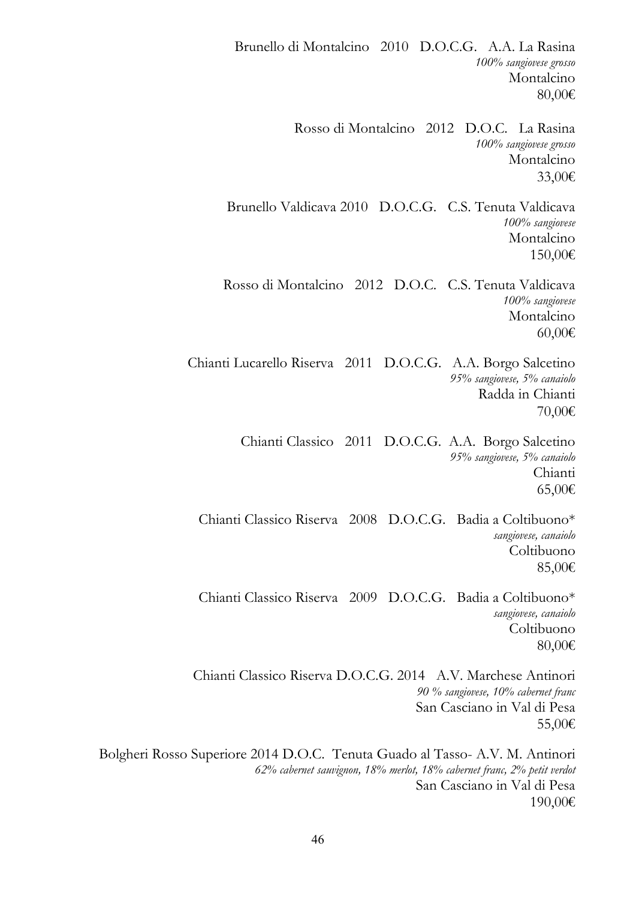Brunello di Montalcino   2010   D.O.C.G.   A.A. La Rasina
*100% sangiovese grosso*
Montalcino
80,00€

Rosso di Montalcino   2012   D.O.C.   La Rasina
*100% sangiovese grosso*
Montalcino
33,00€

Brunello Valdicava 2010   D.O.C.G.   C.S. Tenuta Valdicava
*100% sangiovese*
Montalcino
150,00€

Rosso di Montalcino   2012   D.O.C.   C.S. Tenuta Valdicava
*100% sangiovese*
Montalcino
60,00€

Chianti Lucarello Riserva   2011   D.O.C.G.   A.A. Borgo Salcetino
*95% sangiovese, 5% canaiolo*
Radda in Chianti
70,00€

Chianti Classico   2011   D.O.C.G.  A.A.  Borgo Salcetino
*95% sangiovese, 5% canaiolo*
Chianti
65,00€

Chianti Classico Riserva   2008   D.O.C.G.   Badia a Coltibuono*
*sangiovese, canaiolo*
Coltibuono
85,00€

Chianti Classico Riserva   2009   D.O.C.G.   Badia a Coltibuono*
*sangiovese, canaiolo*
Coltibuono
80,00€

Chianti Classico Riserva D.O.C.G. 2014   A.V. Marchese Antinori
*90 % sangiovese, 10% cabernet franc*
San Casciano in Val di Pesa
55,00€

Bolgheri Rosso Superiore 2014 D.O.C.  Tenuta Guado al Tasso- A.V. M. Antinori
*62% cabernet sauvignon, 18% merlot, 18% cabernet franc, 2% petit verdot*
San Casciano in Val di Pesa
190,00€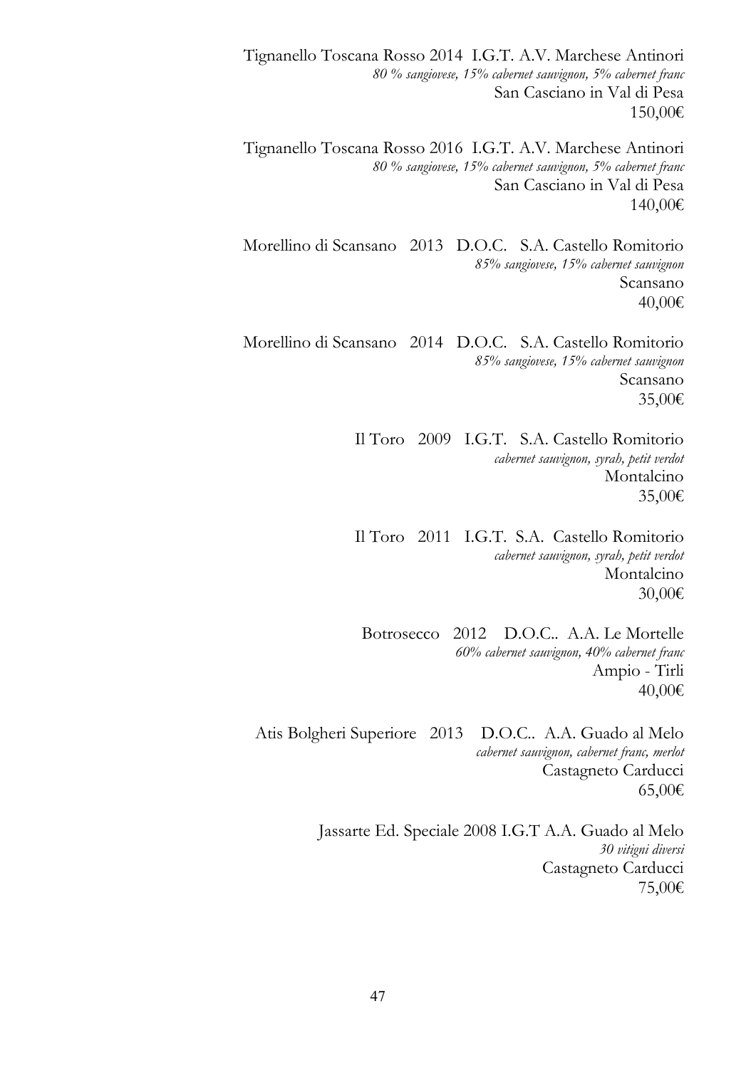Tignanello Toscana Rosso 2014 I.G.T. A.V. Marchese Antinori
*80 % sangiovese, 15% cabernet sauvignon, 5% cabernet franc*
San Casciano in Val di Pesa
150,00€

Tignanello Toscana Rosso 2016 I.G.T. A.V. Marchese Antinori
*80 % sangiovese, 15% cabernet sauvignon, 5% cabernet franc*
San Casciano in Val di Pesa
140,00€

Morellino di Scansano 2013 D.O.C. S.A. Castello Romitorio
*85% sangiovese, 15% cabernet sauvignon*
Scansano
40,00€

Morellino di Scansano 2014 D.O.C. S.A. Castello Romitorio
*85% sangiovese, 15% cabernet sauvignon*
Scansano
35,00€

Il Toro 2009 I.G.T. S.A. Castello Romitorio
*cabernet sauvignon, syrah, petit verdot*
Montalcino
35,00€

Il Toro 2011 I.G.T. S.A. Castello Romitorio
*cabernet sauvignon, syrah, petit verdot*
Montalcino
30,00€

Botrosecco 2012 D.O.C.. A.A. Le Mortelle
*60% cabernet sauvignon, 40% cabernet franc*
Ampio - Tirli
40,00€

Atis Bolgheri Superiore 2013 D.O.C.. A.A. Guado al Melo
*cabernet sauvignon, cabernet franc, merlot*
Castagneto Carducci
65,00€

Jassarte Ed. Speciale 2008 I.G.T A.A. Guado al Melo
*30 vitigni diversi*
Castagneto Carducci
75,00€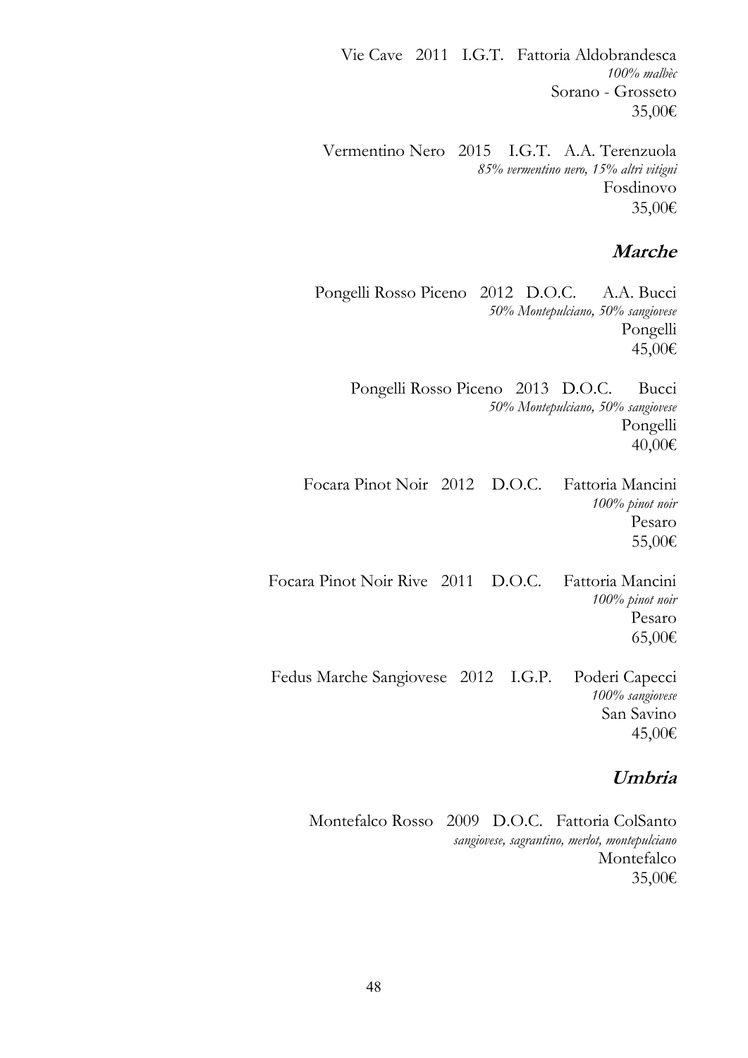Vie Cave 2011 I.G.T. Fattoria Aldobrandesca
*100% malbèc*
Sorano - Grosseto
35,00€

Vermentino Nero 2015 I.G.T. A.A. Terenzuola
*85% vermentino nero, 15% altri vitigni*
Fosdinovo
35,00€

## Marche

Pongelli Rosso Piceno 2012 D.O.C. A.A. Bucci
*50% Montepulciano, 50% sangiovese*
Pongelli
45,00€

Pongelli Rosso Piceno 2013 D.O.C. Bucci
*50% Montepulciano, 50% sangiovese*
Pongelli
40,00€

Focara Pinot Noir 2012 D.O.C. Fattoria Mancini
*100% pinot noir*
Pesaro
55,00€

Focara Pinot Noir Rive 2011 D.O.C. Fattoria Mancini
*100% pinot noir*
Pesaro
65,00€

Fedus Marche Sangiovese 2012 I.G.P. Poderi Capecci
*100% sangiovese*
San Savino
45,00€

## Umbria

Montefalco Rosso 2009 D.O.C. Fattoria ColSanto
*sangiovese, sagrantino, merlot, montepulciano*
Montefalco
35,00€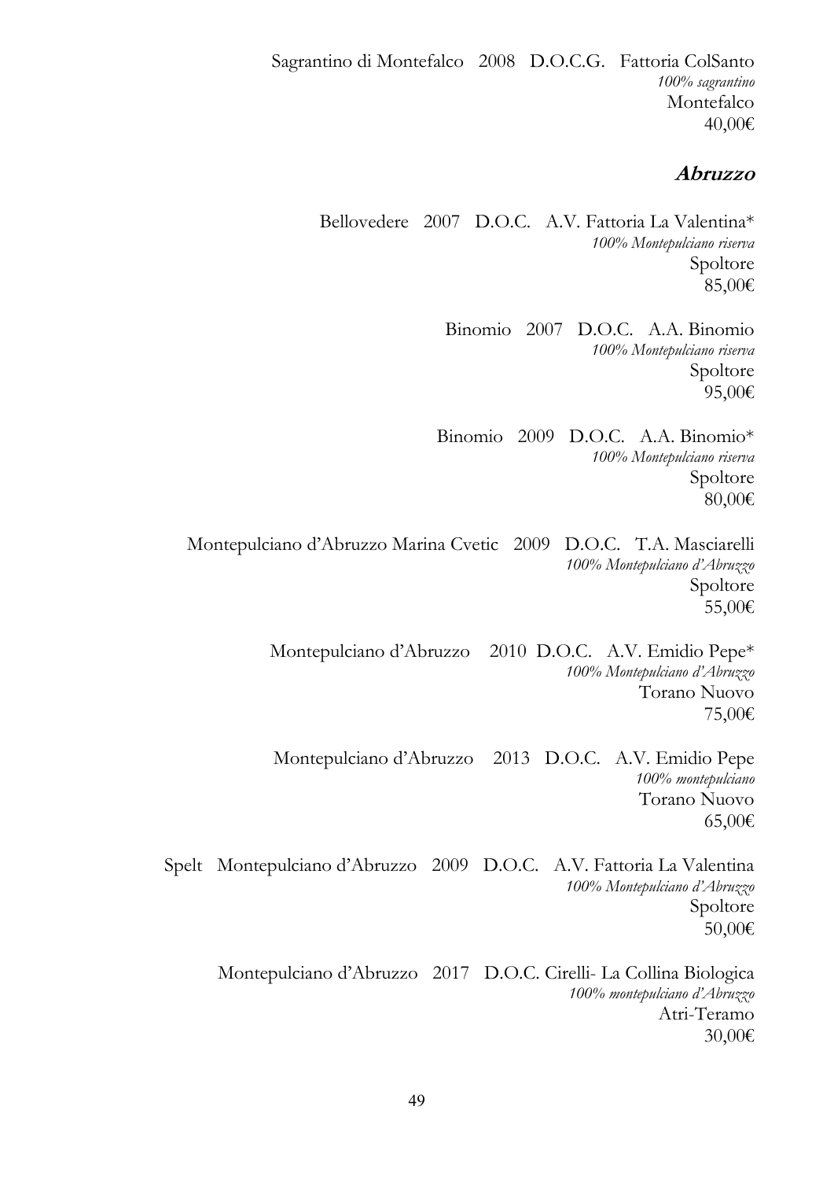Sagrantino di Montefalco 2008 D.O.C.G. Fattoria ColSanto
*100% sagrantino*
Montefalco
40,00€

## *Abruzzo*

Bellovedere 2007 D.O.C. A.V. Fattoria La Valentina*
*100% Montepulciano riserva*
Spoltore
85,00€

Binomio 2007 D.O.C. A.A. Binomio
*100% Montepulciano riserva*
Spoltore
95,00€

Binomio 2009 D.O.C. A.A. Binomio*
*100% Montepulciano riserva*
Spoltore
80,00€

Montepulciano d'Abruzzo Marina Cvetic 2009 D.O.C. T.A. Masciarelli
*100% Montepulciano d'Abruzzo*
Spoltore
55,00€

Montepulciano d'Abruzzo 2010 D.O.C. A.V. Emidio Pepe*
*100% Montepulciano d'Abruzzo*
Torano Nuovo
75,00€

Montepulciano d'Abruzzo 2013 D.O.C. A.V. Emidio Pepe
*100% montepulciano*
Torano Nuovo
65,00€

Spelt Montepulciano d'Abruzzo 2009 D.O.C. A.V. Fattoria La Valentina
*100% Montepulciano d'Abruzzo*
Spoltore
50,00€

Montepulciano d'Abruzzo 2017 D.O.C. Cirelli- La Collina Biologica
*100% montepulciano d'Abruzzo*
Atri-Teramo
30,00€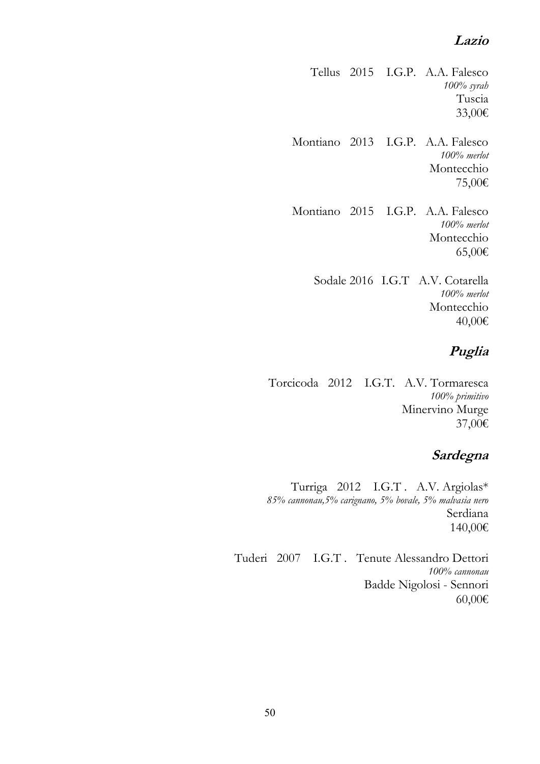## *Lazio*

Tellus 2015 I.G.P. A.A. Falesco
*100% syrah*
Tuscia
33,00€

Montiano 2013 I.G.P. A.A. Falesco
*100% merlot*
Montecchio
75,00€

Montiano 2015 I.G.P. A.A. Falesco
*100% merlot*
Montecchio
65,00€

Sodale 2016 I.G.T A.V. Cotarella
*100% merlot*
Montecchio
40,00€

## *Puglia*

Torcicoda 2012 I.G.T. A.V. Tormaresca
*100% primitivo*
Minervino Murge
37,00€

## *Sardegna*

Turriga 2012 I.G.T . A.V. Argiolas*
*85% cannonau,5% carignano, 5% bovale, 5% malvasia nero*
Serdiana
140,00€

Tuderi 2007 I.G.T . Tenute Alessandro Dettori
*100% cannonau*
Badde Nigolosi - Sennori
60,00€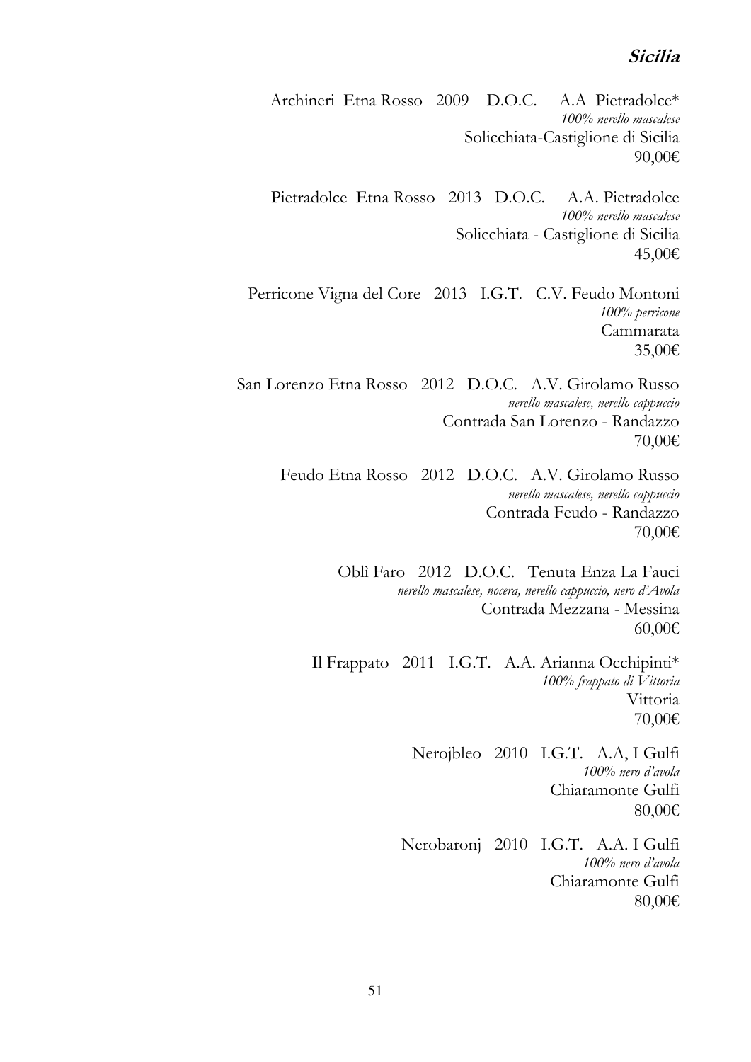## **Sicilia**

Archineri Etna Rosso 2009 D.O.C. A.A Pietradolce*
*100% nerello mascalese*
Solicchiata-Castiglione di Sicilia
90,00€

Pietradolce Etna Rosso 2013 D.O.C. A.A. Pietradolce
*100% nerello mascalese*
Solicchiata - Castiglione di Sicilia
45,00€

Perricone Vigna del Core 2013 I.G.T. C.V. Feudo Montoni
*100% perricone*
Cammarata
35,00€

San Lorenzo Etna Rosso 2012 D.O.C. A.V. Girolamo Russo
*nerello mascalese, nerello cappuccio*
Contrada San Lorenzo - Randazzo
70,00€

Feudo Etna Rosso 2012 D.O.C. A.V. Girolamo Russo
*nerello mascalese, nerello cappuccio*
Contrada Feudo - Randazzo
70,00€

Oblì Faro 2012 D.O.C. Tenuta Enza La Fauci
*nerello mascalese, nocera, nerello cappuccio, nero d'Avola*
Contrada Mezzana - Messina
60,00€

Il Frappato 2011 I.G.T. A.A. Arianna Occhipinti*
*100% frappato di Vittoria*
Vittoria
70,00€

Nerojbleo 2010 I.G.T. A.A, I Gulfi
*100% nero d'avola*
Chiaramonte Gulfi
80,00€

Nerobaronj 2010 I.G.T. A.A. I Gulfi
*100% nero d'avola*
Chiaramonte Gulfi
80,00€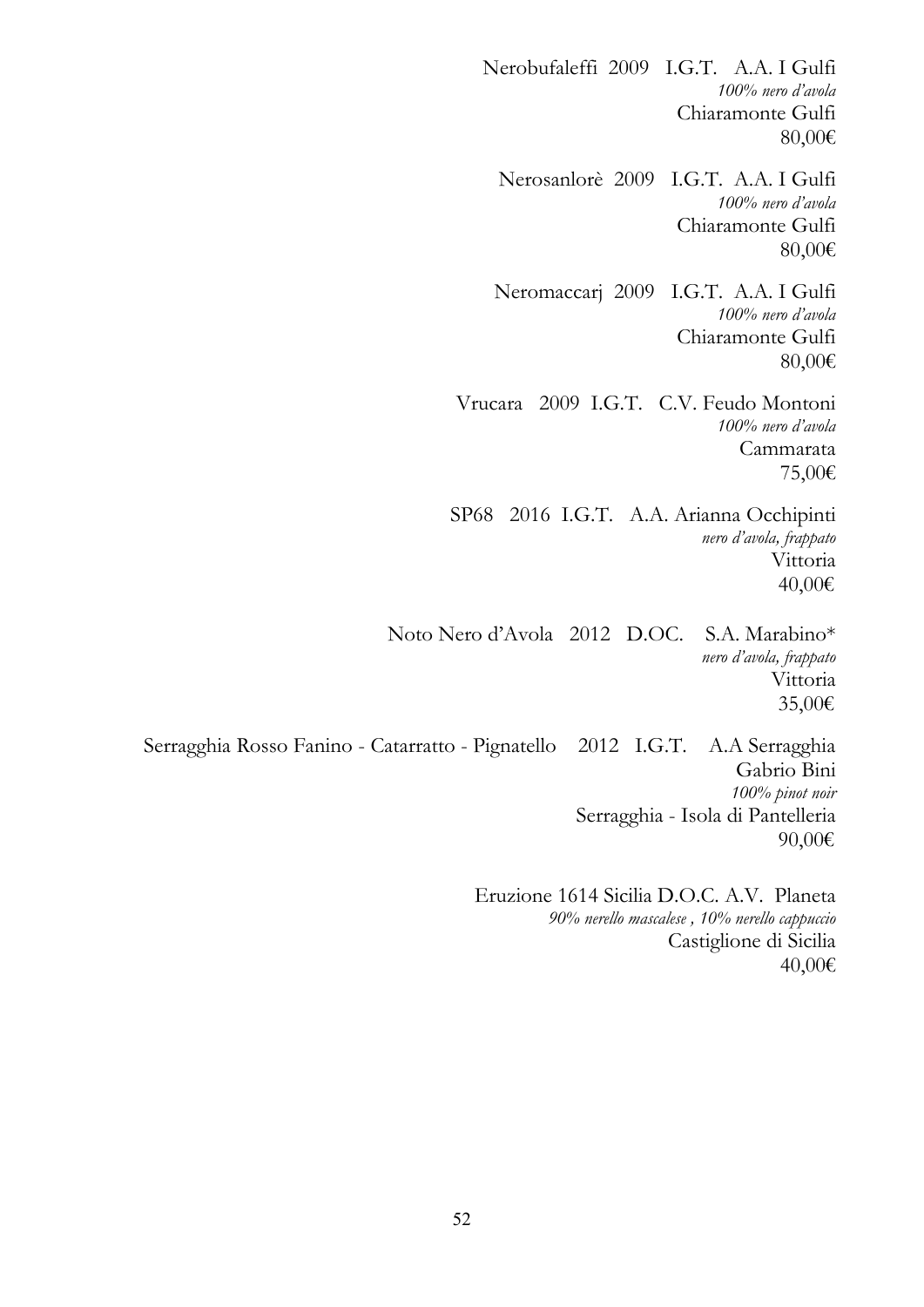Nerobufaleffi 2009 I.G.T. A.A. I Gulfi
*100% nero d'avola*
Chiaramonte Gulfi
80,00€

Nerosanlorè 2009 I.G.T. A.A. I Gulfi
*100% nero d'avola*
Chiaramonte Gulfi
80,00€

Neromaccarj 2009 I.G.T. A.A. I Gulfi
*100% nero d'avola*
Chiaramonte Gulfi
80,00€

Vrucara 2009 I.G.T. C.V. Feudo Montoni
*100% nero d'avola*
Cammarata
75,00€

SP68 2016 I.G.T. A.A. Arianna Occhipinti
*nero d'avola, frappato*
Vittoria
40,00€

Noto Nero d'Avola 2012 D.OC. S.A. Marabino*
*nero d'avola, frappato*
Vittoria
35,00€

Serragghia Rosso Fanino - Catarratto - Pignatello 2012 I.G.T. A.A Serragghia
Gabrio Bini
*100% pinot noir*
Serragghia - Isola di Pantelleria
90,00€

Eruzione 1614 Sicilia D.O.C. A.V. Planeta
*90% nerello mascalese , 10% nerello cappuccio*
Castiglione di Sicilia
40,00€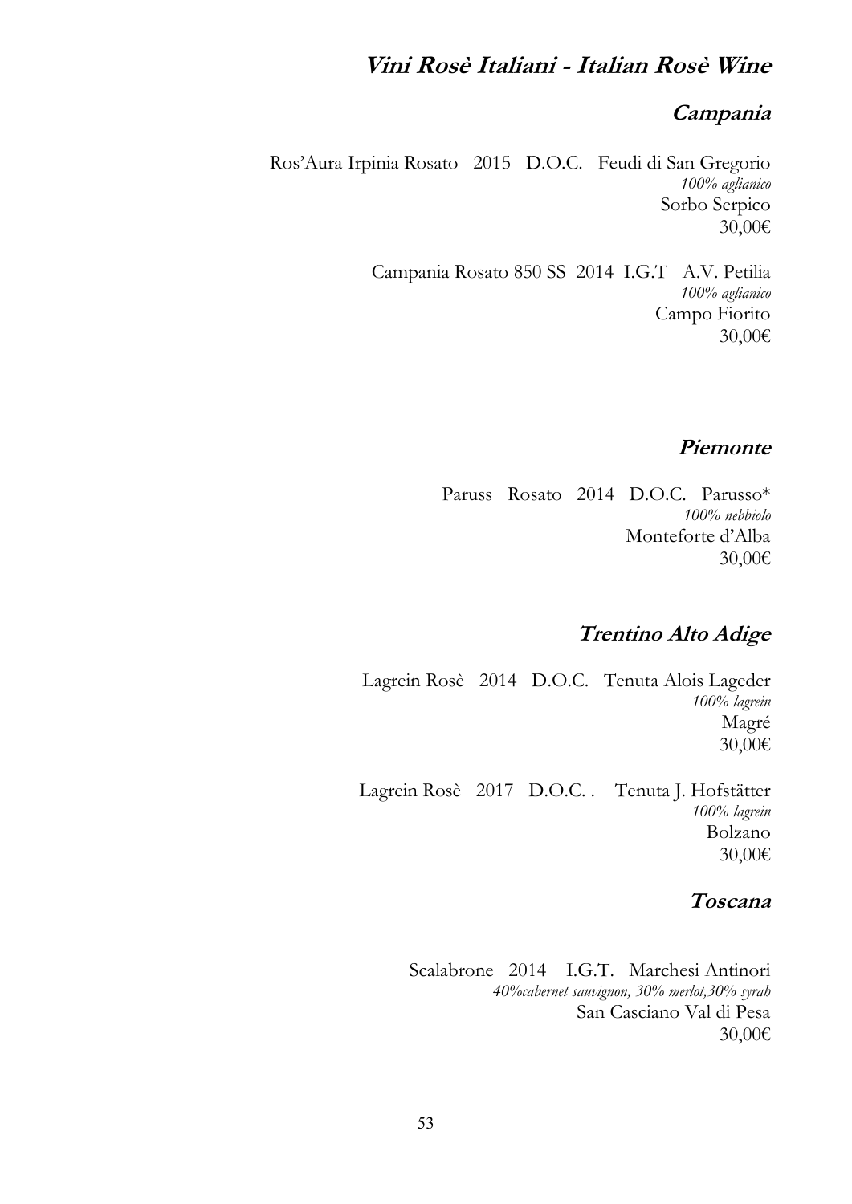# *Vini Rosè Italiani - Italian Rosè Wine*

## *Campania*

Ros'Aura Irpinia Rosato 2015 D.O.C. Feudi di San Gregorio
*100% aglianico*
Sorbo Serpico
30,00€

Campania Rosato 850 SS 2014 I.G.T A.V. Petilia
*100% aglianico*
Campo Fiorito
30,00€

## *Piemonte*

Paruss Rosato 2014 D.O.C. Parusso*
*100% nebbiolo*
Monteforte d'Alba
30,00€

## *Trentino Alto Adige*

Lagrein Rosè 2014 D.O.C. Tenuta Alois Lageder
*100% lagrein*
Magré
30,00€

Lagrein Rosè 2017 D.O.C. . Tenuta J. Hofstätter
*100% lagrein*
Bolzano
30,00€

## *Toscana*

Scalabrone 2014 I.G.T. Marchesi Antinori
*40%cabernet sauvignon, 30% merlot,30% syrah*
San Casciano Val di Pesa
30,00€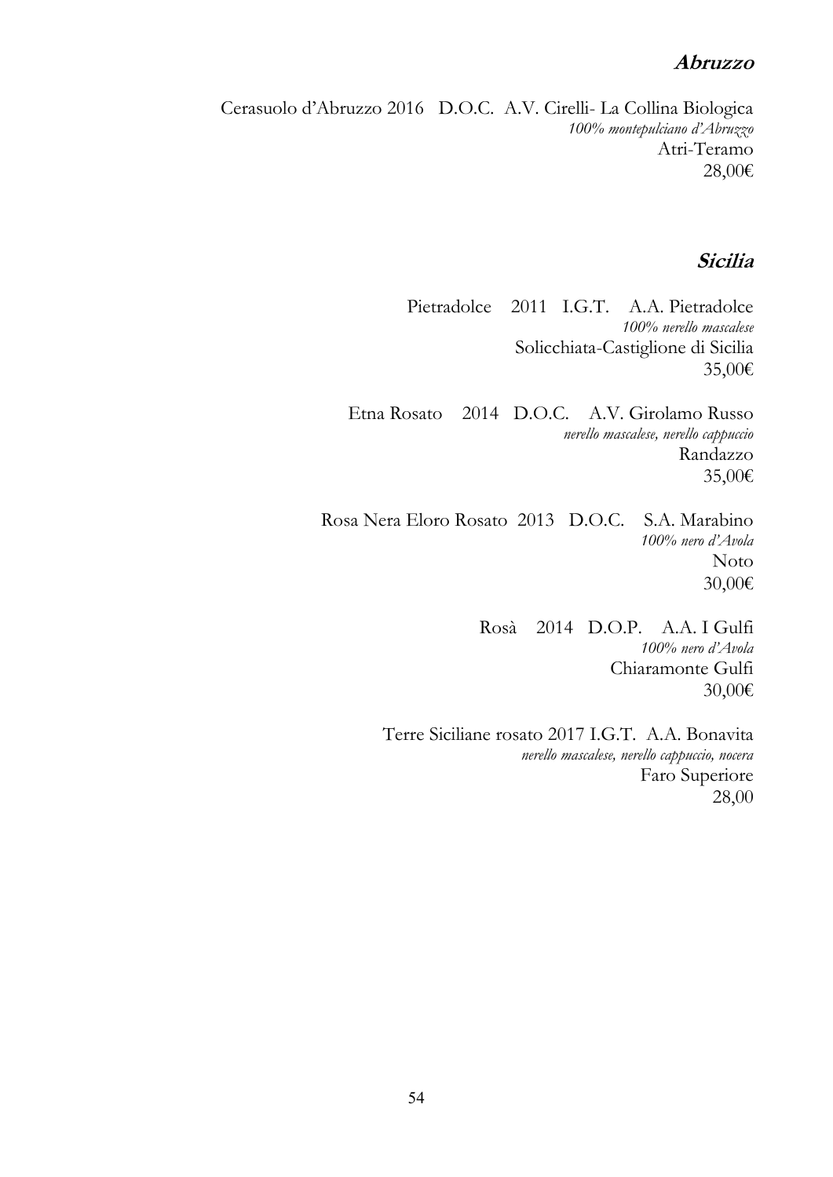## *Abruzzo*

Cerasuolo d'Abruzzo 2016 D.O.C. A.V. Cirelli- La Collina Biologica
*100% montepulciano d'Abruzzo*
Atri-Teramo
28,00€

## *Sicilia*

Pietradolce 2011 I.G.T. A.A. Pietradolce
*100% nerello mascalese*
Solicchiata-Castiglione di Sicilia
35,00€

Etna Rosato 2014 D.O.C. A.V. Girolamo Russo
*nerello mascalese, nerello cappuccio*
Randazzo
35,00€

Rosa Nera Eloro Rosato 2013 D.O.C. S.A. Marabino
*100% nero d'Avola*
Noto
30,00€

Rosà 2014 D.O.P. A.A. I Gulfi
*100% nero d'Avola*
Chiaramonte Gulfi
30,00€

Terre Siciliane rosato 2017 I.G.T. A.A. Bonavita
*nerello mascalese, nerello cappuccio, nocera*
Faro Superiore
28,00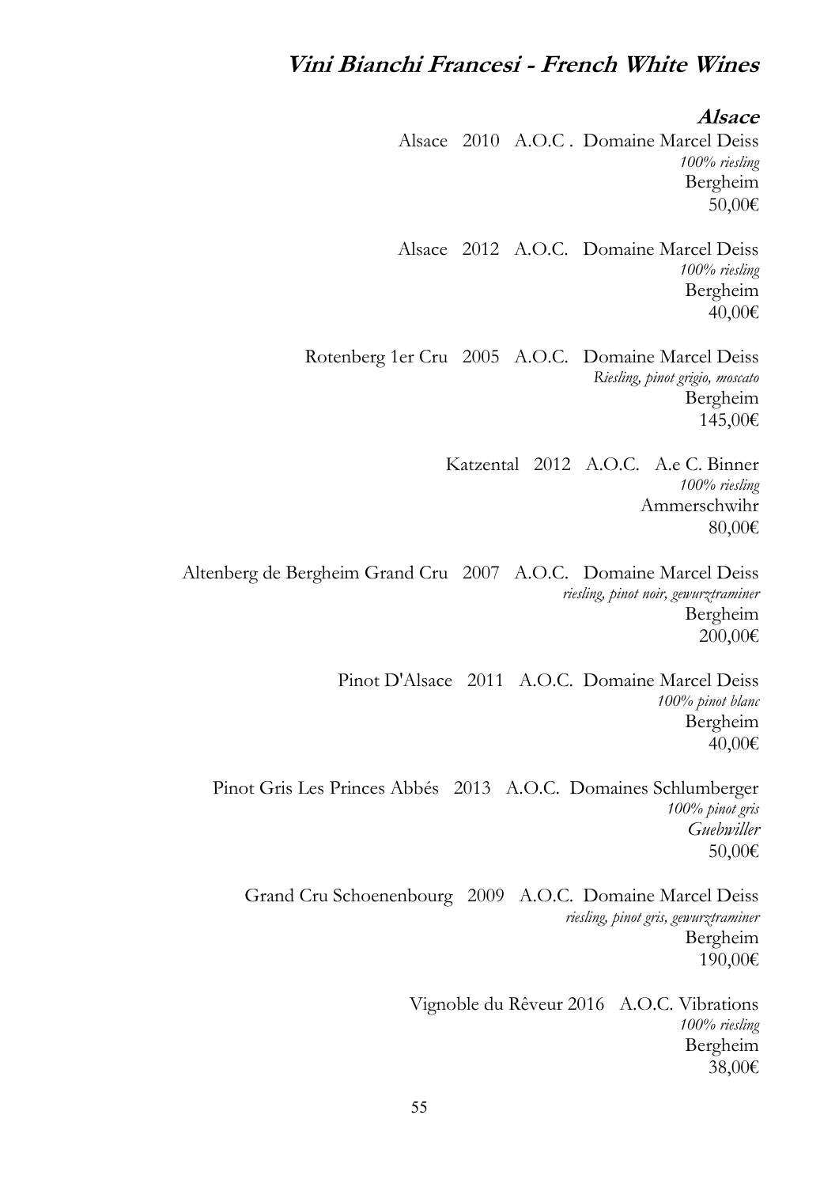# *Vini Bianchi Francesi - French White Wines*

## *Alsace*

Alsace 2010 A.O.C . Domaine Marcel Deiss
*100% riesling*
Bergheim
50,00€

Alsace 2012 A.O.C. Domaine Marcel Deiss
*100% riesling*
Bergheim
40,00€

Rotenberg 1er Cru 2005 A.O.C. Domaine Marcel Deiss
*Riesling, pinot grigio, moscato*
Bergheim
145,00€

Katzental 2012 A.O.C. A.e C. Binner
*100% riesling*
Ammerschwihr
80,00€

Altenberg de Bergheim Grand Cru 2007 A.O.C. Domaine Marcel Deiss
*riesling, pinot noir, gewurztraminer*
Bergheim
200,00€

Pinot D'Alsace 2011 A.O.C. Domaine Marcel Deiss
*100% pinot blanc*
Bergheim
40,00€

Pinot Gris Les Princes Abbés 2013 A.O.C. Domaines Schlumberger
*100% pinot gris*
*Guebwiller*
50,00€

Grand Cru Schoenenbourg 2009 A.O.C. Domaine Marcel Deiss
*riesling, pinot gris, gewurztraminer*
Bergheim
190,00€

Vignoble du Rêveur 2016 A.O.C. Vibrations
*100% riesling*
Bergheim
38,00€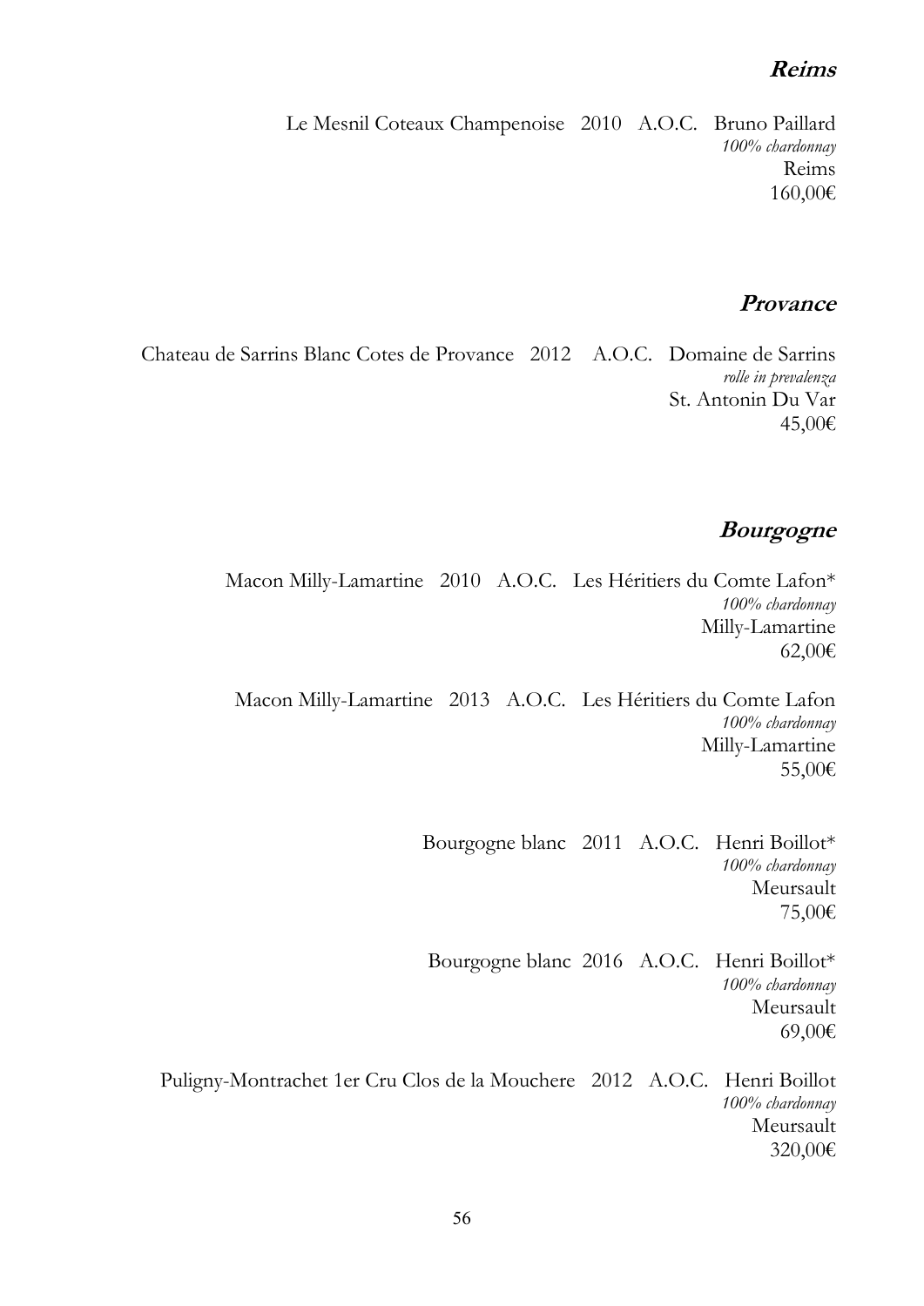## *Reims*

Le Mesnil Coteaux Champenoise 2010 A.O.C. Bruno Paillard
*100% chardonnay*
Reims
160,00€

## *Provance*

Chateau de Sarrins Blanc Cotes de Provance 2012 A.O.C. Domaine de Sarrins
*rolle in prevalenza*
St. Antonin Du Var
45,00€

## *Bourgogne*

Macon Milly-Lamartine 2010 A.O.C. Les Héritiers du Comte Lafon*
*100% chardonnay*
Milly-Lamartine
62,00€

Macon Milly-Lamartine 2013 A.O.C. Les Héritiers du Comte Lafon
*100% chardonnay*
Milly-Lamartine
55,00€

Bourgogne blanc 2011 A.O.C. Henri Boillot*
*100% chardonnay*
Meursault
75,00€

Bourgogne blanc 2016 A.O.C. Henri Boillot*
*100% chardonnay*
Meursault
69,00€

Puligny-Montrachet 1er Cru Clos de la Mouchere 2012 A.O.C. Henri Boillot
*100% chardonnay*
Meursault
320,00€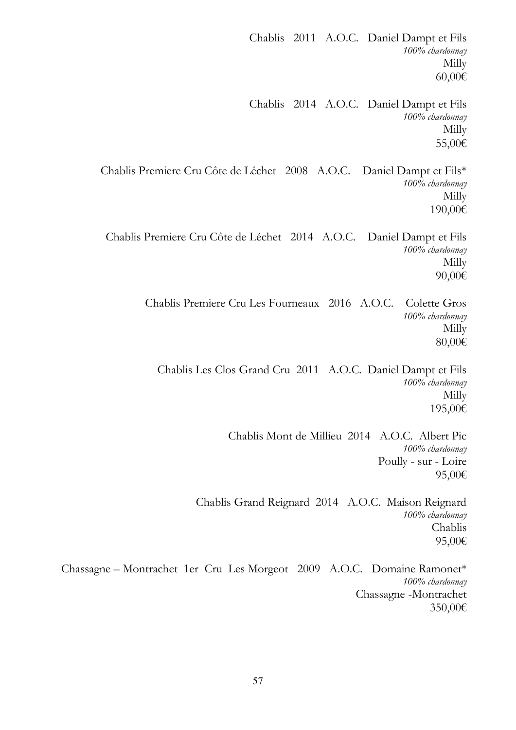Chablis 2011 A.O.C. Daniel Dampt et Fils
*100% chardonnay*
Milly
60,00€

Chablis 2014 A.O.C. Daniel Dampt et Fils
*100% chardonnay*
Milly
55,00€

Chablis Premiere Cru Côte de Léchet 2008 A.O.C. Daniel Dampt et Fils*
*100% chardonnay*
Milly
190,00€

Chablis Premiere Cru Côte de Léchet 2014 A.O.C. Daniel Dampt et Fils
*100% chardonnay*
Milly
90,00€

Chablis Premiere Cru Les Fourneaux 2016 A.O.C. Colette Gros
*100% chardonnay*
Milly
80,00€

Chablis Les Clos Grand Cru 2011 A.O.C. Daniel Dampt et Fils
*100% chardonnay*
Milly
195,00€

Chablis Mont de Millieu 2014 A.O.C. Albert Pic
*100% chardonnay*
Poully - sur - Loire
95,00€

Chablis Grand Reignard 2014 A.O.C. Maison Reignard
*100% chardonnay*
Chablis
95,00€

Chassagne – Montrachet 1er Cru Les Morgeot 2009 A.O.C. Domaine Ramonet*
*100% chardonnay*
Chassagne -Montrachet
350,00€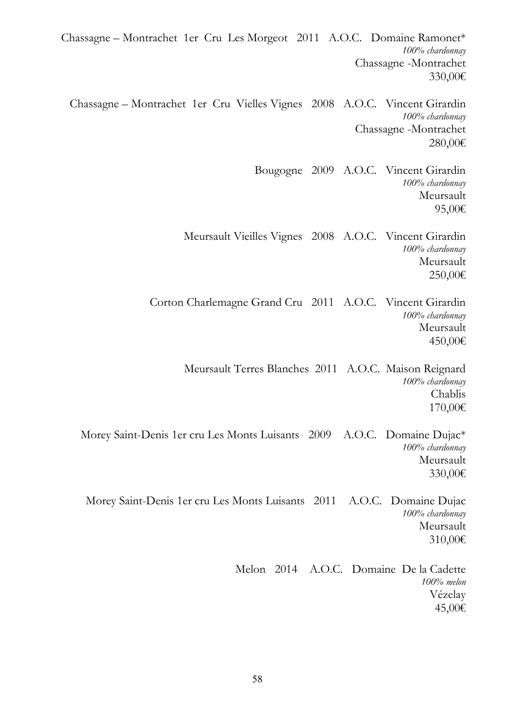Chassagne – Montrachet 1er Cru Les Morgeot 2011 A.O.C. Domaine Ramonet*
*100% chardonnay*
Chassagne -Montrachet
330,00€

Chassagne – Montrachet 1er Cru Vielles Vignes 2008 A.O.C. Vincent Girardin
*100% chardonnay*
Chassagne -Montrachet
280,00€

Bougogne 2009 A.O.C. Vincent Girardin
*100% chardonnay*
Meursault
95,00€

Meursault Vieilles Vignes 2008 A.O.C. Vincent Girardin
*100% chardonnay*
Meursault
250,00€

Corton Charlemagne Grand Cru 2011 A.O.C. Vincent Girardin
*100% chardonnay*
Meursault
450,00€

Meursault Terres Blanches 2011 A.O.C. Maison Reignard
*100% chardonnay*
Chablis
170,00€

Morey Saint-Denis 1er cru Les Monts Luisants 2009 A.O.C. Domaine Dujac*
*100% chardonnay*
Meursault
330,00€

Morey Saint-Denis 1er cru Les Monts Luisants 2011 A.O.C. Domaine Dujac
*100% chardonnay*
Meursault
310,00€

Melon 2014 A.O.C. Domaine De la Cadette
*100% melon*
Vézelay
45,00€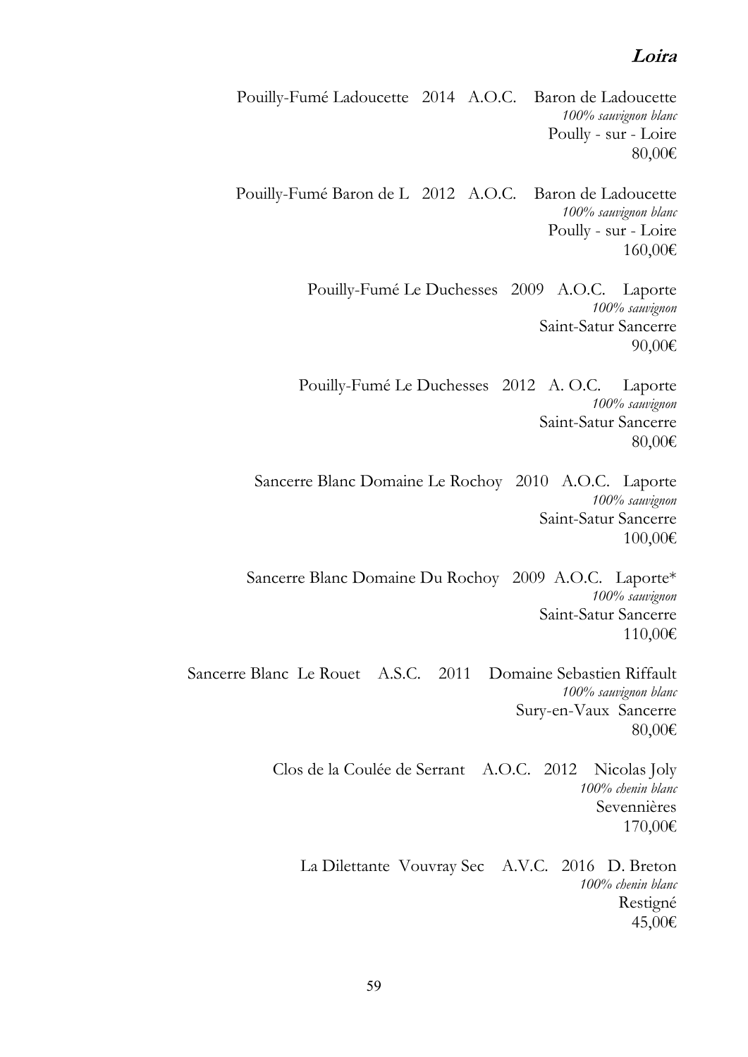## ***Loira***

Pouilly-Fumé Ladoucette 2014 A.O.C. Baron de Ladoucette
*100% sauvignon blanc*
Poully - sur - Loire
80,00€

Pouilly-Fumé Baron de L 2012 A.O.C. Baron de Ladoucette
*100% sauvignon blanc*
Poully - sur - Loire
160,00€

Pouilly-Fumé Le Duchesses 2009 A.O.C. Laporte
*100% sauvignon*
Saint-Satur Sancerre
90,00€

Pouilly-Fumé Le Duchesses 2012 A. O.C. Laporte
*100% sauvignon*
Saint-Satur Sancerre
80,00€

Sancerre Blanc Domaine Le Rochoy 2010 A.O.C. Laporte
*100% sauvignon*
Saint-Satur Sancerre
100,00€

Sancerre Blanc Domaine Du Rochoy 2009 A.O.C. Laporte*
*100% sauvignon*
Saint-Satur Sancerre
110,00€

Sancerre Blanc Le Rouet A.S.C. 2011 Domaine Sebastien Riffault
*100% sauvignon blanc*
Sury-en-Vaux Sancerre
80,00€

Clos de la Coulée de Serrant A.O.C. 2012 Nicolas Joly
*100% chenin blanc*
Sevennières
170,00€

La Dilettante Vouvray Sec A.V.C. 2016 D. Breton
*100% chenin blanc*
Restigné
45,00€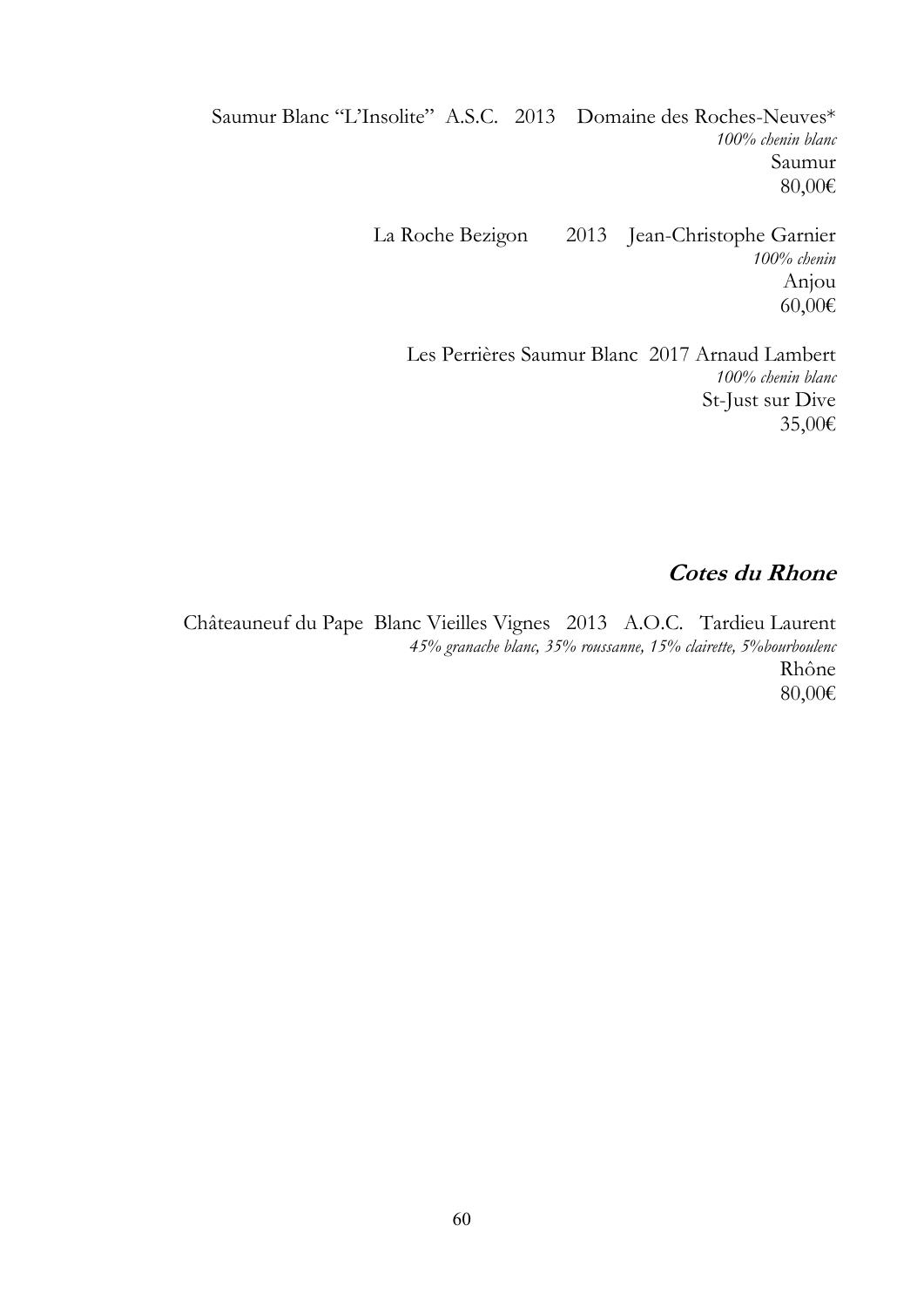Saumur Blanc "L'Insolite" A.S.C. 2013 Domaine des Roches-Neuves*
*100% chenin blanc*
Saumur
80,00€

La Roche Bezigon 2013 Jean-Christophe Garnier
*100% chenin*
Anjou
60,00€

Les Perrières Saumur Blanc 2017 Arnaud Lambert
*100% chenin blanc*
St-Just sur Dive
35,00€

## *Cotes du Rhone*

Châteauneuf du Pape Blanc Vieilles Vignes 2013 A.O.C. Tardieu Laurent
*45% granache blanc, 35% roussanne, 15% clairette, 5%bourboulenc*
Rhône
80,00€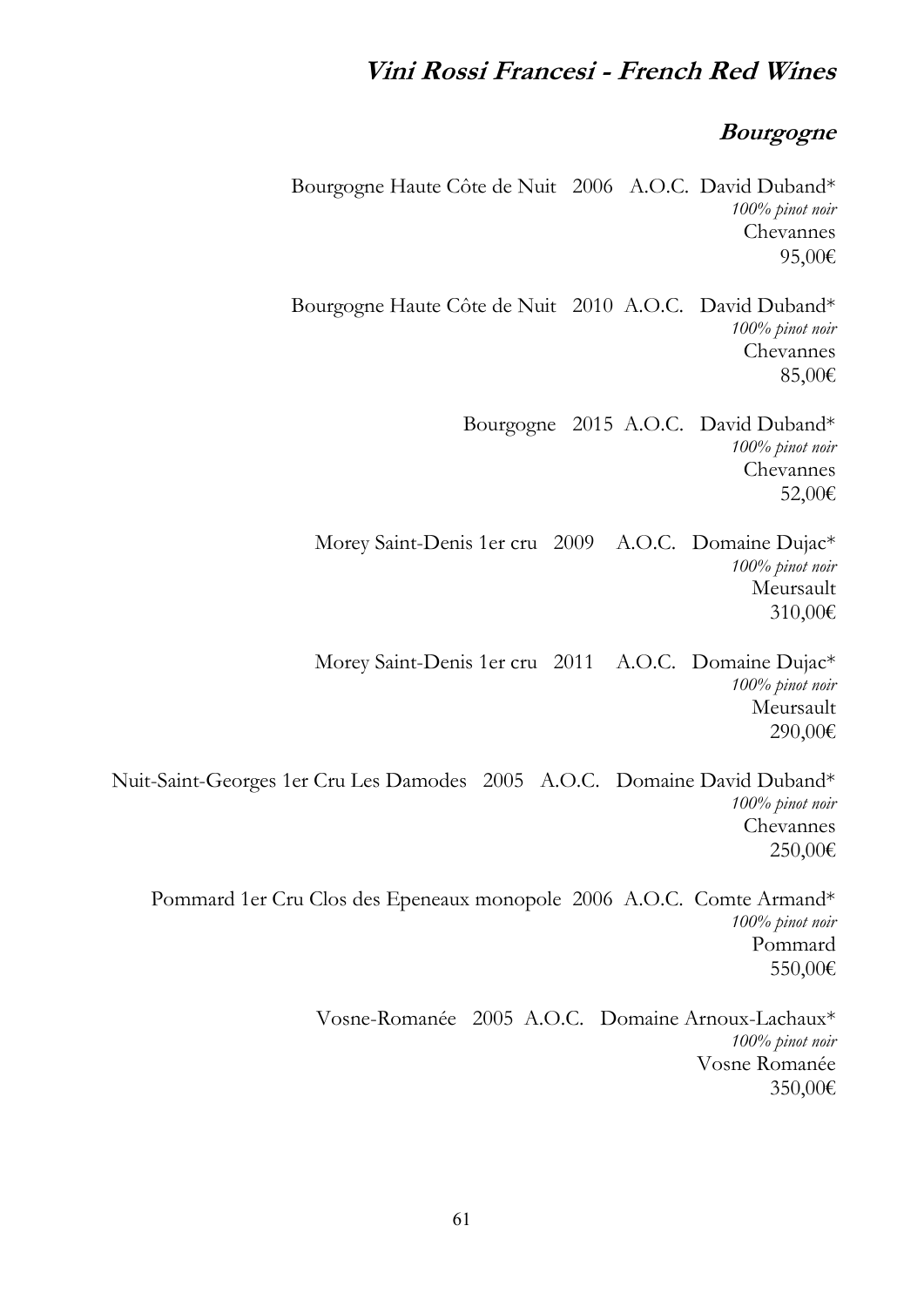# *Vini Rossi Francesi - French Red Wines*

## *Bourgogne*

Bourgogne Haute Côte de Nuit 2006 A.O.C. David Duband*
*100% pinot noir*
Chevannes
95,00€

Bourgogne Haute Côte de Nuit 2010 A.O.C. David Duband*
*100% pinot noir*
Chevannes
85,00€

Bourgogne 2015 A.O.C. David Duband*
*100% pinot noir*
Chevannes
52,00€

Morey Saint-Denis 1er cru 2009 A.O.C. Domaine Dujac*
*100% pinot noir*
Meursault
310,00€

Morey Saint-Denis 1er cru 2011 A.O.C. Domaine Dujac*
*100% pinot noir*
Meursault
290,00€

Nuit-Saint-Georges 1er Cru Les Damodes 2005 A.O.C. Domaine David Duband*
*100% pinot noir*
Chevannes
250,00€

Pommard 1er Cru Clos des Epeneaux monopole 2006 A.O.C. Comte Armand*
*100% pinot noir*
Pommard
550,00€

Vosne-Romanée 2005 A.O.C. Domaine Arnoux-Lachaux*
*100% pinot noir*
Vosne Romanée
350,00€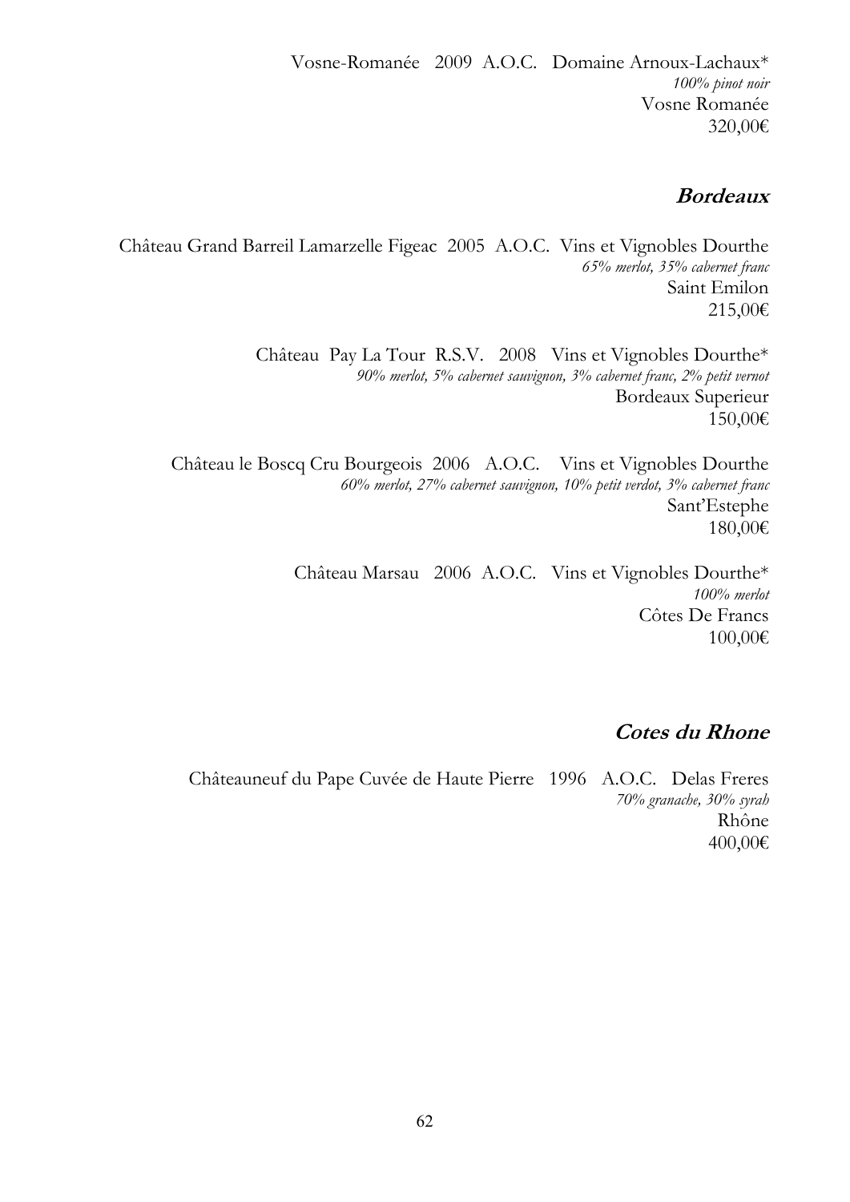Vosne-Romanée 2009 A.O.C. Domaine Arnoux-Lachaux*
*100% pinot noir*
Vosne Romanée
320,00€

## **Bordeaux**

Château Grand Barreil Lamarzelle Figeac 2005 A.O.C. Vins et Vignobles Dourthe
*65% merlot, 35% cabernet franc*
Saint Emilon
215,00€

Château Pay La Tour R.S.V. 2008 Vins et Vignobles Dourthe*
*90% merlot, 5% cabernet sauvignon, 3% cabernet franc, 2% petit vernot*
Bordeaux Superieur
150,00€

Château le Boscq Cru Bourgeois 2006 A.O.C. Vins et Vignobles Dourthe
*60% merlot, 27% cabernet sauvignon, 10% petit verdot, 3% cabernet franc*
Sant'Estephe
180,00€

Château Marsau 2006 A.O.C. Vins et Vignobles Dourthe*
*100% merlot*
Côtes De Francs
100,00€

## **Cotes du Rhone**

Châteauneuf du Pape Cuvée de Haute Pierre 1996 A.O.C. Delas Freres
*70% granache, 30% syrah*
Rhône
400,00€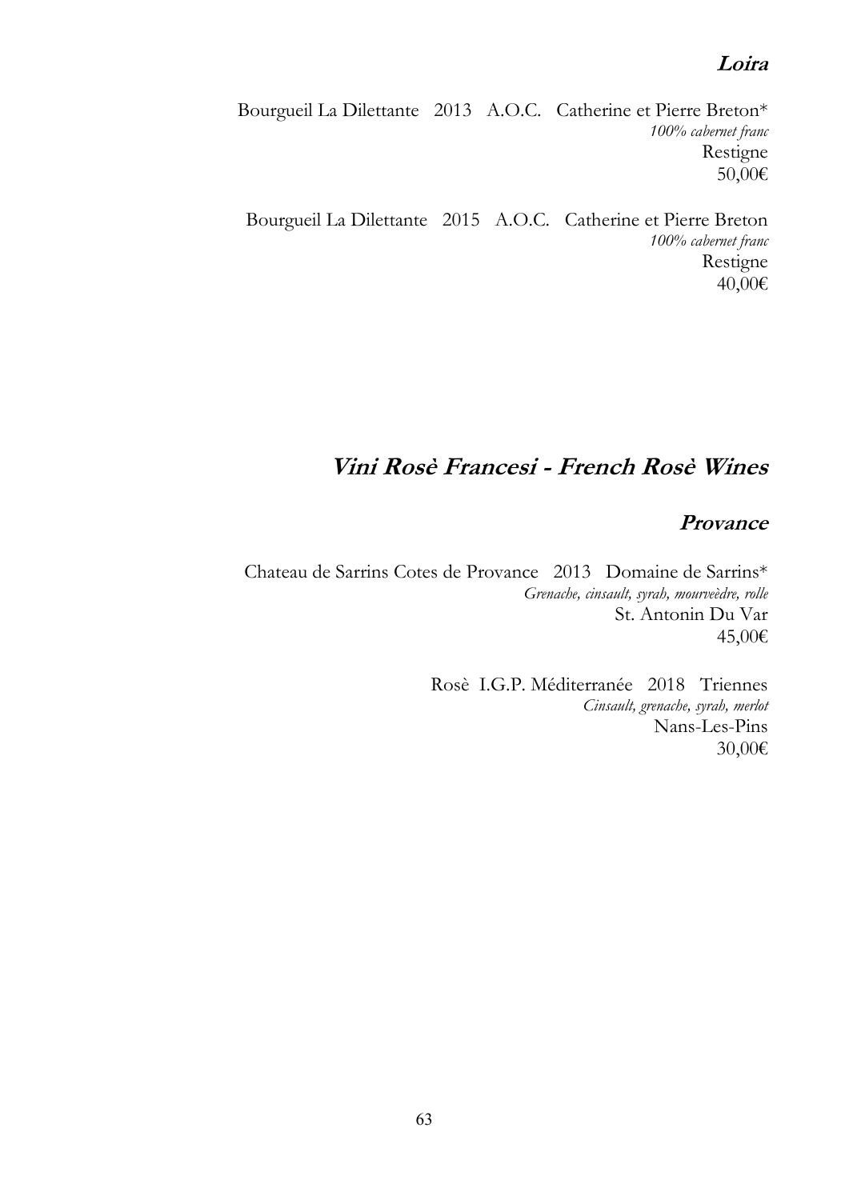### *Loira*

Bourgueil La Dilettante   2013   A.O.C.   Catherine et Pierre Breton*
*100% cabernet franc*
Restigne
50,00€

Bourgueil La Dilettante   2015   A.O.C.   Catherine et Pierre Breton
*100% cabernet franc*
Restigne
40,00€

## *Vini Rosè Francesi - French Rosè Wines*

### *Provance*

Chateau de Sarrins Cotes de Provance   2013   Domaine de Sarrins*
*Grenache, cinsault, syrah, mourveèdre, rolle*
St. Antonin Du Var
45,00€

Rosè  I.G.P. Méditerranée   2018   Triennes
*Cinsault, grenache, syrah, merlot*
Nans-Les-Pins
30,00€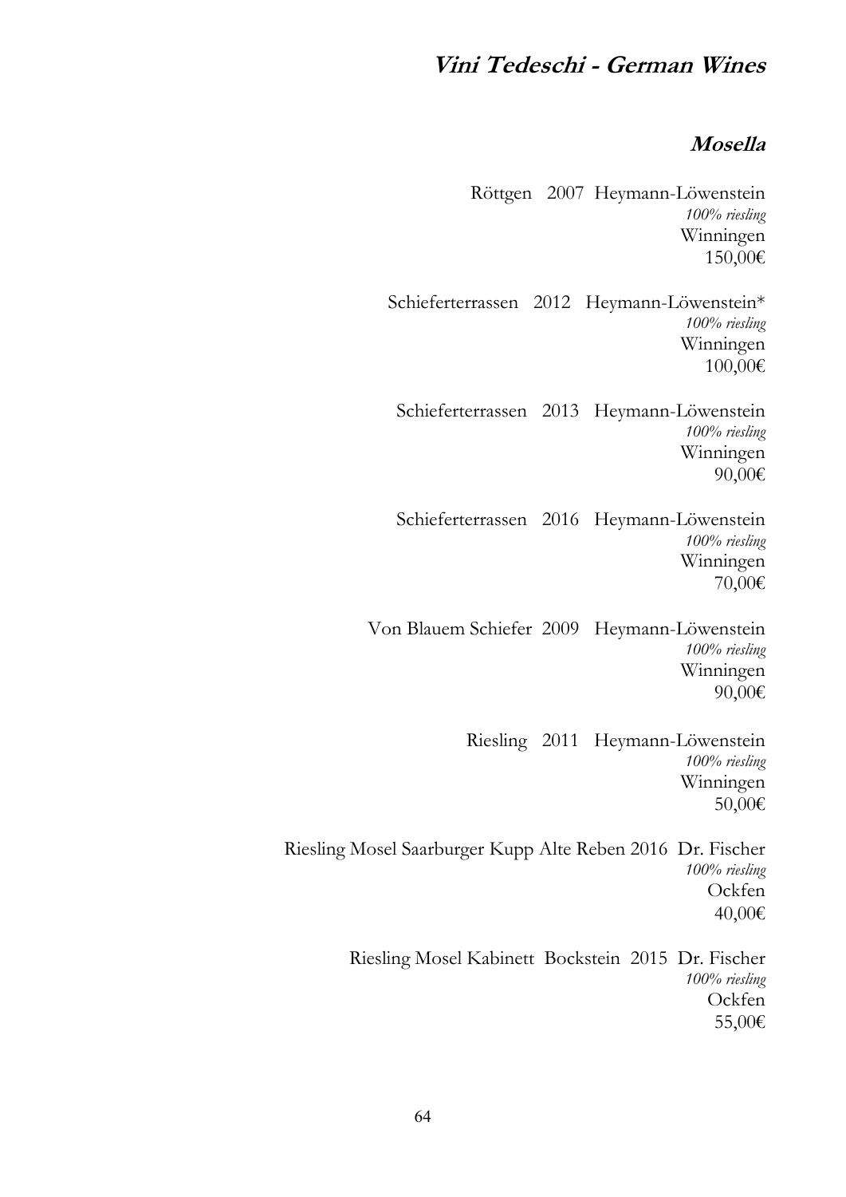# Vini Tedeschi - German Wines

## Mosella

Röttgen 2007 Heymann-Löwenstein
*100% riesling*
Winningen
150,00€

Schieferterrassen 2012 Heymann-Löwenstein*
*100% riesling*
Winningen
100,00€

Schieferterrassen 2013 Heymann-Löwenstein
*100% riesling*
Winningen
90,00€

Schieferterrassen 2016 Heymann-Löwenstein
*100% riesling*
Winningen
70,00€

Von Blauem Schiefer 2009 Heymann-Löwenstein
*100% riesling*
Winningen
90,00€

Riesling 2011 Heymann-Löwenstein
*100% riesling*
Winningen
50,00€

Riesling Mosel Saarburger Kupp Alte Reben 2016 Dr. Fischer
*100% riesling*
Ockfen
40,00€

Riesling Mosel Kabinett Bockstein 2015 Dr. Fischer
*100% riesling*
Ockfen
55,00€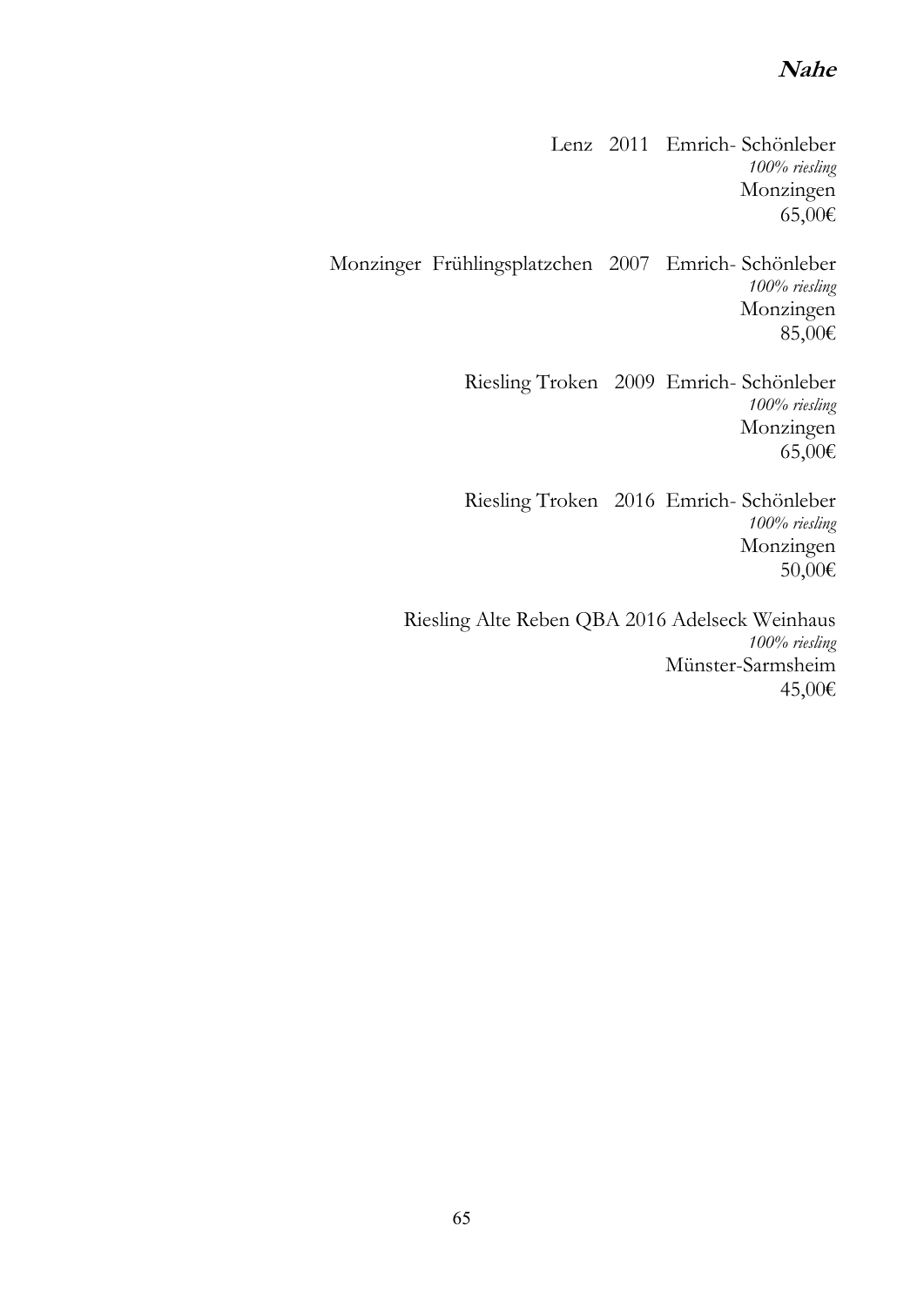## **Nahe**

Lenz 2011 Emrich- Schönleber
*100% riesling*
Monzingen
65,00€

Monzinger Frühlingsplatzchen 2007 Emrich- Schönleber
*100% riesling*
Monzingen
85,00€

Riesling Troken 2009 Emrich- Schönleber
*100% riesling*
Monzingen
65,00€

Riesling Troken 2016 Emrich- Schönleber
*100% riesling*
Monzingen
50,00€

Riesling Alte Reben QBA 2016 Adelseck Weinhaus
*100% riesling*
Münster-Sarmsheim
45,00€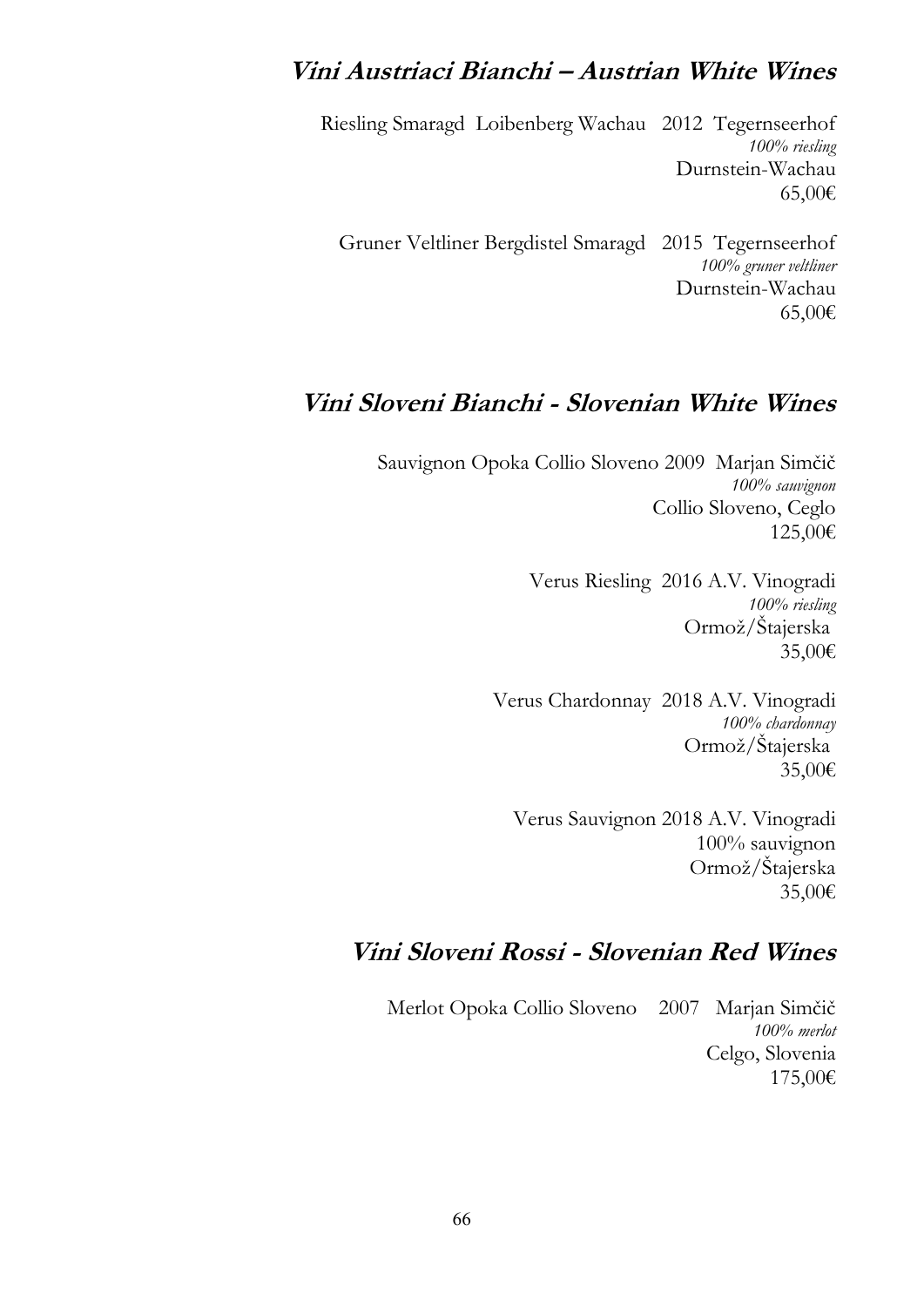## *Vini Austriaci Bianchi – Austrian White Wines*

Riesling Smaragd Loibenberg Wachau 2012 Tegernseerhof
*100% riesling*
Durnstein-Wachau
65,00€

Gruner Veltliner Bergdistel Smaragd 2015 Tegernseerhof
*100% gruner veltliner*
Durnstein-Wachau
65,00€

## *Vini Sloveni Bianchi - Slovenian White Wines*

Sauvignon Opoka Collio Sloveno 2009 Marjan Simčič
*100% sauvignon*
Collio Sloveno, Ceglo
125,00€

Verus Riesling 2016 A.V. Vinogradi
*100% riesling*
Ormož/Štajerska
35,00€

Verus Chardonnay 2018 A.V. Vinogradi
*100% chardonnay*
Ormož/Štajerska
35,00€

Verus Sauvignon 2018 A.V. Vinogradi
100% sauvignon
Ormož/Štajerska
35,00€

## *Vini Sloveni Rossi - Slovenian Red Wines*

Merlot Opoka Collio Sloveno 2007 Marjan Simčič
*100% merlot*
Celgo, Slovenia
175,00€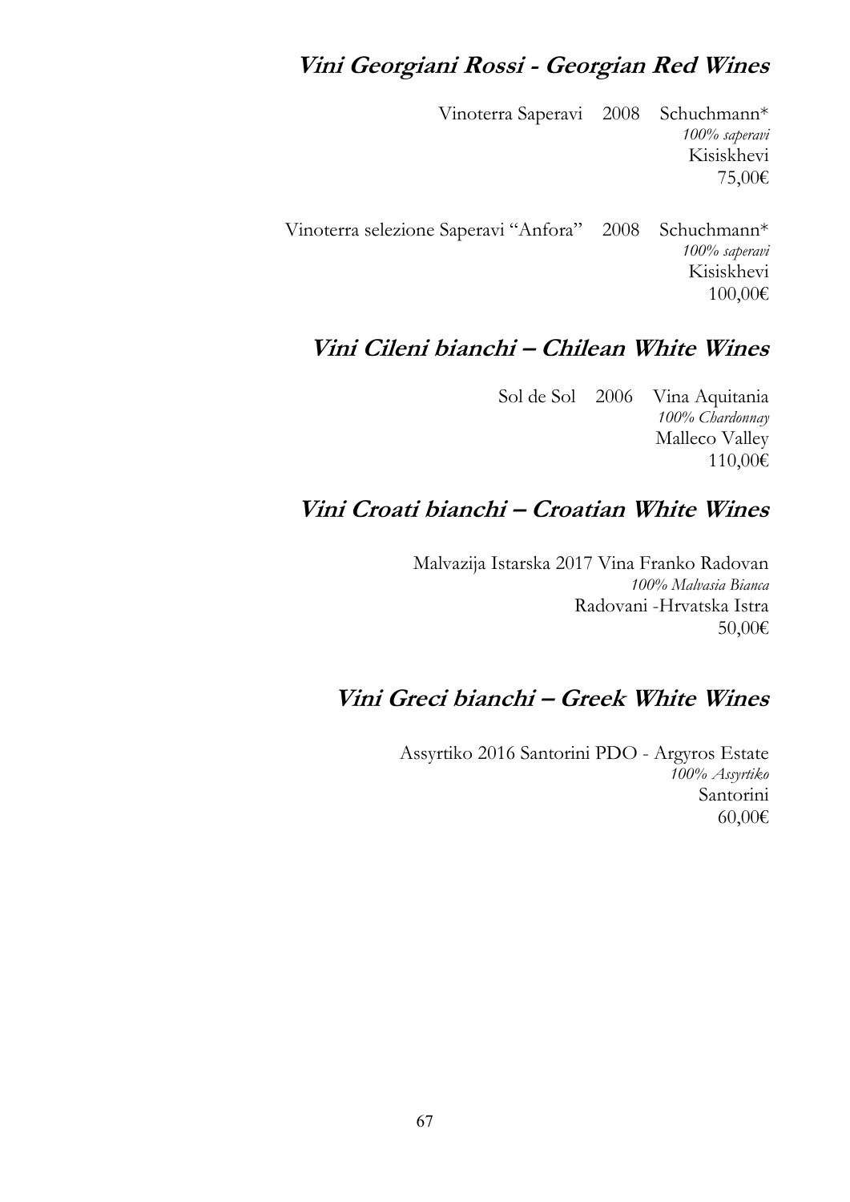## *Vini Georgiani Rossi - Georgian Red Wines*

Vinoterra Saperavi 2008 Schuchmann*
*100% saperavi*
Kisiskhevi
75,00€

Vinoterra selezione Saperavi "Anfora" 2008 Schuchmann*
*100% saperavi*
Kisiskhevi
100,00€

## *Vini Cileni bianchi – Chilean White Wines*

Sol de Sol 2006 Vina Aquitania
*100% Chardonnay*
Malleco Valley
110,00€

## *Vini Croati bianchi – Croatian White Wines*

Malvazija Istarska 2017 Vina Franko Radovan
*100% Malvasia Bianca*
Radovani -Hrvatska Istra
50,00€

## *Vini Greci bianchi – Greek White Wines*

Assyrtiko 2016 Santorini PDO - Argyros Estate
*100% Assyrtiko*
Santorini
60,00€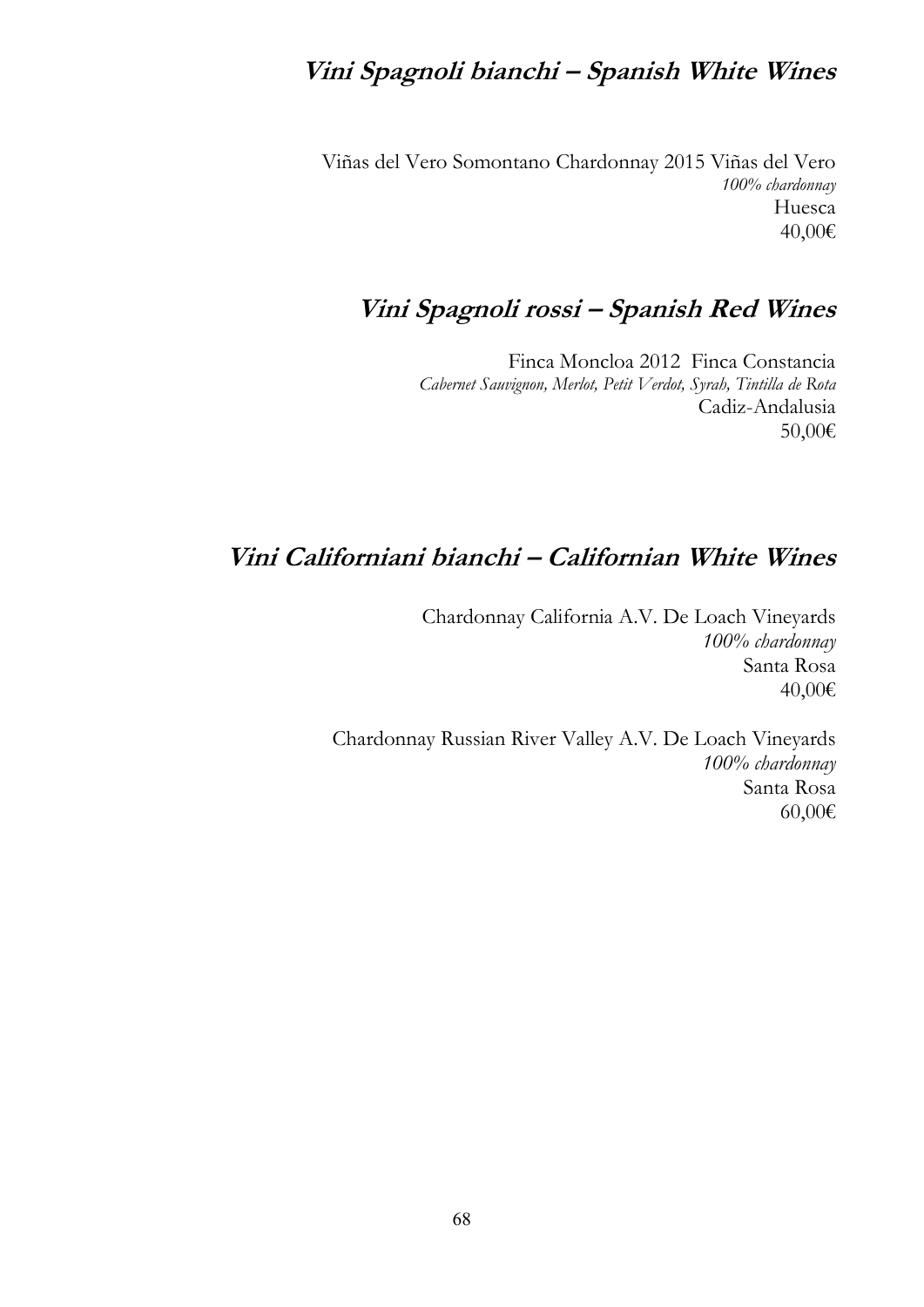## *Vini Spagnoli bianchi – Spanish White Wines*

Viñas del Vero Somontano Chardonnay 2015 Viñas del Vero
*100% chardonnay*
Huesca
40,00€

## *Vini Spagnoli rossi – Spanish Red Wines*

Finca Moncloa 2012 Finca Constancia
*Cabernet Sauvignon, Merlot, Petit Verdot, Syrah, Tintilla de Rota*
Cadiz-Andalusia
50,00€

## *Vini Californiani bianchi – Californian White Wines*

Chardonnay California A.V. De Loach Vineyards
*100% chardonnay*
Santa Rosa
40,00€

Chardonnay Russian River Valley A.V. De Loach Vineyards
*100% chardonnay*
Santa Rosa
60,00€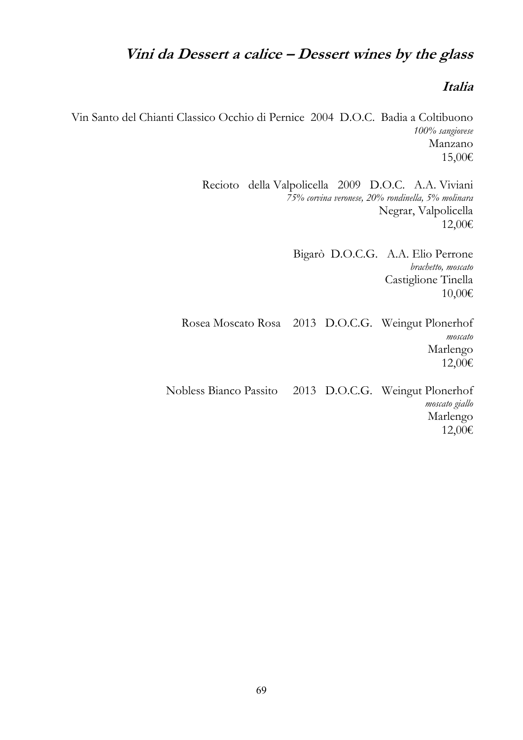## ***Vini da Dessert a calice – Dessert wines by the glass***

### ***Italia***

Vin Santo del Chianti Classico Occhio di Pernice 2004 D.O.C. Badia a Coltibuono
*100% sangiovese*
Manzano
15,00€

Recioto della Valpolicella 2009 D.O.C. A.A. Viviani
*75% corvina veronese, 20% rondinella, 5% molinara*
Negrar, Valpolicella
12,00€

Bigarò D.O.C.G. A.A. Elio Perrone
*brachetto, moscato*
Castiglione Tinella
10,00€

Rosea Moscato Rosa 2013 D.O.C.G. Weingut Plonerhof
*moscato*
Marlengo
12,00€

Nobless Bianco Passito 2013 D.O.C.G. Weingut Plonerhof
*moscato giallo*
Marlengo
12,00€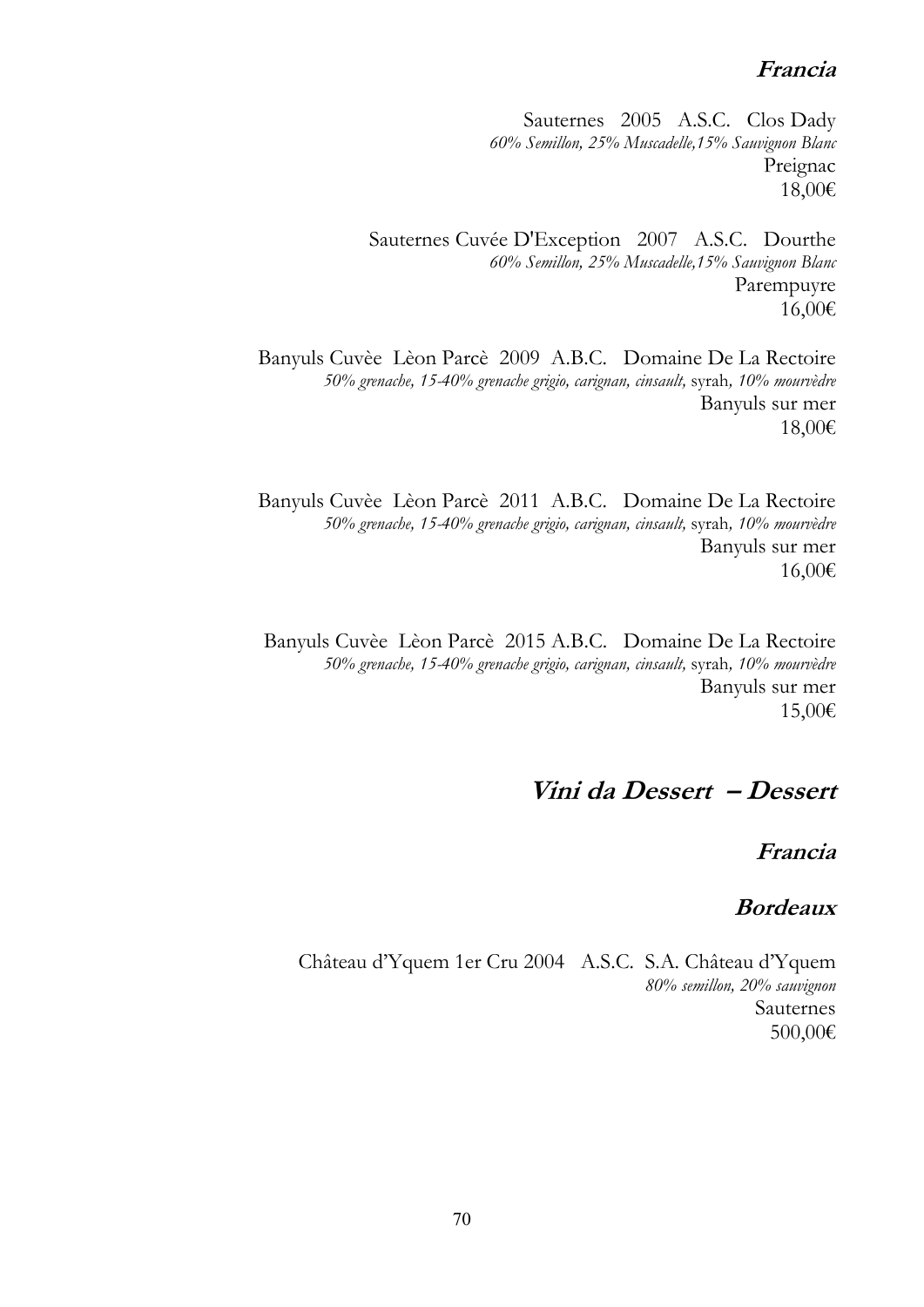## *Francia*

Sauternes 2005 A.S.C. Clos Dady
*60% Semillon, 25% Muscadelle,15% Sauvignon Blanc*
Preignac
18,00€

Sauternes Cuvée D'Exception 2007 A.S.C. Dourthe
*60% Semillon, 25% Muscadelle,15% Sauvignon Blanc*
Parempuyre
16,00€

Banyuls Cuvèe Lèon Parcè 2009 A.B.C. Domaine De La Rectoire
*50% grenache, 15-40% grenache grigio, carignan, cinsault,* syrah*, 10% mourvèdre*
Banyuls sur mer
18,00€

Banyuls Cuvèe Lèon Parcè 2011 A.B.C. Domaine De La Rectoire
*50% grenache, 15-40% grenache grigio, carignan, cinsault,* syrah*, 10% mourvèdre*
Banyuls sur mer
16,00€

Banyuls Cuvèe Lèon Parcè 2015 A.B.C. Domaine De La Rectoire
*50% grenache, 15-40% grenache grigio, carignan, cinsault,* syrah*, 10% mourvèdre*
Banyuls sur mer
15,00€

# *Vini da Dessert – Dessert*

## *Francia*

### *Bordeaux*

Château d'Yquem 1er Cru 2004 A.S.C. S.A. Château d'Yquem
*80% semillon, 20% sauvignon*
Sauternes
500,00€